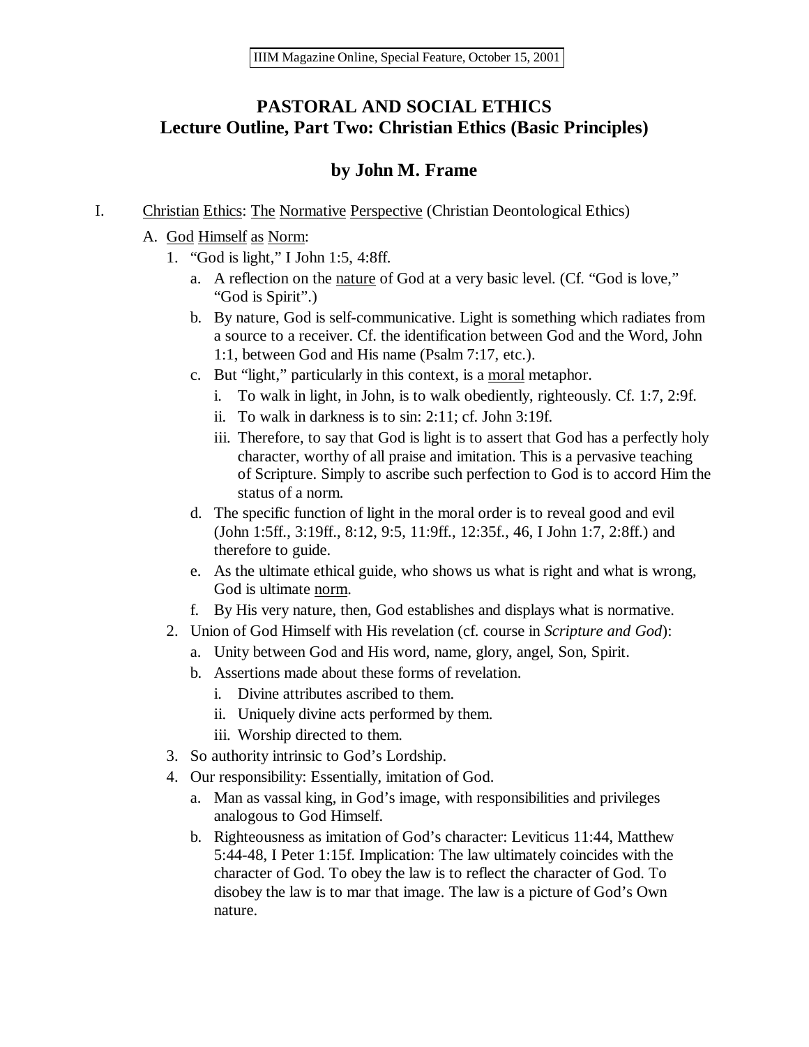IIIM Magazine Online, Special Feature, October 15, 2001

# PASTORAL AND SOCIAL ETHICS
## Lecture Outline, Part Two: Christian Ethics (Basic Principles)

### by John M. Frame

I. Christian Ethics: The Normative Perspective (Christian Deontological Ethics)

A. God Himself as Norm:

1. "God is light," I John 1:5, 4:8ff.
   a. A reflection on the nature of God at a very basic level. (Cf. "God is love," "God is Spirit".)
   b. By nature, God is self-communicative. Light is something which radiates from a source to a receiver. Cf. the identification between God and the Word, John 1:1, between God and His name (Psalm 7:17, etc.).
   c. But "light," particularly in this context, is a moral metaphor.
      i. To walk in light, in John, is to walk obediently, righteously. Cf. 1:7, 2:9f.
      ii. To walk in darkness is to sin: 2:11; cf. John 3:19f.
      iii. Therefore, to say that God is light is to assert that God has a perfectly holy character, worthy of all praise and imitation. This is a pervasive teaching of Scripture. Simply to ascribe such perfection to God is to accord Him the status of a norm.
   d. The specific function of light in the moral order is to reveal good and evil (John 1:5ff., 3:19ff., 8:12, 9:5, 11:9ff., 12:35f., 46, I John 1:7, 2:8ff.) and therefore to guide.
   e. As the ultimate ethical guide, who shows us what is right and what is wrong, God is ultimate norm.
   f. By His very nature, then, God establishes and displays what is normative.
2. Union of God Himself with His revelation (cf. course in *Scripture and God*):
   a. Unity between God and His word, name, glory, angel, Son, Spirit.
   b. Assertions made about these forms of revelation.
      i. Divine attributes ascribed to them.
      ii. Uniquely divine acts performed by them.
      iii. Worship directed to them.
3. So authority intrinsic to God's Lordship.
4. Our responsibility: Essentially, imitation of God.
   a. Man as vassal king, in God's image, with responsibilities and privileges analogous to God Himself.
   b. Righteousness as imitation of God's character: Leviticus 11:44, Matthew 5:44-48, I Peter 1:15f. Implication: The law ultimately coincides with the character of God. To obey the law is to reflect the character of God. To disobey the law is to mar that image. The law is a picture of God's Own nature.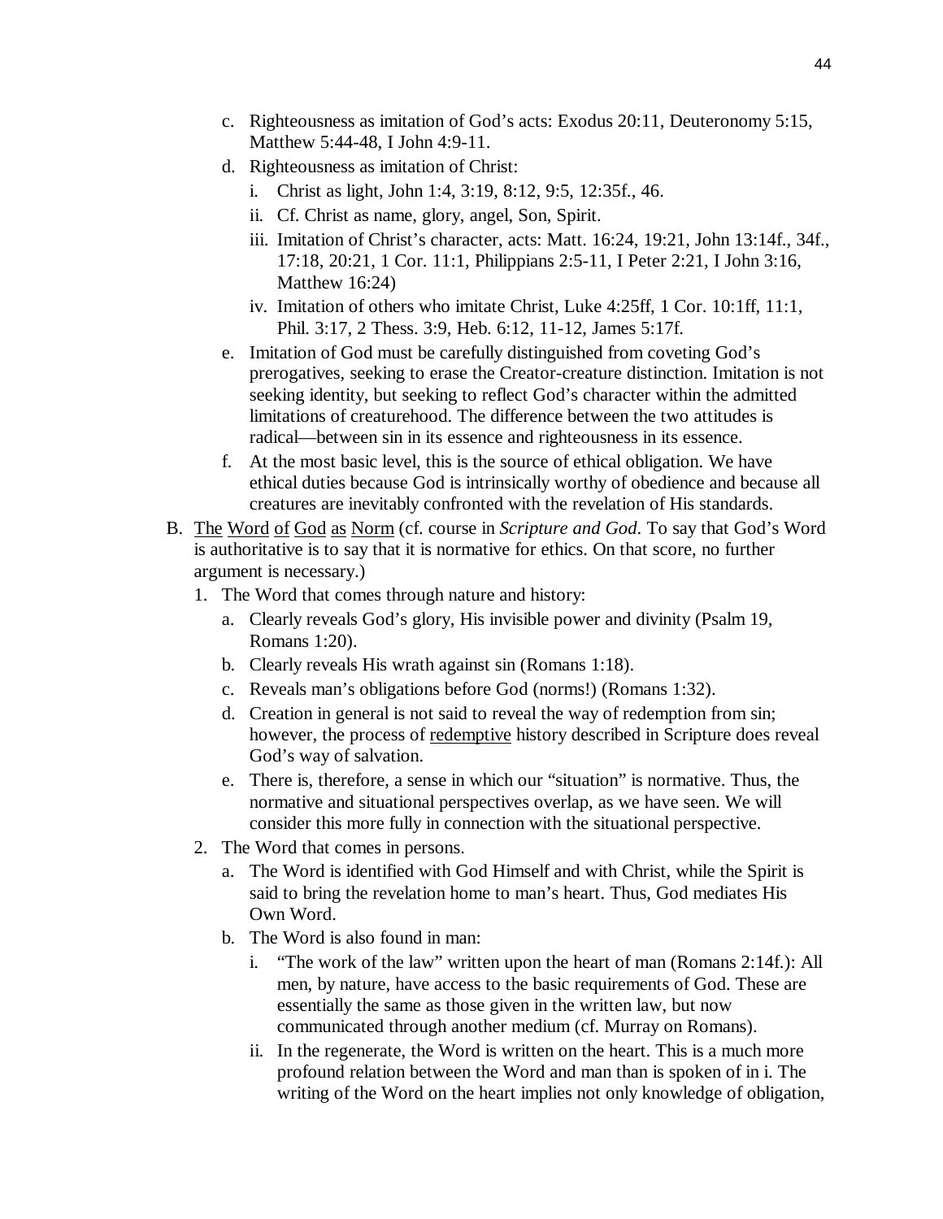c. Righteousness as imitation of God's acts: Exodus 20:11, Deuteronomy 5:15, Matthew 5:44-48, I John 4:9-11.

d. Righteousness as imitation of Christ:

   i. Christ as light, John 1:4, 3:19, 8:12, 9:5, 12:35f., 46.

   ii. Cf. Christ as name, glory, angel, Son, Spirit.

   iii. Imitation of Christ's character, acts: Matt. 16:24, 19:21, John 13:14f., 34f., 17:18, 20:21, 1 Cor. 11:1, Philippians 2:5-11, I Peter 2:21, I John 3:16, Matthew 16:24)

   iv. Imitation of others who imitate Christ, Luke 4:25ff, 1 Cor. 10:1ff, 11:1, Phil. 3:17, 2 Thess. 3:9, Heb. 6:12, 11-12, James 5:17f.

e. Imitation of God must be carefully distinguished from coveting God's prerogatives, seeking to erase the Creator-creature distinction. Imitation is not seeking identity, but seeking to reflect God's character within the admitted limitations of creaturehood. The difference between the two attitudes is radical—between sin in its essence and righteousness in its essence.

f. At the most basic level, this is the source of ethical obligation. We have ethical duties because God is intrinsically worthy of obedience and because all creatures are inevitably confronted with the revelation of His standards.

B. <u>The Word of God as Norm</u> (cf. course in *Scripture and God*. To say that God's Word is authoritative is to say that it is normative for ethics. On that score, no further argument is necessary.)

1. The Word that comes through nature and history:

   a. Clearly reveals God's glory, His invisible power and divinity (Psalm 19, Romans 1:20).

   b. Clearly reveals His wrath against sin (Romans 1:18).

   c. Reveals man's obligations before God (norms!) (Romans 1:32).

   d. Creation in general is not said to reveal the way of redemption from sin; however, the process of <u>redemptive</u> history described in Scripture does reveal God's way of salvation.

   e. There is, therefore, a sense in which our "situation" is normative. Thus, the normative and situational perspectives overlap, as we have seen. We will consider this more fully in connection with the situational perspective.

2. The Word that comes in persons.

   a. The Word is identified with God Himself and with Christ, while the Spirit is said to bring the revelation home to man's heart. Thus, God mediates His Own Word.

   b. The Word is also found in man:

      i. "The work of the law" written upon the heart of man (Romans 2:14f.): All men, by nature, have access to the basic requirements of God. These are essentially the same as those given in the written law, but now communicated through another medium (cf. Murray on Romans).

      ii. In the regenerate, the Word is written on the heart. This is a much more profound relation between the Word and man than is spoken of in i. The writing of the Word on the heart implies not only knowledge of obligation,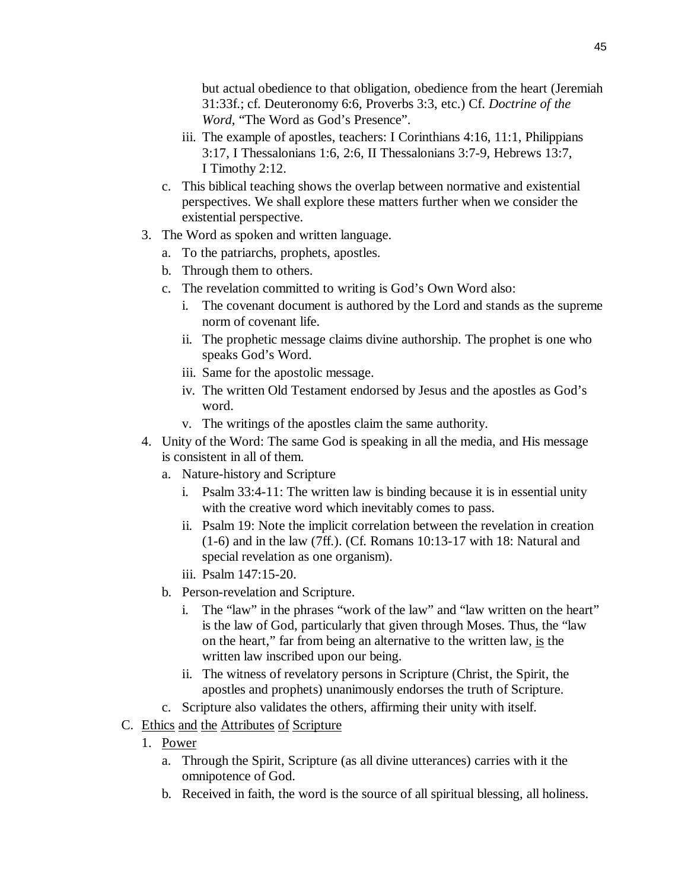but actual obedience to that obligation, obedience from the heart (Jeremiah 31:33f.; cf. Deuteronomy 6:6, Proverbs 3:3, etc.) Cf. *Doctrine of the Word*, "The Word as God's Presence".

   iii. The example of apostles, teachers: I Corinthians 4:16, 11:1, Philippians 3:17, I Thessalonians 1:6, 2:6, II Thessalonians 3:7-9, Hebrews 13:7, I Timothy 2:12.

c. This biblical teaching shows the overlap between normative and existential perspectives. We shall explore these matters further when we consider the existential perspective.

3. The Word as spoken and written language.
   a. To the patriarchs, prophets, apostles.
   b. Through them to others.
   c. The revelation committed to writing is God's Own Word also:
      i. The covenant document is authored by the Lord and stands as the supreme norm of covenant life.
      ii. The prophetic message claims divine authorship. The prophet is one who speaks God's Word.
      iii. Same for the apostolic message.
      iv. The written Old Testament endorsed by Jesus and the apostles as God's word.
      v. The writings of the apostles claim the same authority.

4. Unity of the Word: The same God is speaking in all the media, and His message is consistent in all of them.
   a. Nature-history and Scripture
      i. Psalm 33:4-11: The written law is binding because it is in essential unity with the creative word which inevitably comes to pass.
      ii. Psalm 19: Note the implicit correlation between the revelation in creation (1-6) and in the law (7ff.). (Cf. Romans 10:13-17 with 18: Natural and special revelation as one organism).
      iii. Psalm 147:15-20.
   b. Person-revelation and Scripture.
      i. The "law" in the phrases "work of the law" and "law written on the heart" is the law of God, particularly that given through Moses. Thus, the "law on the heart," far from being an alternative to the written law, <u>is</u> the written law inscribed upon our being.
      ii. The witness of revelatory persons in Scripture (Christ, the Spirit, the apostles and prophets) unanimously endorses the truth of Scripture.
   c. Scripture also validates the others, affirming their unity with itself.

C. <u>Ethics and the Attributes of Scripture</u>

1. <u>Power</u>
   a. Through the Spirit, Scripture (as all divine utterances) carries with it the omnipotence of God.
   b. Received in faith, the word is the source of all spiritual blessing, all holiness.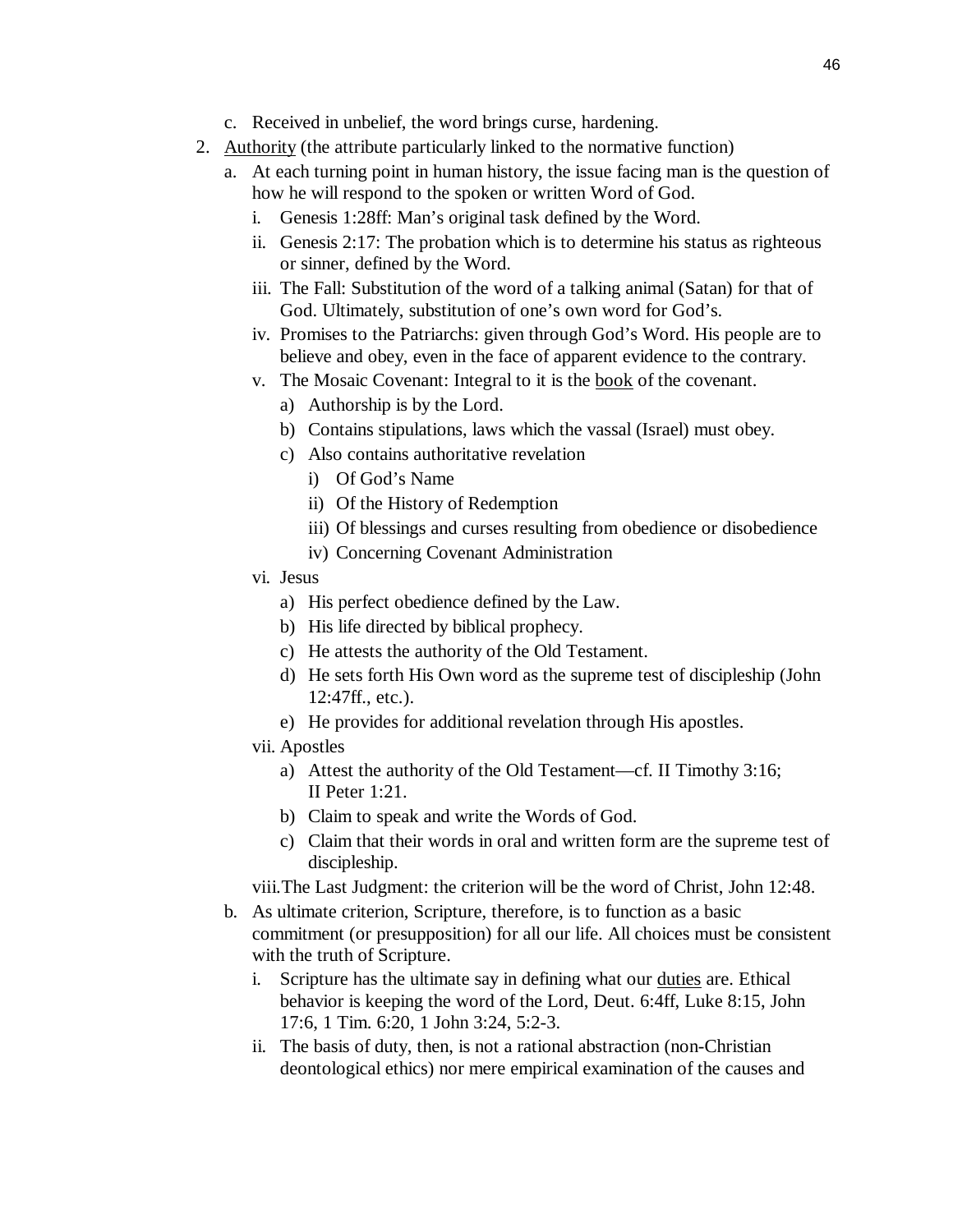c. Received in unbelief, the word brings curse, hardening.

2. <u>Authority</u> (the attribute particularly linked to the normative function)
   a. At each turning point in human history, the issue facing man is the question of how he will respond to the spoken or written Word of God.
      i. Genesis 1:28ff: Man's original task defined by the Word.
      ii. Genesis 2:17: The probation which is to determine his status as righteous or sinner, defined by the Word.
      iii. The Fall: Substitution of the word of a talking animal (Satan) for that of God. Ultimately, substitution of one's own word for God's.
      iv. Promises to the Patriarchs: given through God's Word. His people are to believe and obey, even in the face of apparent evidence to the contrary.
      v. The Mosaic Covenant: Integral to it is the <u>book</u> of the covenant.
         a) Authorship is by the Lord.
         b) Contains stipulations, laws which the vassal (Israel) must obey.
         c) Also contains authoritative revelation
            i) Of God's Name
            ii) Of the History of Redemption
            iii) Of blessings and curses resulting from obedience or disobedience
            iv) Concerning Covenant Administration
      vi. Jesus
         a) His perfect obedience defined by the Law.
         b) His life directed by biblical prophecy.
         c) He attests the authority of the Old Testament.
         d) He sets forth His Own word as the supreme test of discipleship (John 12:47ff., etc.).
         e) He provides for additional revelation through His apostles.
      vii. Apostles
         a) Attest the authority of the Old Testament—cf. II Timothy 3:16; II Peter 1:21.
         b) Claim to speak and write the Words of God.
         c) Claim that their words in oral and written form are the supreme test of discipleship.
      viii. The Last Judgment: the criterion will be the word of Christ, John 12:48.
   b. As ultimate criterion, Scripture, therefore, is to function as a basic commitment (or presupposition) for all our life. All choices must be consistent with the truth of Scripture.
      i. Scripture has the ultimate say in defining what our <u>duties</u> are. Ethical behavior is keeping the word of the Lord, Deut. 6:4ff, Luke 8:15, John 17:6, 1 Tim. 6:20, 1 John 3:24, 5:2-3.
      ii. The basis of duty, then, is not a rational abstraction (non-Christian deontological ethics) nor mere empirical examination of the causes and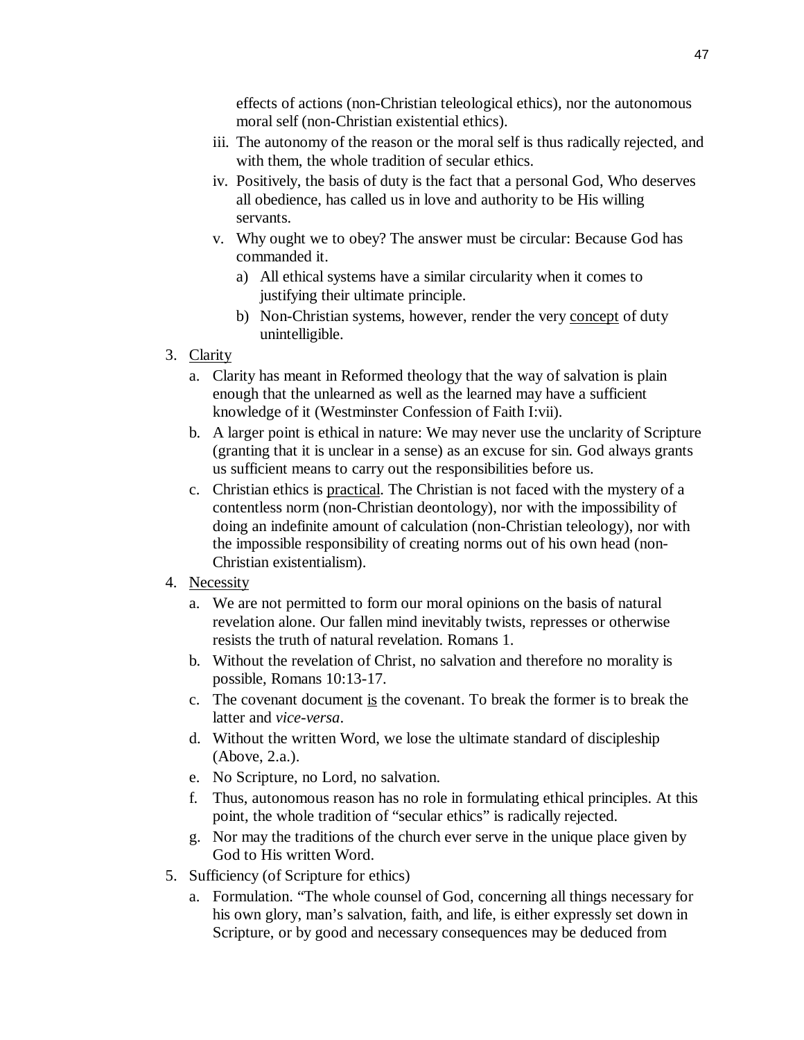effects of actions (non-Christian teleological ethics), nor the autonomous moral self (non-Christian existential ethics).

- iii. The autonomy of the reason or the moral self is thus radically rejected, and with them, the whole tradition of secular ethics.
- iv. Positively, the basis of duty is the fact that a personal God, Who deserves all obedience, has called us in love and authority to be His willing servants.
- v. Why ought we to obey? The answer must be circular: Because God has commanded it.
  - a) All ethical systems have a similar circularity when it comes to justifying their ultimate principle.
  - b) Non-Christian systems, however, render the very <u>concept</u> of duty unintelligible.

3. <u>Clarity</u>
   - a. Clarity has meant in Reformed theology that the way of salvation is plain enough that the unlearned as well as the learned may have a sufficient knowledge of it (Westminster Confession of Faith I:vii).
   - b. A larger point is ethical in nature: We may never use the unclarity of Scripture (granting that it is unclear in a sense) as an excuse for sin. God always grants us sufficient means to carry out the responsibilities before us.
   - c. Christian ethics is <u>practical</u>. The Christian is not faced with the mystery of a contentless norm (non-Christian deontology), nor with the impossibility of doing an indefinite amount of calculation (non-Christian teleology), nor with the impossible responsibility of creating norms out of his own head (non-Christian existentialism).
4. <u>Necessity</u>
   - a. We are not permitted to form our moral opinions on the basis of natural revelation alone. Our fallen mind inevitably twists, represses or otherwise resists the truth of natural revelation. Romans 1.
   - b. Without the revelation of Christ, no salvation and therefore no morality is possible, Romans 10:13-17.
   - c. The covenant document <u>is</u> the covenant. To break the former is to break the latter and *vice-versa*.
   - d. Without the written Word, we lose the ultimate standard of discipleship (Above, 2.a.).
   - e. No Scripture, no Lord, no salvation.
   - f. Thus, autonomous reason has no role in formulating ethical principles. At this point, the whole tradition of "secular ethics" is radically rejected.
   - g. Nor may the traditions of the church ever serve in the unique place given by God to His written Word.
5. Sufficiency (of Scripture for ethics)
   - a. Formulation. "The whole counsel of God, concerning all things necessary for his own glory, man's salvation, faith, and life, is either expressly set down in Scripture, or by good and necessary consequences may be deduced from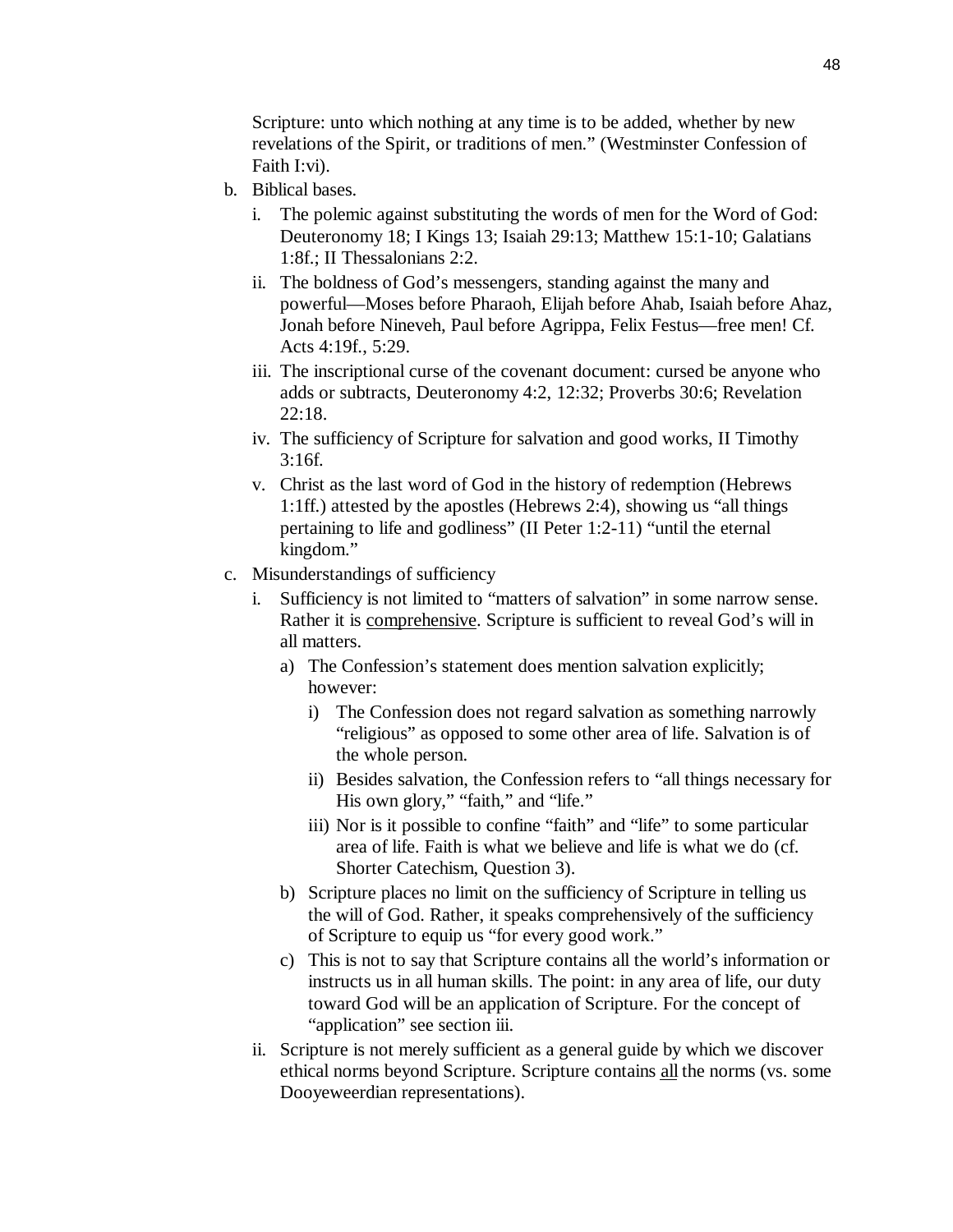Scripture: unto which nothing at any time is to be added, whether by new revelations of the Spirit, or traditions of men." (Westminster Confession of Faith I:vi).

b. Biblical bases.
   i. The polemic against substituting the words of men for the Word of God: Deuteronomy 18; I Kings 13; Isaiah 29:13; Matthew 15:1-10; Galatians 1:8f.; II Thessalonians 2:2.
   ii. The boldness of God's messengers, standing against the many and powerful—Moses before Pharaoh, Elijah before Ahab, Isaiah before Ahaz, Jonah before Nineveh, Paul before Agrippa, Felix Festus—free men! Cf. Acts 4:19f., 5:29.
   iii. The inscriptional curse of the covenant document: cursed be anyone who adds or subtracts, Deuteronomy 4:2, 12:32; Proverbs 30:6; Revelation 22:18.
   iv. The sufficiency of Scripture for salvation and good works, II Timothy 3:16f.
   v. Christ as the last word of God in the history of redemption (Hebrews 1:1ff.) attested by the apostles (Hebrews 2:4), showing us "all things pertaining to life and godliness" (II Peter 1:2-11) "until the eternal kingdom."

c. Misunderstandings of sufficiency
   i. Sufficiency is not limited to "matters of salvation" in some narrow sense. Rather it is <u>comprehensive</u>. Scripture is sufficient to reveal God's will in all matters.
      a) The Confession's statement does mention salvation explicitly; however:
         i) The Confession does not regard salvation as something narrowly "religious" as opposed to some other area of life. Salvation is of the whole person.
         ii) Besides salvation, the Confession refers to "all things necessary for His own glory," "faith," and "life."
         iii) Nor is it possible to confine "faith" and "life" to some particular area of life. Faith is what we believe and life is what we do (cf. Shorter Catechism, Question 3).
      b) Scripture places no limit on the sufficiency of Scripture in telling us the will of God. Rather, it speaks comprehensively of the sufficiency of Scripture to equip us "for every good work."
      c) This is not to say that Scripture contains all the world's information or instructs us in all human skills. The point: in any area of life, our duty toward God will be an application of Scripture. For the concept of "application" see section iii.
   ii. Scripture is not merely sufficient as a general guide by which we discover ethical norms beyond Scripture. Scripture contains <u>all</u> the norms (vs. some Dooyeweerdian representations).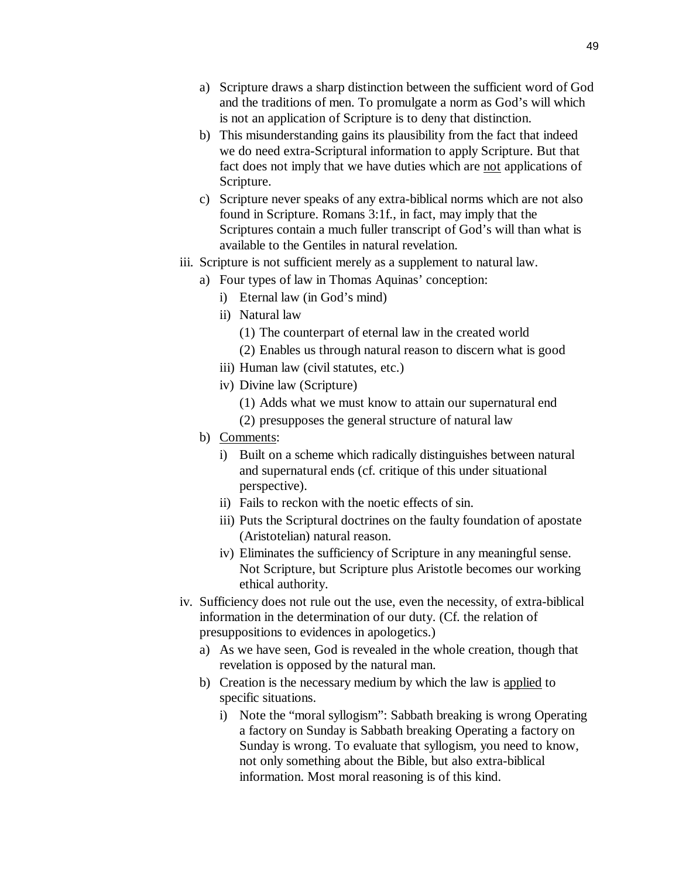a) Scripture draws a sharp distinction between the sufficient word of God and the traditions of men. To promulgate a norm as God's will which is not an application of Scripture is to deny that distinction.

b) This misunderstanding gains its plausibility from the fact that indeed we do need extra-Scriptural information to apply Scripture. But that fact does not imply that we have duties which are <u>not</u> applications of Scripture.

c) Scripture never speaks of any extra-biblical norms which are not also found in Scripture. Romans 3:1f., in fact, may imply that the Scriptures contain a much fuller transcript of God's will than what is available to the Gentiles in natural revelation.

iii. Scripture is not sufficient merely as a supplement to natural law.

   a) Four types of law in Thomas Aquinas' conception:

      i) Eternal law (in God's mind)

      ii) Natural law

         (1) The counterpart of eternal law in the created world

         (2) Enables us through natural reason to discern what is good

      iii) Human law (civil statutes, etc.)

      iv) Divine law (Scripture)

         (1) Adds what we must know to attain our supernatural end

         (2) presupposes the general structure of natural law

   b) <u>Comments</u>:

      i) Built on a scheme which radically distinguishes between natural and supernatural ends (cf. critique of this under situational perspective).

      ii) Fails to reckon with the noetic effects of sin.

      iii) Puts the Scriptural doctrines on the faulty foundation of apostate (Aristotelian) natural reason.

      iv) Eliminates the sufficiency of Scripture in any meaningful sense. Not Scripture, but Scripture plus Aristotle becomes our working ethical authority.

iv. Sufficiency does not rule out the use, even the necessity, of extra-biblical information in the determination of our duty. (Cf. the relation of presuppositions to evidences in apologetics.)

   a) As we have seen, God is revealed in the whole creation, though that revelation is opposed by the natural man.

   b) Creation is the necessary medium by which the law is <u>applied</u> to specific situations.

      i) Note the "moral syllogism": Sabbath breaking is wrong Operating a factory on Sunday is Sabbath breaking Operating a factory on Sunday is wrong. To evaluate that syllogism, you need to know, not only something about the Bible, but also extra-biblical information. Most moral reasoning is of this kind.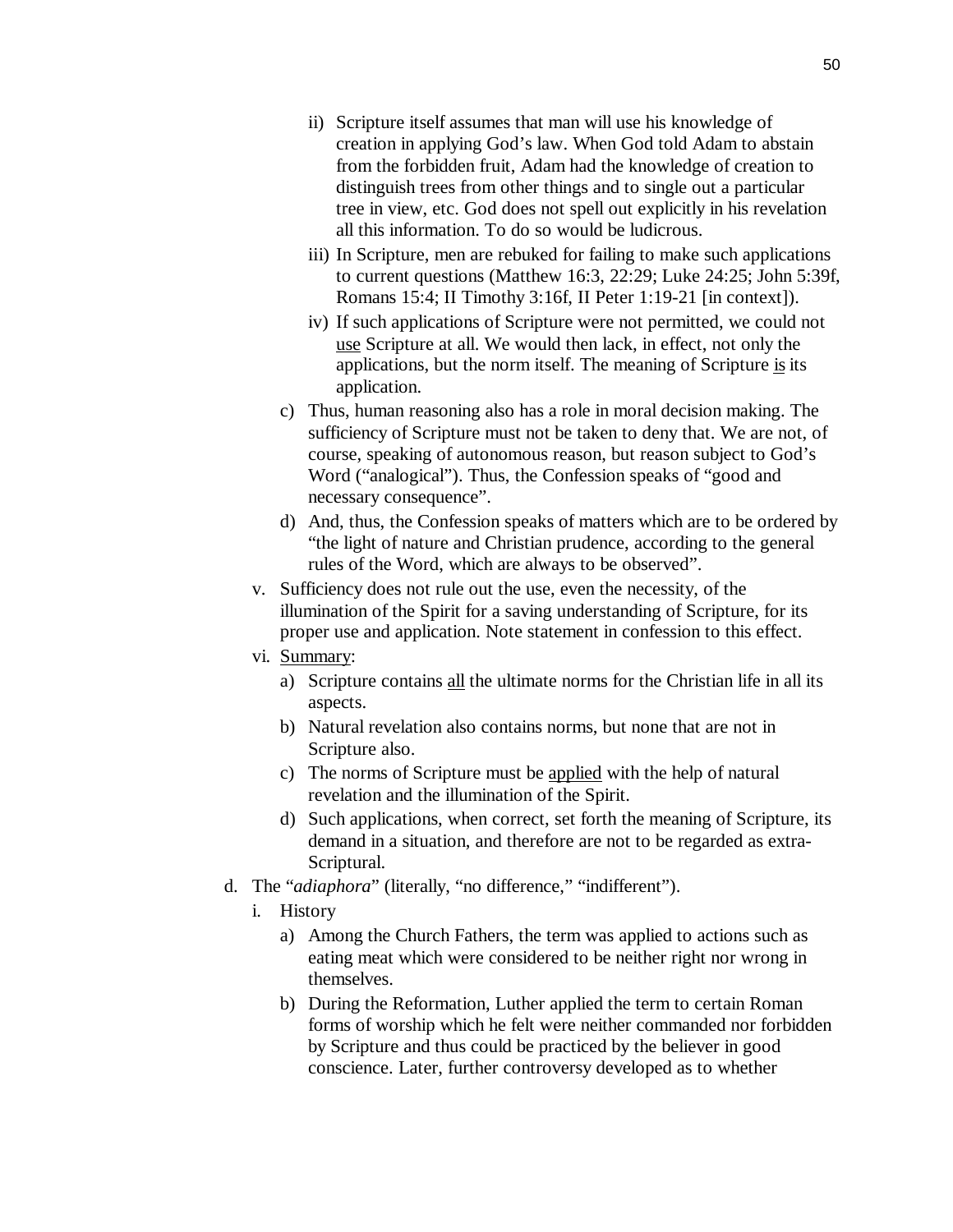- ii) Scripture itself assumes that man will use his knowledge of creation in applying God's law. When God told Adam to abstain from the forbidden fruit, Adam had the knowledge of creation to distinguish trees from other things and to single out a particular tree in view, etc. God does not spell out explicitly in his revelation all this information. To do so would be ludicrous.
- iii) In Scripture, men are rebuked for failing to make such applications to current questions (Matthew 16:3, 22:29; Luke 24:25; John 5:39f, Romans 15:4; II Timothy 3:16f, II Peter 1:19-21 [in context]).
- iv) If such applications of Scripture were not permitted, we could not <u>use</u> Scripture at all. We would then lack, in effect, not only the applications, but the norm itself. The meaning of Scripture <u>is</u> its application.

c) Thus, human reasoning also has a role in moral decision making. The sufficiency of Scripture must not be taken to deny that. We are not, of course, speaking of autonomous reason, but reason subject to God's Word ("analogical"). Thus, the Confession speaks of "good and necessary consequence".

d) And, thus, the Confession speaks of matters which are to be ordered by "the light of nature and Christian prudence, according to the general rules of the Word, which are always to be observed".

v. Sufficiency does not rule out the use, even the necessity, of the illumination of the Spirit for a saving understanding of Scripture, for its proper use and application. Note statement in confession to this effect.

vi. <u>Summary</u>:

a) Scripture contains <u>all</u> the ultimate norms for the Christian life in all its aspects.

b) Natural revelation also contains norms, but none that are not in Scripture also.

c) The norms of Scripture must be <u>applied</u> with the help of natural revelation and the illumination of the Spirit.

d) Such applications, when correct, set forth the meaning of Scripture, its demand in a situation, and therefore are not to be regarded as extra-Scriptural.

d. The "*adiaphora*" (literally, "no difference," "indifferent").

i. History

a) Among the Church Fathers, the term was applied to actions such as eating meat which were considered to be neither right nor wrong in themselves.

b) During the Reformation, Luther applied the term to certain Roman forms of worship which he felt were neither commanded nor forbidden by Scripture and thus could be practiced by the believer in good conscience. Later, further controversy developed as to whether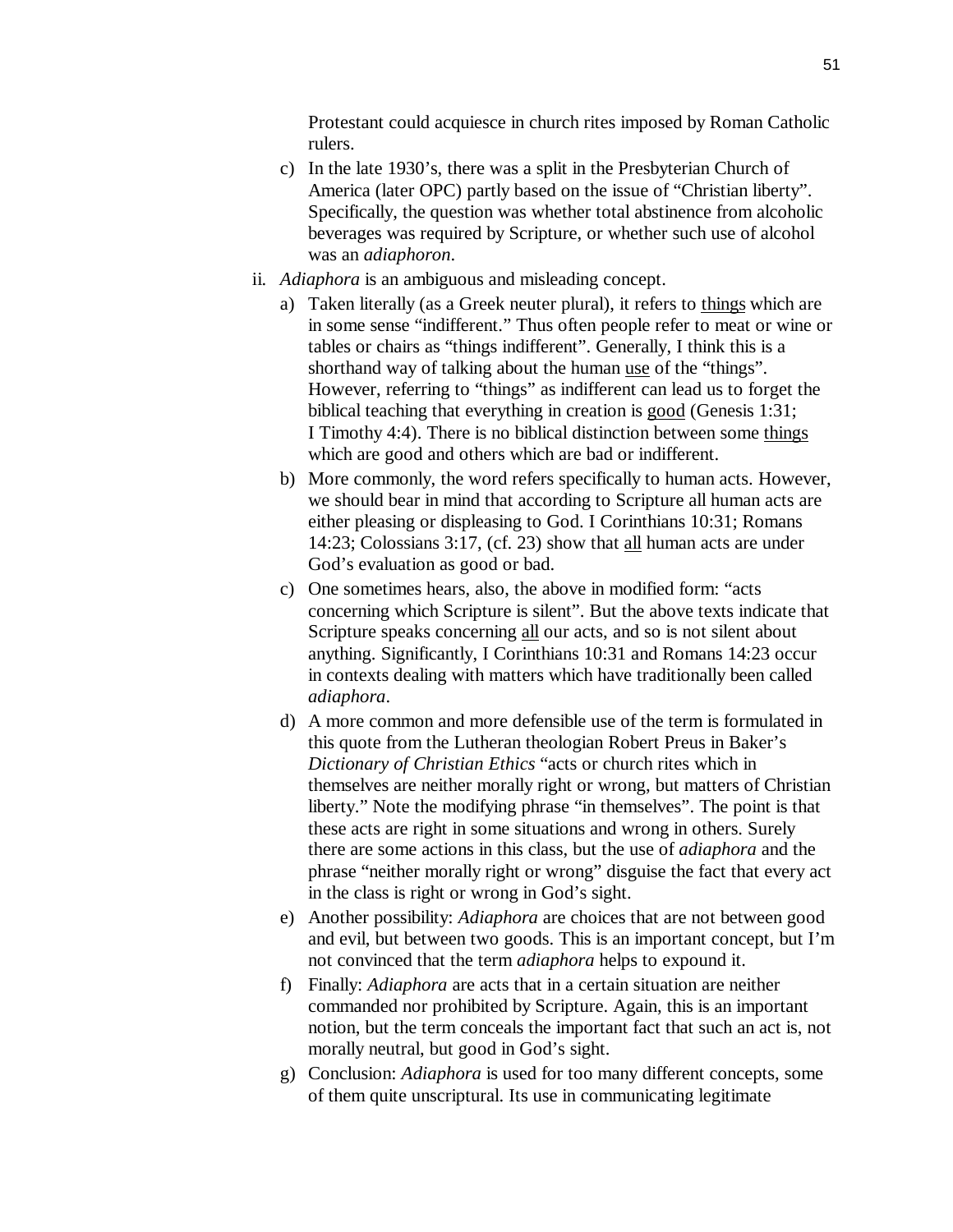Protestant could acquiesce in church rites imposed by Roman Catholic rulers.

c) In the late 1930's, there was a split in the Presbyterian Church of America (later OPC) partly based on the issue of "Christian liberty". Specifically, the question was whether total abstinence from alcoholic beverages was required by Scripture, or whether such use of alcohol was an *adiaphoron*.

ii. *Adiaphora* is an ambiguous and misleading concept.

a) Taken literally (as a Greek neuter plural), it refers to <u>things</u> which are in some sense "indifferent." Thus often people refer to meat or wine or tables or chairs as "things indifferent". Generally, I think this is a shorthand way of talking about the human <u>use</u> of the "things". However, referring to "things" as indifferent can lead us to forget the biblical teaching that everything in creation is <u>good</u> (Genesis 1:31; I Timothy 4:4). There is no biblical distinction between some <u>things</u> which are good and others which are bad or indifferent.

b) More commonly, the word refers specifically to human acts. However, we should bear in mind that according to Scripture all human acts are either pleasing or displeasing to God. I Corinthians 10:31; Romans 14:23; Colossians 3:17, (cf. 23) show that <u>all</u> human acts are under God's evaluation as good or bad.

c) One sometimes hears, also, the above in modified form: "acts concerning which Scripture is silent". But the above texts indicate that Scripture speaks concerning <u>all</u> our acts, and so is not silent about anything. Significantly, I Corinthians 10:31 and Romans 14:23 occur in contexts dealing with matters which have traditionally been called *adiaphora*.

d) A more common and more defensible use of the term is formulated in this quote from the Lutheran theologian Robert Preus in Baker's *Dictionary of Christian Ethics* "acts or church rites which in themselves are neither morally right or wrong, but matters of Christian liberty." Note the modifying phrase "in themselves". The point is that these acts are right in some situations and wrong in others. Surely there are some actions in this class, but the use of *adiaphora* and the phrase "neither morally right or wrong" disguise the fact that every act in the class is right or wrong in God's sight.

e) Another possibility: *Adiaphora* are choices that are not between good and evil, but between two goods. This is an important concept, but I'm not convinced that the term *adiaphora* helps to expound it.

f) Finally: *Adiaphora* are acts that in a certain situation are neither commanded nor prohibited by Scripture. Again, this is an important notion, but the term conceals the important fact that such an act is, not morally neutral, but good in God's sight.

g) Conclusion: *Adiaphora* is used for too many different concepts, some of them quite unscriptural. Its use in communicating legitimate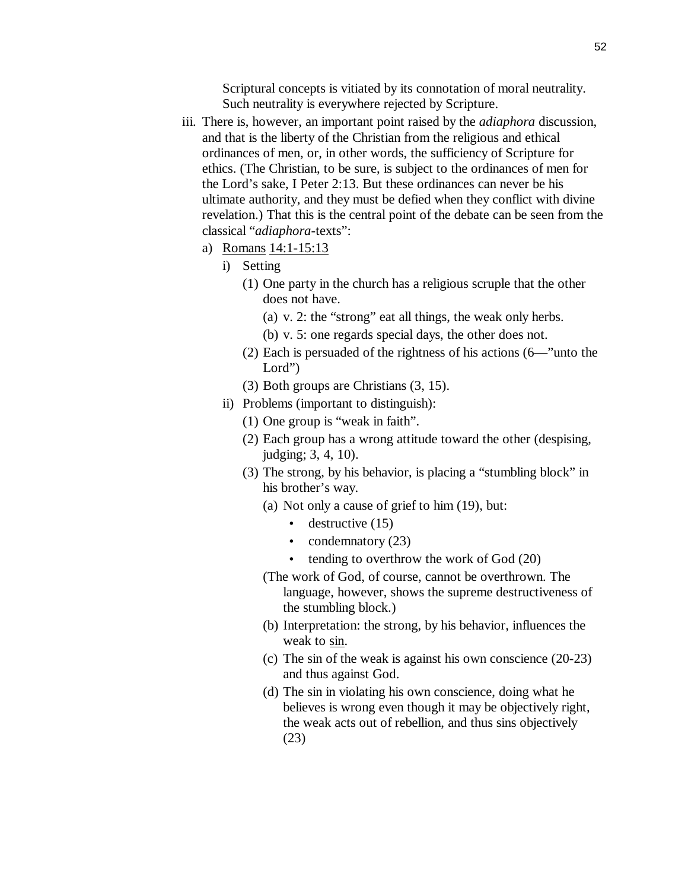Scriptural concepts is vitiated by its connotation of moral neutrality. Such neutrality is everywhere rejected by Scripture.

iii. There is, however, an important point raised by the *adiaphora* discussion, and that is the liberty of the Christian from the religious and ethical ordinances of men, or, in other words, the sufficiency of Scripture for ethics. (The Christian, to be sure, is subject to the ordinances of men for the Lord's sake, I Peter 2:13. But these ordinances can never be his ultimate authority, and they must be defied when they conflict with divine revelation.) That this is the central point of the debate can be seen from the classical "*adiaphora*-texts":

- a) Romans 14:1-15:13
  - i) Setting
    - (1) One party in the church has a religious scruple that the other does not have.
      - (a) v. 2: the "strong" eat all things, the weak only herbs.
      - (b) v. 5: one regards special days, the other does not.
    - (2) Each is persuaded of the rightness of his actions (6—"unto the Lord")
    - (3) Both groups are Christians (3, 15).
  - ii) Problems (important to distinguish):
    - (1) One group is "weak in faith".
    - (2) Each group has a wrong attitude toward the other (despising, judging; 3, 4, 10).
    - (3) The strong, by his behavior, is placing a "stumbling block" in his brother's way.
      - (a) Not only a cause of grief to him (19), but:
        - destructive (15)
        - condemnatory (23)
        - tending to overthrow the work of God (20)

        (The work of God, of course, cannot be overthrown. The language, however, shows the supreme destructiveness of the stumbling block.)
      - (b) Interpretation: the strong, by his behavior, influences the weak to sin.
      - (c) The sin of the weak is against his own conscience (20-23) and thus against God.
      - (d) The sin in violating his own conscience, doing what he believes is wrong even though it may be objectively right, the weak acts out of rebellion, and thus sins objectively (23)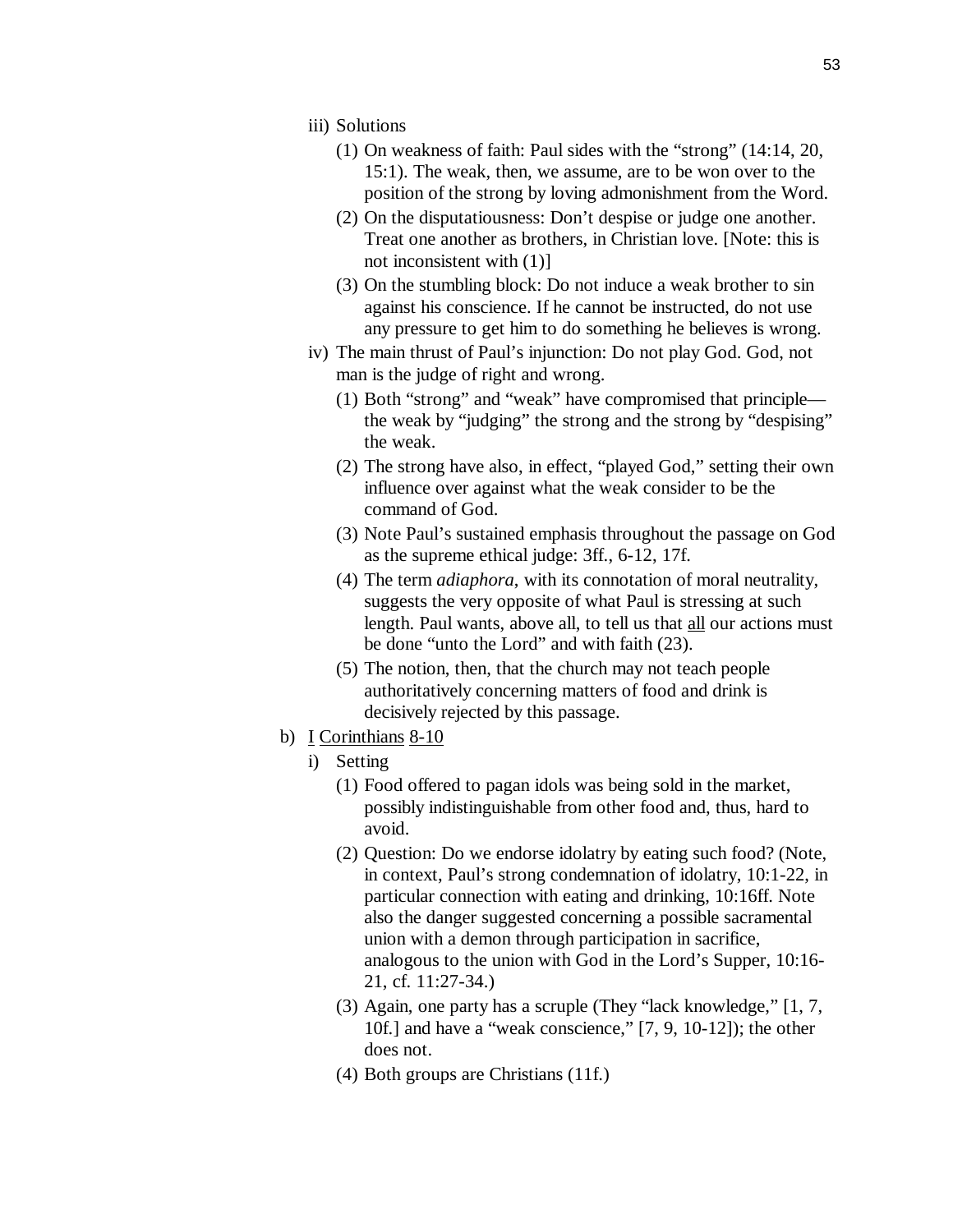- iii) Solutions
  - (1) On weakness of faith: Paul sides with the "strong" (14:14, 20, 15:1). The weak, then, we assume, are to be won over to the position of the strong by loving admonishment from the Word.
  - (2) On the disputatiousness: Don't despise or judge one another. Treat one another as brothers, in Christian love. [Note: this is not inconsistent with (1)]
  - (3) On the stumbling block: Do not induce a weak brother to sin against his conscience. If he cannot be instructed, do not use any pressure to get him to do something he believes is wrong.
- iv) The main thrust of Paul's injunction: Do not play God. God, not man is the judge of right and wrong.
  - (1) Both "strong" and "weak" have compromised that principle—the weak by "judging" the strong and the strong by "despising" the weak.
  - (2) The strong have also, in effect, "played God," setting their own influence over against what the weak consider to be the command of God.
  - (3) Note Paul's sustained emphasis throughout the passage on God as the supreme ethical judge: 3ff., 6-12, 17f.
  - (4) The term *adiaphora*, with its connotation of moral neutrality, suggests the very opposite of what Paul is stressing at such length. Paul wants, above all, to tell us that <u>all</u> our actions must be done "unto the Lord" and with faith (23).
  - (5) The notion, then, that the church may not teach people authoritatively concerning matters of food and drink is decisively rejected by this passage.

b) <u>I</u> <u>Corinthians</u> <u>8-10</u>

- i) Setting
  - (1) Food offered to pagan idols was being sold in the market, possibly indistinguishable from other food and, thus, hard to avoid.
  - (2) Question: Do we endorse idolatry by eating such food? (Note, in context, Paul's strong condemnation of idolatry, 10:1-22, in particular connection with eating and drinking, 10:16ff. Note also the danger suggested concerning a possible sacramental union with a demon through participation in sacrifice, analogous to the union with God in the Lord's Supper, 10:16-21, cf. 11:27-34.)
  - (3) Again, one party has a scruple (They "lack knowledge," [1, 7, 10f.] and have a "weak conscience," [7, 9, 10-12]); the other does not.
  - (4) Both groups are Christians (11f.)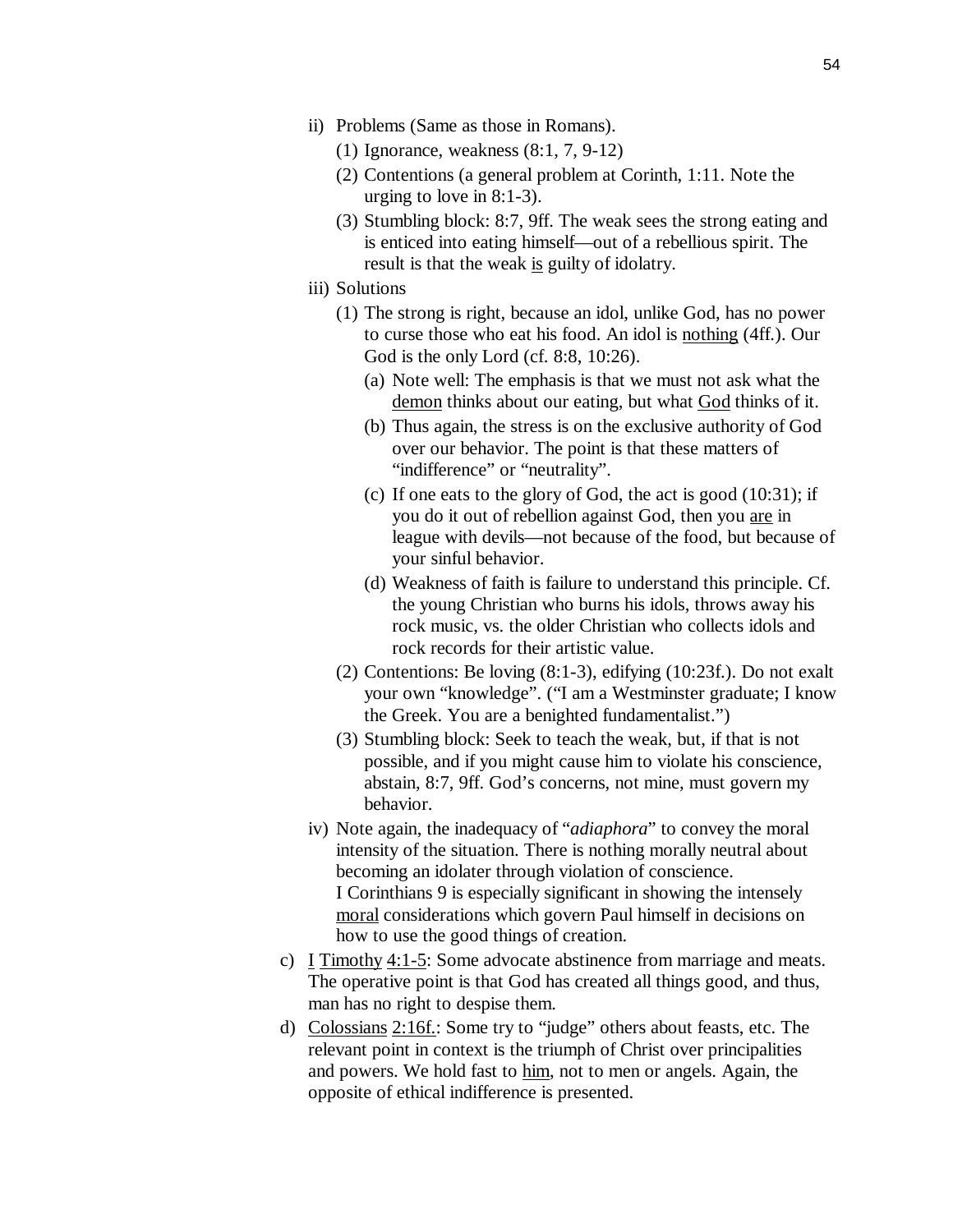- ii) Problems (Same as those in Romans).
  - (1) Ignorance, weakness (8:1, 7, 9-12)
  - (2) Contentions (a general problem at Corinth, 1:11. Note the urging to love in 8:1-3).
  - (3) Stumbling block: 8:7, 9ff. The weak sees the strong eating and is enticed into eating himself—out of a rebellious spirit. The result is that the weak <u>is</u> guilty of idolatry.
- iii) Solutions
  - (1) The strong is right, because an idol, unlike God, has no power to curse those who eat his food. An idol is <u>nothing</u> (4ff.). Our God is the only Lord (cf. 8:8, 10:26).
    - (a) Note well: The emphasis is that we must not ask what the <u>demon</u> thinks about our eating, but what <u>God</u> thinks of it.
    - (b) Thus again, the stress is on the exclusive authority of God over our behavior. The point is that these matters of "indifference" or "neutrality".
    - (c) If one eats to the glory of God, the act is good (10:31); if you do it out of rebellion against God, then you <u>are</u> in league with devils—not because of the food, but because of your sinful behavior.
    - (d) Weakness of faith is failure to understand this principle. Cf. the young Christian who burns his idols, throws away his rock music, vs. the older Christian who collects idols and rock records for their artistic value.
  - (2) Contentions: Be loving (8:1-3), edifying (10:23f.). Do not exalt your own "knowledge". ("I am a Westminster graduate; I know the Greek. You are a benighted fundamentalist.")
  - (3) Stumbling block: Seek to teach the weak, but, if that is not possible, and if you might cause him to violate his conscience, abstain, 8:7, 9ff. God's concerns, not mine, must govern my behavior.
- iv) Note again, the inadequacy of "*adiaphora*" to convey the moral intensity of the situation. There is nothing morally neutral about becoming an idolater through violation of conscience. I Corinthians 9 is especially significant in showing the intensely <u>moral</u> considerations which govern Paul himself in decisions on how to use the good things of creation.

c) <u>I</u> <u>Timothy</u> <u>4:1-5</u>: Some advocate abstinence from marriage and meats. The operative point is that God has created all things good, and thus, man has no right to despise them.

d) <u>Colossians</u> <u>2:16f.</u>: Some try to "judge" others about feasts, etc. The relevant point in context is the triumph of Christ over principalities and powers. We hold fast to <u>him</u>, not to men or angels. Again, the opposite of ethical indifference is presented.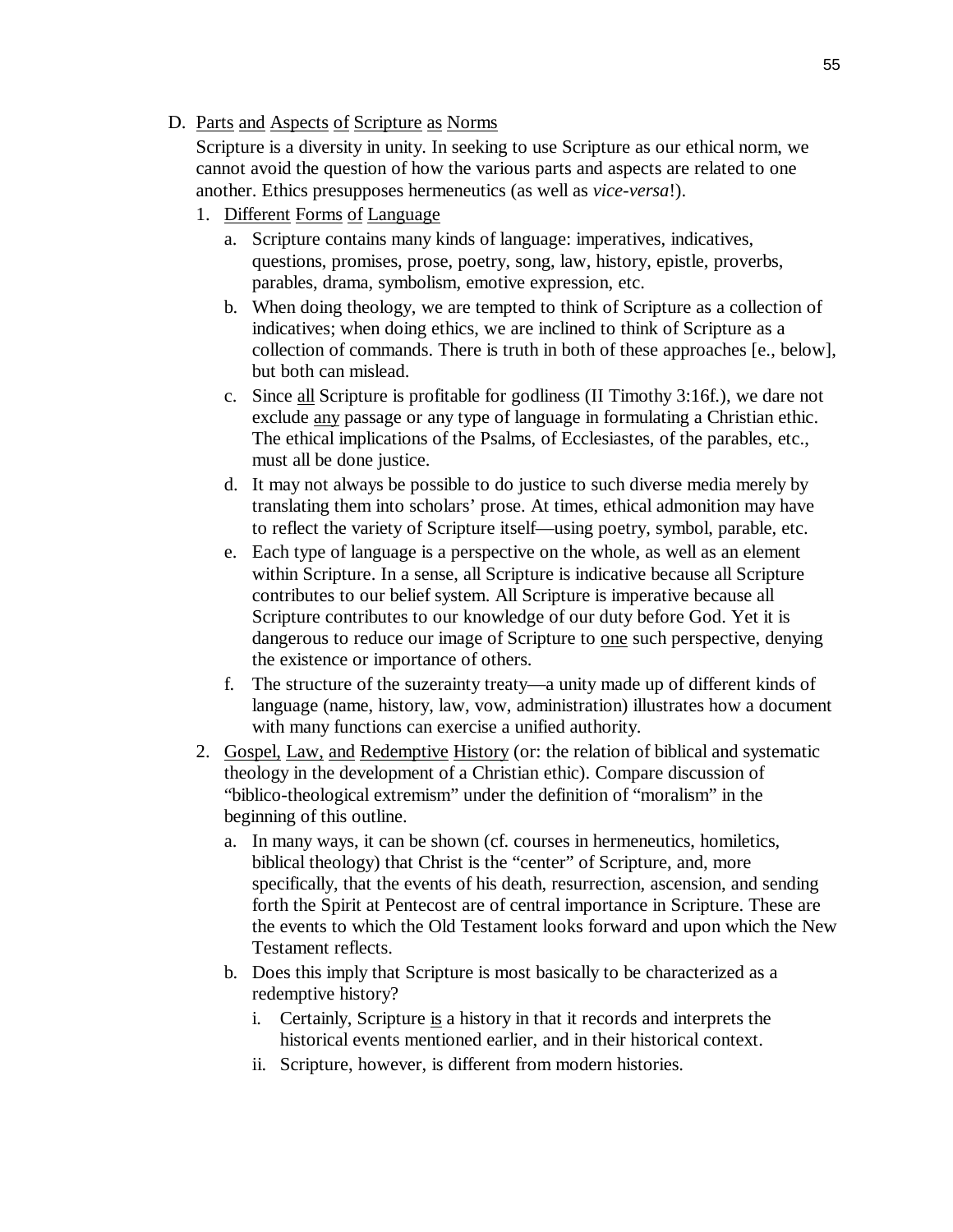D. Parts and Aspects of Scripture as Norms

Scripture is a diversity in unity. In seeking to use Scripture as our ethical norm, we cannot avoid the question of how the various parts and aspects are related to one another. Ethics presupposes hermeneutics (as well as *vice-versa*!).

1. Different Forms of Language
   a. Scripture contains many kinds of language: imperatives, indicatives, questions, promises, prose, poetry, song, law, history, epistle, proverbs, parables, drama, symbolism, emotive expression, etc.
   b. When doing theology, we are tempted to think of Scripture as a collection of indicatives; when doing ethics, we are inclined to think of Scripture as a collection of commands. There is truth in both of these approaches [e., below], but both can mislead.
   c. Since all Scripture is profitable for godliness (II Timothy 3:16f.), we dare not exclude any passage or any type of language in formulating a Christian ethic. The ethical implications of the Psalms, of Ecclesiastes, of the parables, etc., must all be done justice.
   d. It may not always be possible to do justice to such diverse media merely by translating them into scholars' prose. At times, ethical admonition may have to reflect the variety of Scripture itself—using poetry, symbol, parable, etc.
   e. Each type of language is a perspective on the whole, as well as an element within Scripture. In a sense, all Scripture is indicative because all Scripture contributes to our belief system. All Scripture is imperative because all Scripture contributes to our knowledge of our duty before God. Yet it is dangerous to reduce our image of Scripture to one such perspective, denying the existence or importance of others.
   f. The structure of the suzerainty treaty—a unity made up of different kinds of language (name, history, law, vow, administration) illustrates how a document with many functions can exercise a unified authority.
2. Gospel, Law, and Redemptive History (or: the relation of biblical and systematic theology in the development of a Christian ethic). Compare discussion of "biblico-theological extremism" under the definition of "moralism" in the beginning of this outline.
   a. In many ways, it can be shown (cf. courses in hermeneutics, homiletics, biblical theology) that Christ is the "center" of Scripture, and, more specifically, that the events of his death, resurrection, ascension, and sending forth the Spirit at Pentecost are of central importance in Scripture. These are the events to which the Old Testament looks forward and upon which the New Testament reflects.
   b. Does this imply that Scripture is most basically to be characterized as a redemptive history?
      i. Certainly, Scripture is a history in that it records and interprets the historical events mentioned earlier, and in their historical context.
      ii. Scripture, however, is different from modern histories.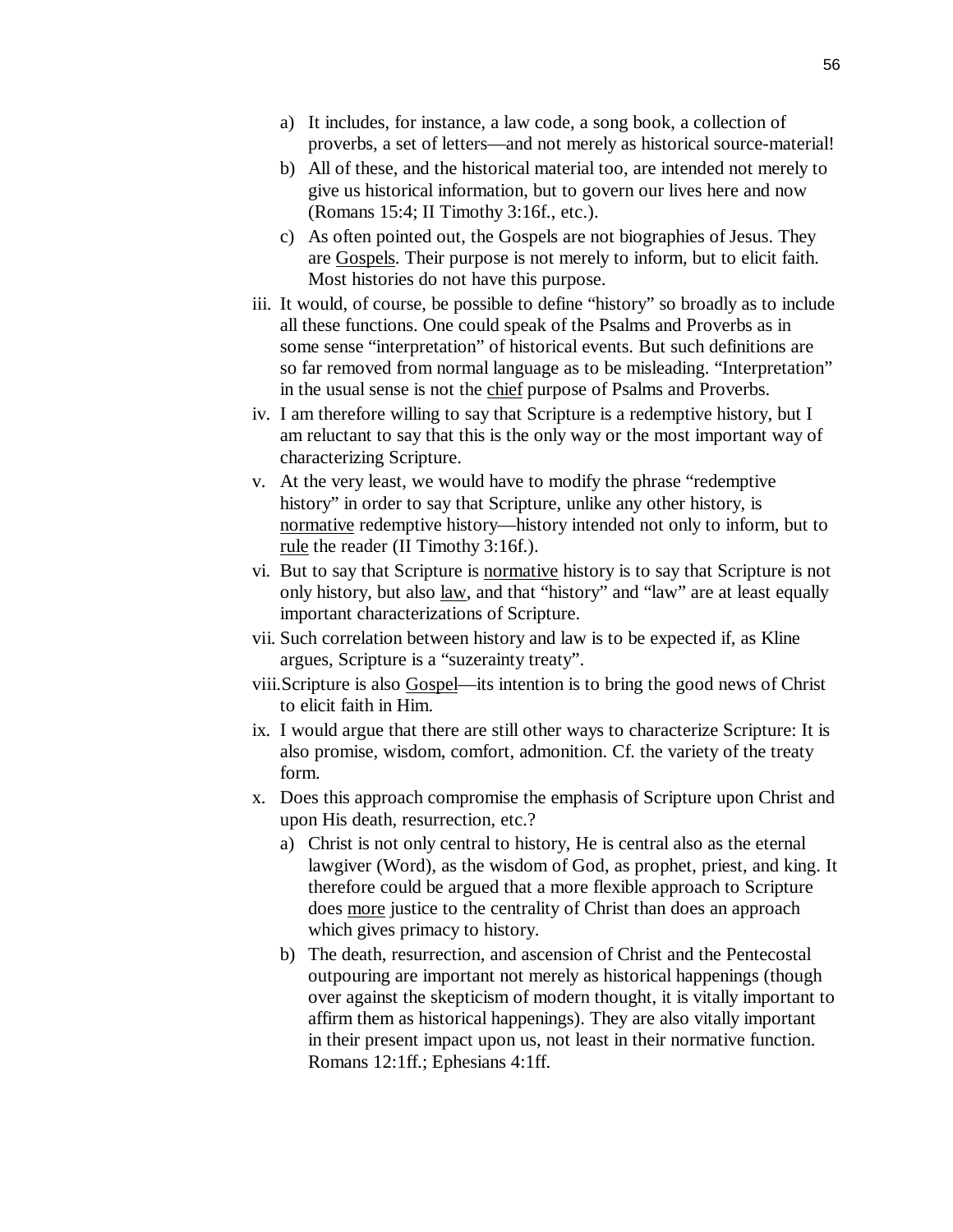a) It includes, for instance, a law code, a song book, a collection of proverbs, a set of letters—and not merely as historical source-material!

b) All of these, and the historical material too, are intended not merely to give us historical information, but to govern our lives here and now (Romans 15:4; II Timothy 3:16f., etc.).

c) As often pointed out, the Gospels are not biographies of Jesus. They are <u>Gospels</u>. Their purpose is not merely to inform, but to elicit faith. Most histories do not have this purpose.

iii. It would, of course, be possible to define "history" so broadly as to include all these functions. One could speak of the Psalms and Proverbs as in some sense "interpretation" of historical events. But such definitions are so far removed from normal language as to be misleading. "Interpretation" in the usual sense is not the <u>chief</u> purpose of Psalms and Proverbs.

iv. I am therefore willing to say that Scripture is a redemptive history, but I am reluctant to say that this is the only way or the most important way of characterizing Scripture.

v. At the very least, we would have to modify the phrase "redemptive history" in order to say that Scripture, unlike any other history, is <u>normative</u> redemptive history—history intended not only to inform, but to <u>rule</u> the reader (II Timothy 3:16f.).

vi. But to say that Scripture is <u>normative</u> history is to say that Scripture is not only history, but also <u>law</u>, and that "history" and "law" are at least equally important characterizations of Scripture.

vii. Such correlation between history and law is to be expected if, as Kline argues, Scripture is a "suzerainty treaty".

viii. Scripture is also <u>Gospel</u>—its intention is to bring the good news of Christ to elicit faith in Him.

ix. I would argue that there are still other ways to characterize Scripture: It is also promise, wisdom, comfort, admonition. Cf. the variety of the treaty form.

x. Does this approach compromise the emphasis of Scripture upon Christ and upon His death, resurrection, etc.?

a) Christ is not only central to history, He is central also as the eternal lawgiver (Word), as the wisdom of God, as prophet, priest, and king. It therefore could be argued that a more flexible approach to Scripture does <u>more</u> justice to the centrality of Christ than does an approach which gives primacy to history.

b) The death, resurrection, and ascension of Christ and the Pentecostal outpouring are important not merely as historical happenings (though over against the skepticism of modern thought, it is vitally important to affirm them as historical happenings). They are also vitally important in their present impact upon us, not least in their normative function. Romans 12:1ff.; Ephesians 4:1ff.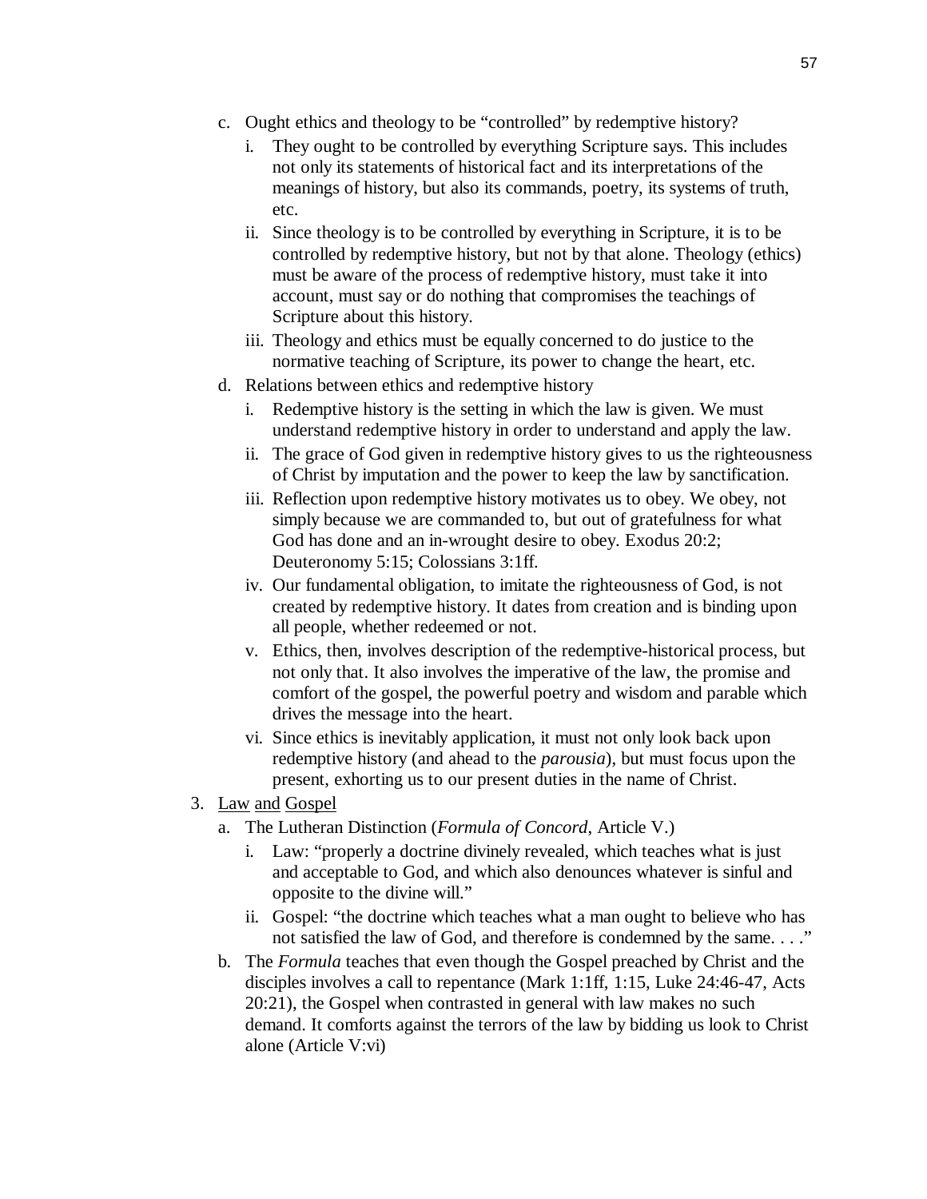c. Ought ethics and theology to be "controlled" by redemptive history?
   i. They ought to be controlled by everything Scripture says. This includes not only its statements of historical fact and its interpretations of the meanings of history, but also its commands, poetry, its systems of truth, etc.
   ii. Since theology is to be controlled by everything in Scripture, it is to be controlled by redemptive history, but not by that alone. Theology (ethics) must be aware of the process of redemptive history, must take it into account, must say or do nothing that compromises the teachings of Scripture about this history.
   iii. Theology and ethics must be equally concerned to do justice to the normative teaching of Scripture, its power to change the heart, etc.

d. Relations between ethics and redemptive history
   i. Redemptive history is the setting in which the law is given. We must understand redemptive history in order to understand and apply the law.
   ii. The grace of God given in redemptive history gives to us the righteousness of Christ by imputation and the power to keep the law by sanctification.
   iii. Reflection upon redemptive history motivates us to obey. We obey, not simply because we are commanded to, but out of gratefulness for what God has done and an in-wrought desire to obey. Exodus 20:2; Deuteronomy 5:15; Colossians 3:1ff.
   iv. Our fundamental obligation, to imitate the righteousness of God, is not created by redemptive history. It dates from creation and is binding upon all people, whether redeemed or not.
   v. Ethics, then, involves description of the redemptive-historical process, but not only that. It also involves the imperative of the law, the promise and comfort of the gospel, the powerful poetry and wisdom and parable which drives the message into the heart.
   vi. Since ethics is inevitably application, it must not only look back upon redemptive history (and ahead to the *parousia*), but must focus upon the present, exhorting us to our present duties in the name of Christ.

3. <u>Law</u> <u>and</u> <u>Gospel</u>
   a. The Lutheran Distinction (*Formula of Concord*, Article V.)
      i. Law: "properly a doctrine divinely revealed, which teaches what is just and acceptable to God, and which also denounces whatever is sinful and opposite to the divine will."
      ii. Gospel: "the doctrine which teaches what a man ought to believe who has not satisfied the law of God, and therefore is condemned by the same. . . ."
   b. The *Formula* teaches that even though the Gospel preached by Christ and the disciples involves a call to repentance (Mark 1:1ff, 1:15, Luke 24:46-47, Acts 20:21), the Gospel when contrasted in general with law makes no such demand. It comforts against the terrors of the law by bidding us look to Christ alone (Article V:vi)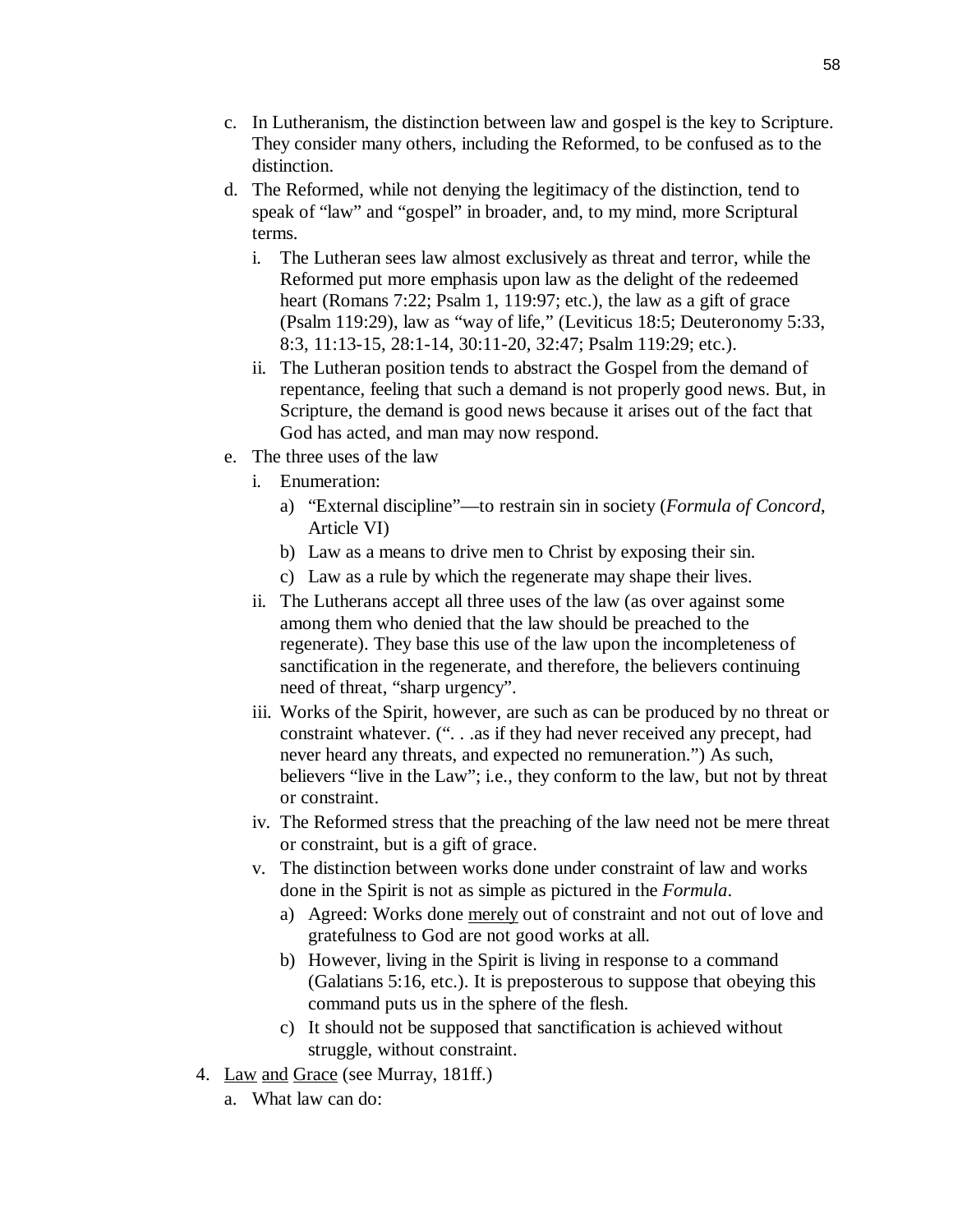c. In Lutheranism, the distinction between law and gospel is the key to Scripture. They consider many others, including the Reformed, to be confused as to the distinction.
d. The Reformed, while not denying the legitimacy of the distinction, tend to speak of "law" and "gospel" in broader, and, to my mind, more Scriptural terms.
    i. The Lutheran sees law almost exclusively as threat and terror, while the Reformed put more emphasis upon law as the delight of the redeemed heart (Romans 7:22; Psalm 1, 119:97; etc.), the law as a gift of grace (Psalm 119:29), law as "way of life," (Leviticus 18:5; Deuteronomy 5:33, 8:3, 11:13-15, 28:1-14, 30:11-20, 32:47; Psalm 119:29; etc.).
    ii. The Lutheran position tends to abstract the Gospel from the demand of repentance, feeling that such a demand is not properly good news. But, in Scripture, the demand is good news because it arises out of the fact that God has acted, and man may now respond.
e. The three uses of the law
    i. Enumeration:
        a) "External discipline"—to restrain sin in society (*Formula of Concord*, Article VI)
        b) Law as a means to drive men to Christ by exposing their sin.
        c) Law as a rule by which the regenerate may shape their lives.
    ii. The Lutherans accept all three uses of the law (as over against some among them who denied that the law should be preached to the regenerate). They base this use of the law upon the incompleteness of sanctification in the regenerate, and therefore, the believers continuing need of threat, "sharp urgency".
    iii. Works of the Spirit, however, are such as can be produced by no threat or constraint whatever. (". . .as if they had never received any precept, had never heard any threats, and expected no remuneration.") As such, believers "live in the Law"; i.e., they conform to the law, but not by threat or constraint.
    iv. The Reformed stress that the preaching of the law need not be mere threat or constraint, but is a gift of grace.
    v. The distinction between works done under constraint of law and works done in the Spirit is not as simple as pictured in the *Formula*.
        a) Agreed: Works done <u>merely</u> out of constraint and not out of love and gratefulness to God are not good works at all.
        b) However, living in the Spirit is living in response to a command (Galatians 5:16, etc.). It is preposterous to suppose that obeying this command puts us in the sphere of the flesh.
        c) It should not be supposed that sanctification is achieved without struggle, without constraint.

4. <u>Law</u> <u>and</u> <u>Grace</u> (see Murray, 181ff.)
    a. What law can do: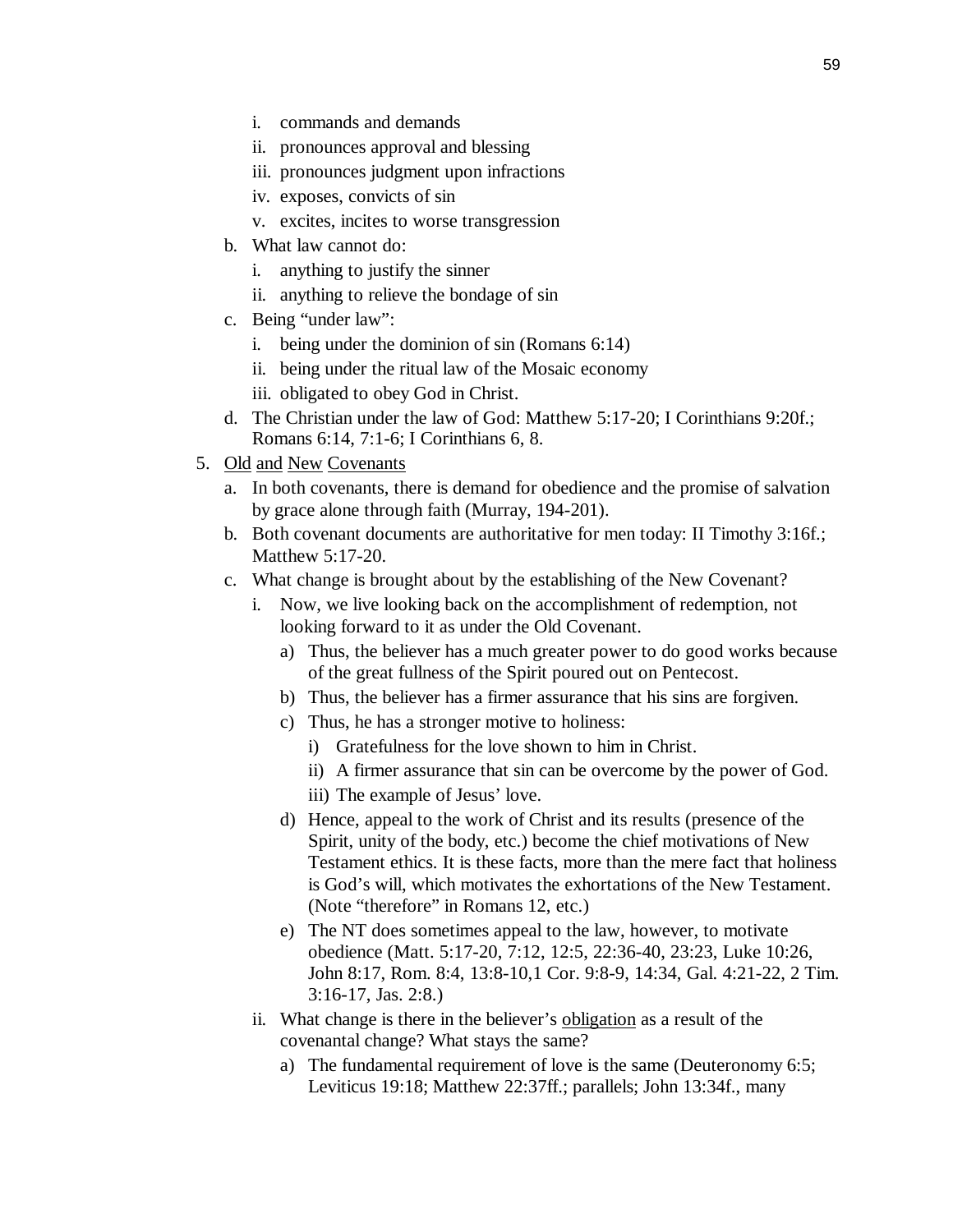i. commands and demands
ii. pronounces approval and blessing
iii. pronounces judgment upon infractions
iv. exposes, convicts of sin
v. excites, incites to worse transgression

b. What law cannot do:
   i. anything to justify the sinner
   ii. anything to relieve the bondage of sin

c. Being "under law":
   i. being under the dominion of sin (Romans 6:14)
   ii. being under the ritual law of the Mosaic economy
   iii. obligated to obey God in Christ.

d. The Christian under the law of God: Matthew 5:17-20; I Corinthians 9:20f.; Romans 6:14, 7:1-6; I Corinthians 6, 8.

5. Old and New Covenants
   a. In both covenants, there is demand for obedience and the promise of salvation by grace alone through faith (Murray, 194-201).
   b. Both covenant documents are authoritative for men today: II Timothy 3:16f.; Matthew 5:17-20.
   c. What change is brought about by the establishing of the New Covenant?
      i. Now, we live looking back on the accomplishment of redemption, not looking forward to it as under the Old Covenant.
         a) Thus, the believer has a much greater power to do good works because of the great fullness of the Spirit poured out on Pentecost.
         b) Thus, the believer has a firmer assurance that his sins are forgiven.
         c) Thus, he has a stronger motive to holiness:
            i) Gratefulness for the love shown to him in Christ.
            ii) A firmer assurance that sin can be overcome by the power of God.
            iii) The example of Jesus' love.
         d) Hence, appeal to the work of Christ and its results (presence of the Spirit, unity of the body, etc.) become the chief motivations of New Testament ethics. It is these facts, more than the mere fact that holiness is God's will, which motivates the exhortations of the New Testament. (Note "therefore" in Romans 12, etc.)
         e) The NT does sometimes appeal to the law, however, to motivate obedience (Matt. 5:17-20, 7:12, 12:5, 22:36-40, 23:23, Luke 10:26, John 8:17, Rom. 8:4, 13:8-10,1 Cor. 9:8-9, 14:34, Gal. 4:21-22, 2 Tim. 3:16-17, Jas. 2:8.)
      ii. What change is there in the believer's obligation as a result of the covenantal change? What stays the same?
         a) The fundamental requirement of love is the same (Deuteronomy 6:5; Leviticus 19:18; Matthew 22:37ff.; parallels; John 13:34f., many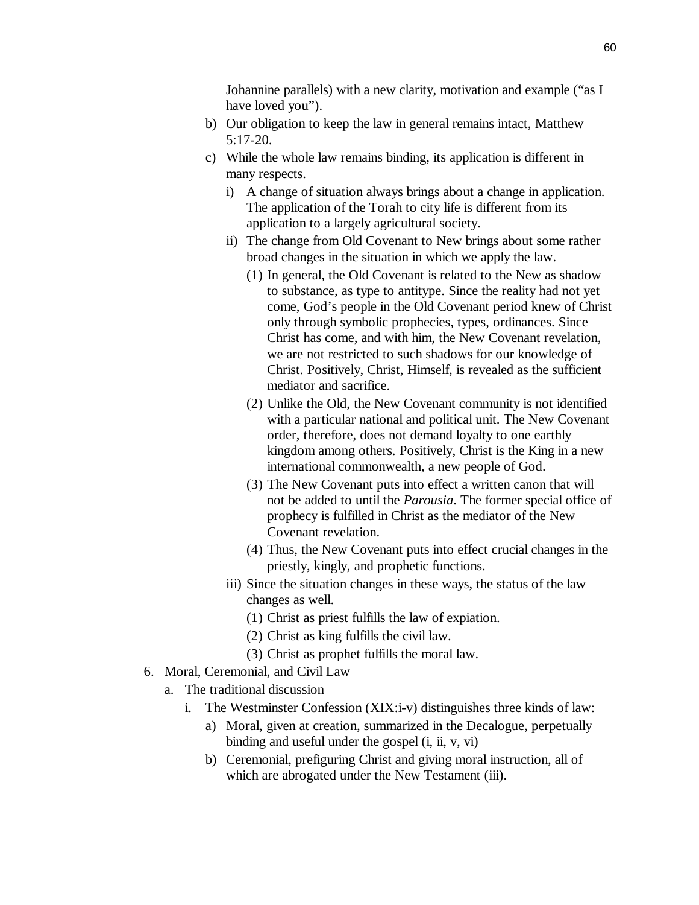Johannine parallels) with a new clarity, motivation and example ("as I have loved you").

b) Our obligation to keep the law in general remains intact, Matthew 5:17-20.

c) While the whole law remains binding, its <u>application</u> is different in many respects.

   i) A change of situation always brings about a change in application. The application of the Torah to city life is different from its application to a largely agricultural society.

   ii) The change from Old Covenant to New brings about some rather broad changes in the situation in which we apply the law.

      (1) In general, the Old Covenant is related to the New as shadow to substance, as type to antitype. Since the reality had not yet come, God's people in the Old Covenant period knew of Christ only through symbolic prophecies, types, ordinances. Since Christ has come, and with him, the New Covenant revelation, we are not restricted to such shadows for our knowledge of Christ. Positively, Christ, Himself, is revealed as the sufficient mediator and sacrifice.

      (2) Unlike the Old, the New Covenant community is not identified with a particular national and political unit. The New Covenant order, therefore, does not demand loyalty to one earthly kingdom among others. Positively, Christ is the King in a new international commonwealth, a new people of God.

      (3) The New Covenant puts into effect a written canon that will not be added to until the *Parousia*. The former special office of prophecy is fulfilled in Christ as the mediator of the New Covenant revelation.

      (4) Thus, the New Covenant puts into effect crucial changes in the priestly, kingly, and prophetic functions.

   iii) Since the situation changes in these ways, the status of the law changes as well.

      (1) Christ as priest fulfills the law of expiation.

      (2) Christ as king fulfills the civil law.

      (3) Christ as prophet fulfills the moral law.

6. <u>Moral, Ceremonial, and Civil Law</u>

   a. The traditional discussion

      i. The Westminster Confession (XIX:i-v) distinguishes three kinds of law:

         a) Moral, given at creation, summarized in the Decalogue, perpetually binding and useful under the gospel (i, ii, v, vi)

         b) Ceremonial, prefiguring Christ and giving moral instruction, all of which are abrogated under the New Testament (iii).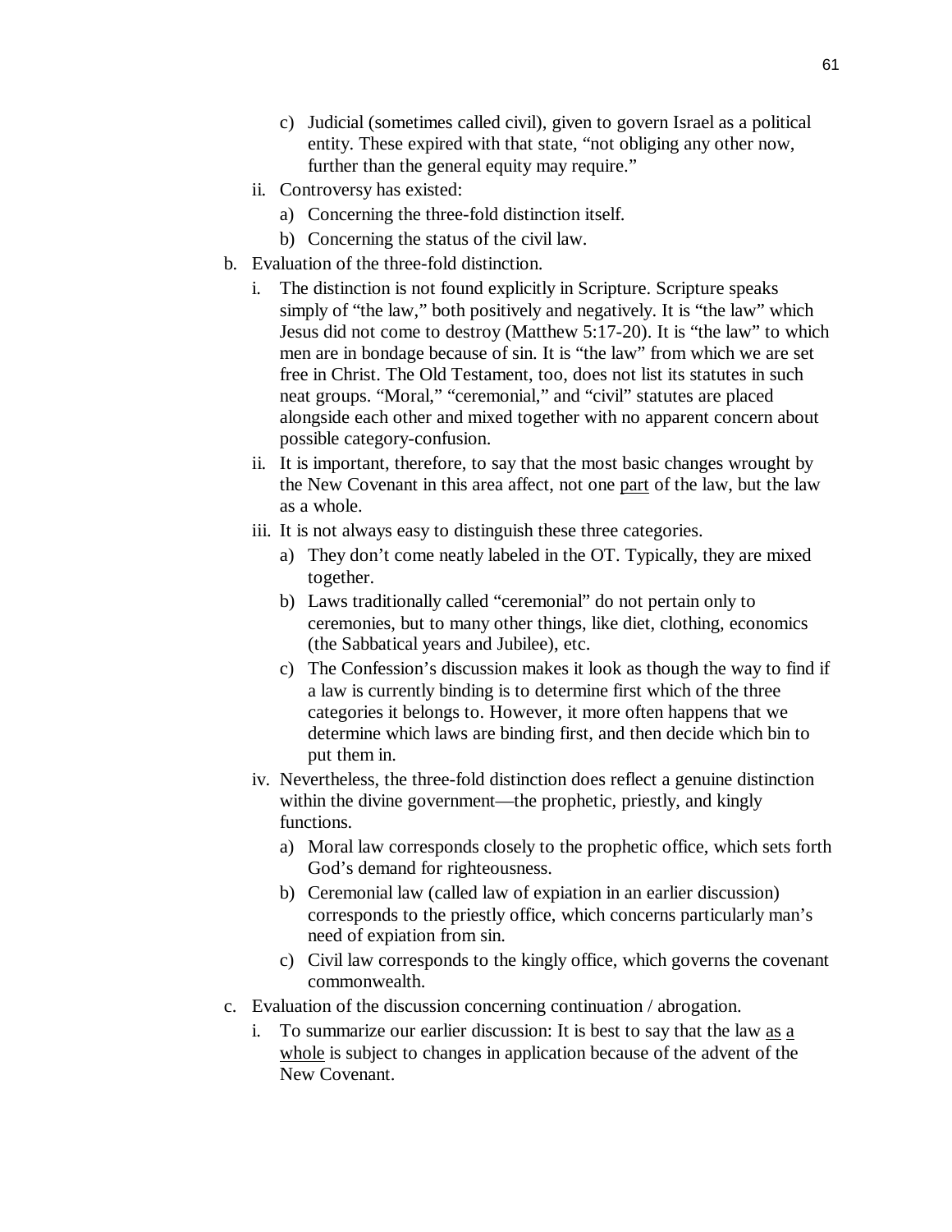c) Judicial (sometimes called civil), given to govern Israel as a political entity. These expired with that state, "not obliging any other now, further than the general equity may require."

ii. Controversy has existed:

a) Concerning the three-fold distinction itself.

b) Concerning the status of the civil law.

b. Evaluation of the three-fold distinction.

i. The distinction is not found explicitly in Scripture. Scripture speaks simply of "the law," both positively and negatively. It is "the law" which Jesus did not come to destroy (Matthew 5:17-20). It is "the law" to which men are in bondage because of sin. It is "the law" from which we are set free in Christ. The Old Testament, too, does not list its statutes in such neat groups. "Moral," "ceremonial," and "civil" statutes are placed alongside each other and mixed together with no apparent concern about possible category-confusion.

ii. It is important, therefore, to say that the most basic changes wrought by the New Covenant in this area affect, not one <u>part</u> of the law, but the law as a whole.

iii. It is not always easy to distinguish these three categories.

a) They don't come neatly labeled in the OT. Typically, they are mixed together.

b) Laws traditionally called "ceremonial" do not pertain only to ceremonies, but to many other things, like diet, clothing, economics (the Sabbatical years and Jubilee), etc.

c) The Confession's discussion makes it look as though the way to find if a law is currently binding is to determine first which of the three categories it belongs to. However, it more often happens that we determine which laws are binding first, and then decide which bin to put them in.

iv. Nevertheless, the three-fold distinction does reflect a genuine distinction within the divine government—the prophetic, priestly, and kingly functions.

a) Moral law corresponds closely to the prophetic office, which sets forth God's demand for righteousness.

b) Ceremonial law (called law of expiation in an earlier discussion) corresponds to the priestly office, which concerns particularly man's need of expiation from sin.

c) Civil law corresponds to the kingly office, which governs the covenant commonwealth.

c. Evaluation of the discussion concerning continuation / abrogation.

i. To summarize our earlier discussion: It is best to say that the law <u>as a whole</u> is subject to changes in application because of the advent of the New Covenant.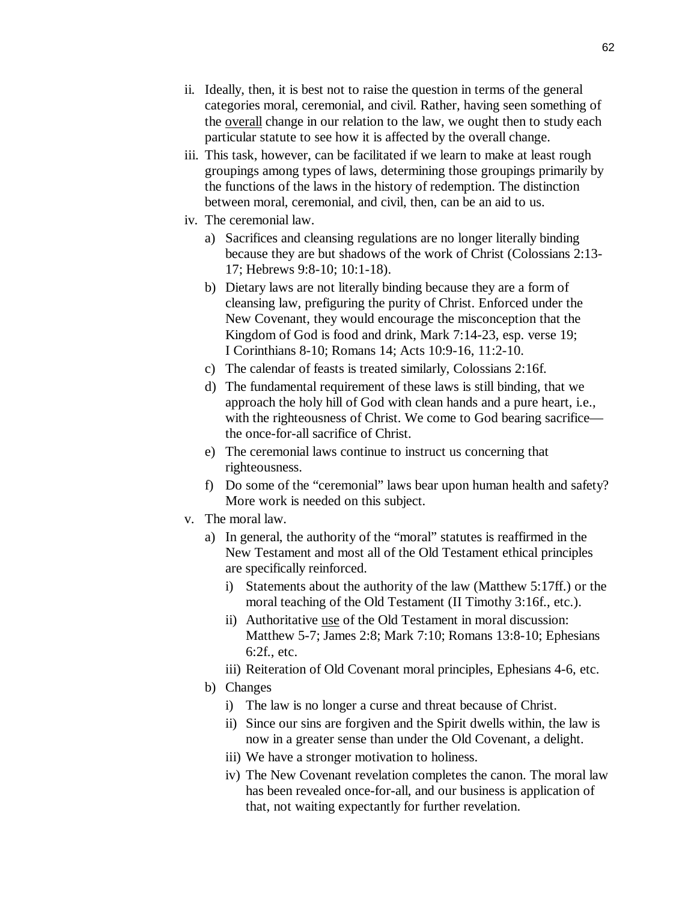ii. Ideally, then, it is best not to raise the question in terms of the general categories moral, ceremonial, and civil. Rather, having seen something of the <u>overall</u> change in our relation to the law, we ought then to study each particular statute to see how it is affected by the overall change.

iii. This task, however, can be facilitated if we learn to make at least rough groupings among types of laws, determining those groupings primarily by the functions of the laws in the history of redemption. The distinction between moral, ceremonial, and civil, then, can be an aid to us.

iv. The ceremonial law.

   a) Sacrifices and cleansing regulations are no longer literally binding because they are but shadows of the work of Christ (Colossians 2:13-17; Hebrews 9:8-10; 10:1-18).

   b) Dietary laws are not literally binding because they are a form of cleansing law, prefiguring the purity of Christ. Enforced under the New Covenant, they would encourage the misconception that the Kingdom of God is food and drink, Mark 7:14-23, esp. verse 19; I Corinthians 8-10; Romans 14; Acts 10:9-16, 11:2-10.

   c) The calendar of feasts is treated similarly, Colossians 2:16f.

   d) The fundamental requirement of these laws is still binding, that we approach the holy hill of God with clean hands and a pure heart, i.e., with the righteousness of Christ. We come to God bearing sacrifice—the once-for-all sacrifice of Christ.

   e) The ceremonial laws continue to instruct us concerning that righteousness.

   f) Do some of the "ceremonial" laws bear upon human health and safety? More work is needed on this subject.

v. The moral law.

   a) In general, the authority of the "moral" statutes is reaffirmed in the New Testament and most all of the Old Testament ethical principles are specifically reinforced.

      i) Statements about the authority of the law (Matthew 5:17ff.) or the moral teaching of the Old Testament (II Timothy 3:16f., etc.).

      ii) Authoritative <u>use</u> of the Old Testament in moral discussion: Matthew 5-7; James 2:8; Mark 7:10; Romans 13:8-10; Ephesians 6:2f., etc.

      iii) Reiteration of Old Covenant moral principles, Ephesians 4-6, etc.

   b) Changes

      i) The law is no longer a curse and threat because of Christ.

      ii) Since our sins are forgiven and the Spirit dwells within, the law is now in a greater sense than under the Old Covenant, a delight.

      iii) We have a stronger motivation to holiness.

      iv) The New Covenant revelation completes the canon. The moral law has been revealed once-for-all, and our business is application of that, not waiting expectantly for further revelation.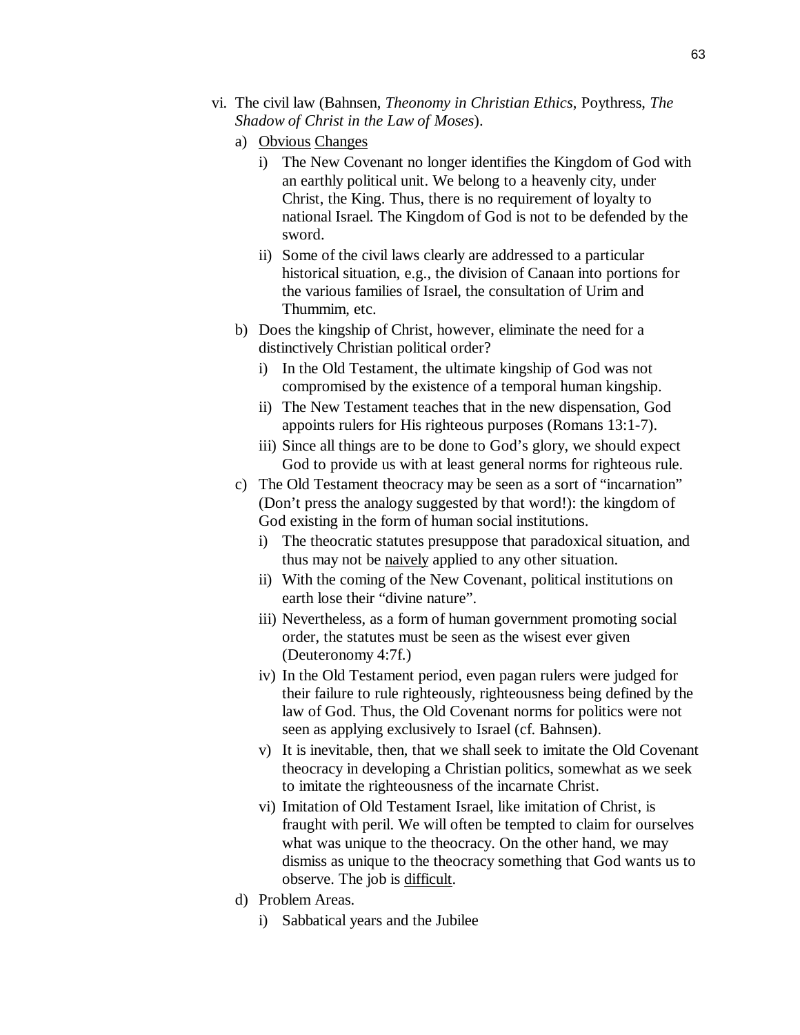vi. The civil law (Bahnsen, *Theonomy in Christian Ethics*, Poythress, *The Shadow of Christ in the Law of Moses*).

   a) <u>Obvious</u> <u>Changes</u>

      i) The New Covenant no longer identifies the Kingdom of God with an earthly political unit. We belong to a heavenly city, under Christ, the King. Thus, there is no requirement of loyalty to national Israel. The Kingdom of God is not to be defended by the sword.

      ii) Some of the civil laws clearly are addressed to a particular historical situation, e.g., the division of Canaan into portions for the various families of Israel, the consultation of Urim and Thummim, etc.

   b) Does the kingship of Christ, however, eliminate the need for a distinctively Christian political order?

      i) In the Old Testament, the ultimate kingship of God was not compromised by the existence of a temporal human kingship.

      ii) The New Testament teaches that in the new dispensation, God appoints rulers for His righteous purposes (Romans 13:1-7).

      iii) Since all things are to be done to God's glory, we should expect God to provide us with at least general norms for righteous rule.

   c) The Old Testament theocracy may be seen as a sort of "incarnation" (Don't press the analogy suggested by that word!): the kingdom of God existing in the form of human social institutions.

      i) The theocratic statutes presuppose that paradoxical situation, and thus may not be <u>naively</u> applied to any other situation.

      ii) With the coming of the New Covenant, political institutions on earth lose their "divine nature".

      iii) Nevertheless, as a form of human government promoting social order, the statutes must be seen as the wisest ever given (Deuteronomy 4:7f.)

      iv) In the Old Testament period, even pagan rulers were judged for their failure to rule righteously, righteousness being defined by the law of God. Thus, the Old Covenant norms for politics were not seen as applying exclusively to Israel (cf. Bahnsen).

      v) It is inevitable, then, that we shall seek to imitate the Old Covenant theocracy in developing a Christian politics, somewhat as we seek to imitate the righteousness of the incarnate Christ.

      vi) Imitation of Old Testament Israel, like imitation of Christ, is fraught with peril. We will often be tempted to claim for ourselves what was unique to the theocracy. On the other hand, we may dismiss as unique to the theocracy something that God wants us to observe. The job is <u>difficult</u>.

   d) Problem Areas.

      i) Sabbatical years and the Jubilee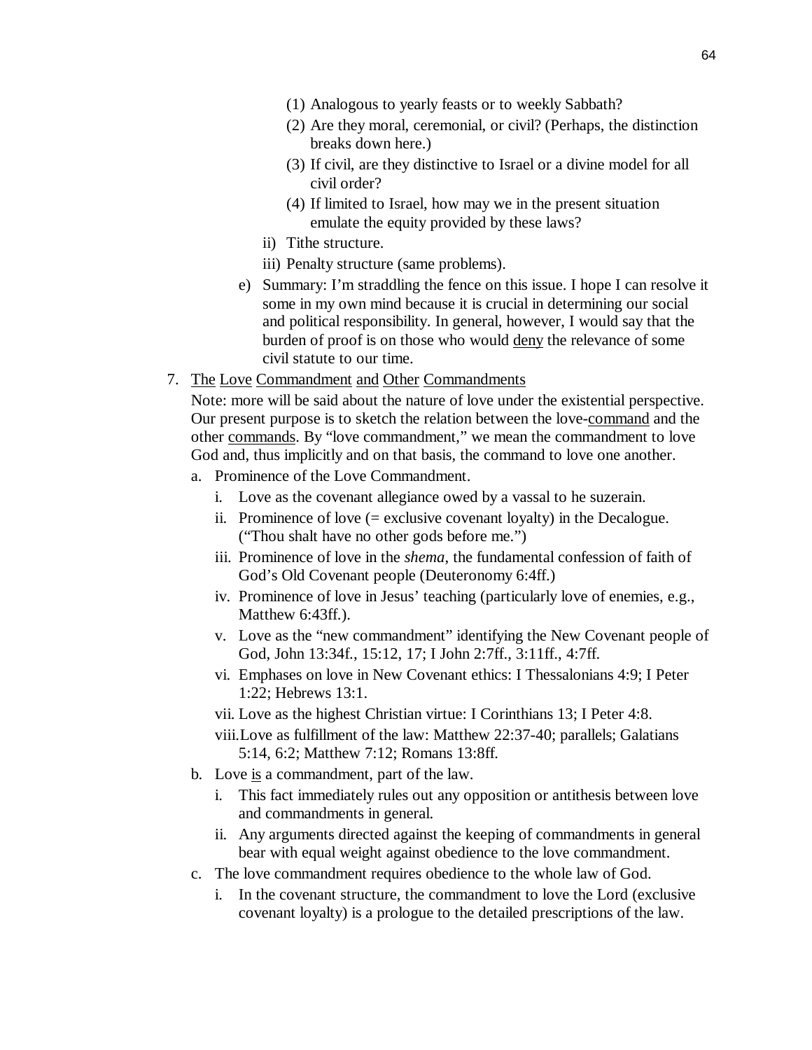(1) Analogous to yearly feasts or to weekly Sabbath?

(2) Are they moral, ceremonial, or civil? (Perhaps, the distinction breaks down here.)

(3) If civil, are they distinctive to Israel or a divine model for all civil order?

(4) If limited to Israel, how may we in the present situation emulate the equity provided by these laws?

ii) Tithe structure.

iii) Penalty structure (same problems).

e) Summary: I'm straddling the fence on this issue. I hope I can resolve it some in my own mind because it is crucial in determining our social and political responsibility. In general, however, I would say that the burden of proof is on those who would <u>deny</u> the relevance of some civil statute to our time.

7. <u>The</u> <u>Love</u> <u>Commandment</u> <u>and</u> <u>Other</u> <u>Commandments</u>

Note: more will be said about the nature of love under the existential perspective. Our present purpose is to sketch the relation between the love-<u>command</u> and the other <u>commands</u>. By "love commandment," we mean the commandment to love God and, thus implicitly and on that basis, the command to love one another.

a. Prominence of the Love Commandment.

i. Love as the covenant allegiance owed by a vassal to he suzerain.

ii. Prominence of love (= exclusive covenant loyalty) in the Decalogue. ("Thou shalt have no other gods before me.")

iii. Prominence of love in the *shema*, the fundamental confession of faith of God's Old Covenant people (Deuteronomy 6:4ff.)

iv. Prominence of love in Jesus' teaching (particularly love of enemies, e.g., Matthew 6:43ff.).

v. Love as the "new commandment" identifying the New Covenant people of God, John 13:34f., 15:12, 17; I John 2:7ff., 3:11ff., 4:7ff.

vi. Emphases on love in New Covenant ethics: I Thessalonians 4:9; I Peter 1:22; Hebrews 13:1.

vii. Love as the highest Christian virtue: I Corinthians 13; I Peter 4:8.

viii. Love as fulfillment of the law: Matthew 22:37-40; parallels; Galatians 5:14, 6:2; Matthew 7:12; Romans 13:8ff.

b. Love <u>is</u> a commandment, part of the law.

i. This fact immediately rules out any opposition or antithesis between love and commandments in general.

ii. Any arguments directed against the keeping of commandments in general bear with equal weight against obedience to the love commandment.

c. The love commandment requires obedience to the whole law of God.

i. In the covenant structure, the commandment to love the Lord (exclusive covenant loyalty) is a prologue to the detailed prescriptions of the law.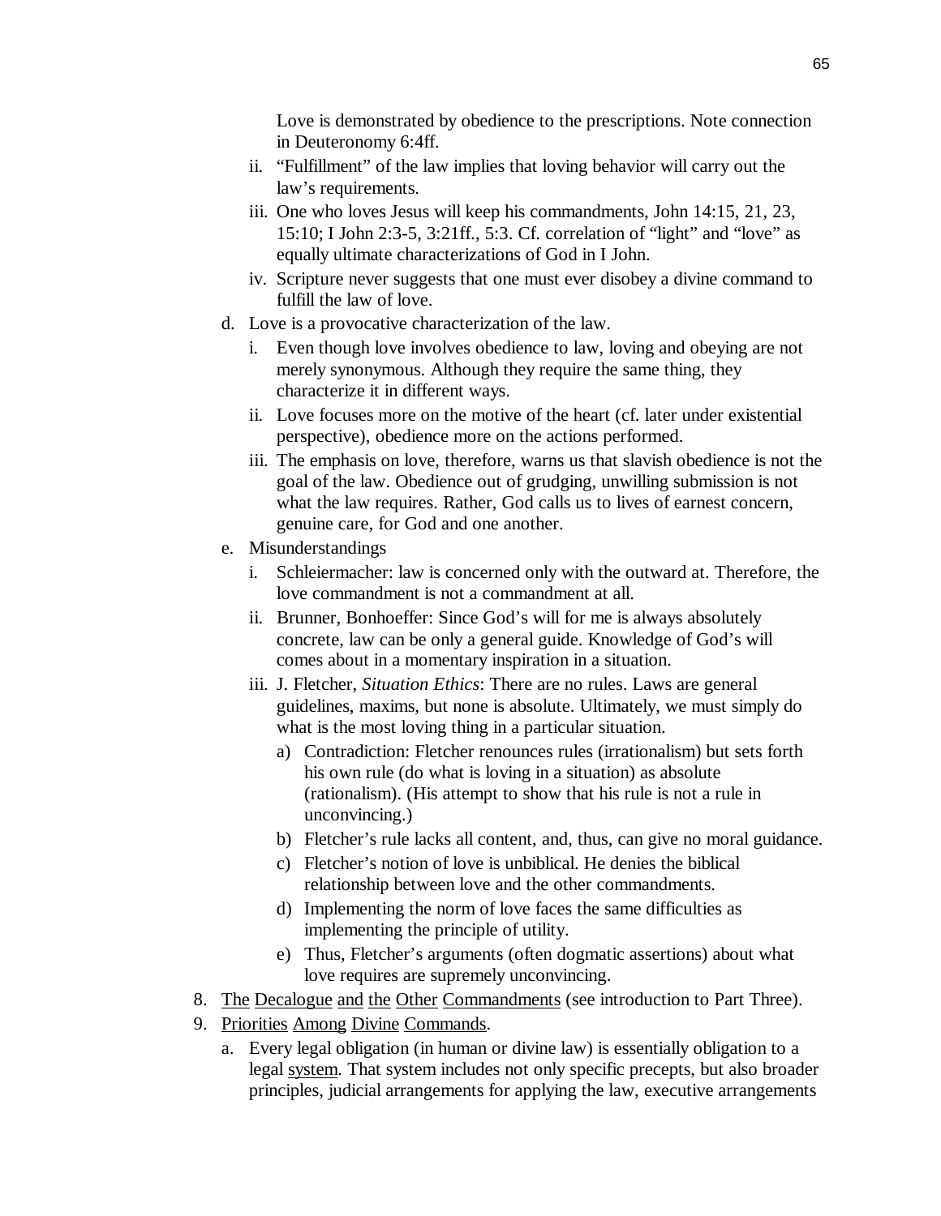Love is demonstrated by obedience to the prescriptions. Note connection in Deuteronomy 6:4ff.

   ii. "Fulfillment" of the law implies that loving behavior will carry out the law's requirements.
   iii. One who loves Jesus will keep his commandments, John 14:15, 21, 23, 15:10; I John 2:3-5, 3:21ff., 5:3. Cf. correlation of "light" and "love" as equally ultimate characterizations of God in I John.
   iv. Scripture never suggests that one must ever disobey a divine command to fulfill the law of love.

d. Love is a provocative characterization of the law.
   i. Even though love involves obedience to law, loving and obeying are not merely synonymous. Although they require the same thing, they characterize it in different ways.
   ii. Love focuses more on the motive of the heart (cf. later under existential perspective), obedience more on the actions performed.
   iii. The emphasis on love, therefore, warns us that slavish obedience is not the goal of the law. Obedience out of grudging, unwilling submission is not what the law requires. Rather, God calls us to lives of earnest concern, genuine care, for God and one another.

e. Misunderstandings
   i. Schleiermacher: law is concerned only with the outward at. Therefore, the love commandment is not a commandment at all.
   ii. Brunner, Bonhoeffer: Since God's will for me is always absolutely concrete, law can be only a general guide. Knowledge of God's will comes about in a momentary inspiration in a situation.
   iii. J. Fletcher, *Situation Ethics*: There are no rules. Laws are general guidelines, maxims, but none is absolute. Ultimately, we must simply do what is the most loving thing in a particular situation.
      a) Contradiction: Fletcher renounces rules (irrationalism) but sets forth his own rule (do what is loving in a situation) as absolute (rationalism). (His attempt to show that his rule is not a rule in unconvincing.)
      b) Fletcher's rule lacks all content, and, thus, can give no moral guidance.
      c) Fletcher's notion of love is unbiblical. He denies the biblical relationship between love and the other commandments.
      d) Implementing the norm of love faces the same difficulties as implementing the principle of utility.
      e) Thus, Fletcher's arguments (often dogmatic assertions) about what love requires are supremely unconvincing.

8. <u>The Decalogue and the Other Commandments</u> (see introduction to Part Three).
9. <u>Priorities Among Divine Commands</u>.
   a. Every legal obligation (in human or divine law) is essentially obligation to a legal <u>system</u>. That system includes not only specific precepts, but also broader principles, judicial arrangements for applying the law, executive arrangements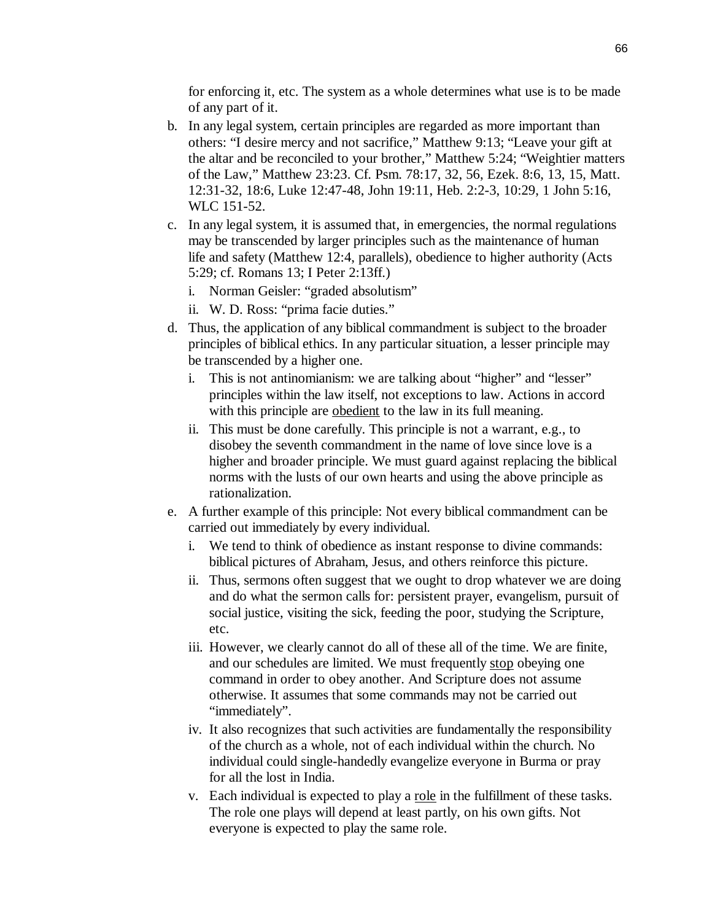for enforcing it, etc. The system as a whole determines what use is to be made of any part of it.

b. In any legal system, certain principles are regarded as more important than others: “I desire mercy and not sacrifice,” Matthew 9:13; “Leave your gift at the altar and be reconciled to your brother,” Matthew 5:24; “Weightier matters of the Law,” Matthew 23:23. Cf. Psm. 78:17, 32, 56, Ezek. 8:6, 13, 15, Matt. 12:31-32, 18:6, Luke 12:47-48, John 19:11, Heb. 2:2-3, 10:29, 1 John 5:16, WLC 151-52.

c. In any legal system, it is assumed that, in emergencies, the normal regulations may be transcended by larger principles such as the maintenance of human life and safety (Matthew 12:4, parallels), obedience to higher authority (Acts 5:29; cf. Romans 13; I Peter 2:13ff.)

   i. Norman Geisler: “graded absolutism”

   ii. W. D. Ross: “prima facie duties.”

d. Thus, the application of any biblical commandment is subject to the broader principles of biblical ethics. In any particular situation, a lesser principle may be transcended by a higher one.

   i. This is not antinomianism: we are talking about “higher” and “lesser” principles within the law itself, not exceptions to law. Actions in accord with this principle are <u>obedient</u> to the law in its full meaning.

   ii. This must be done carefully. This principle is not a warrant, e.g., to disobey the seventh commandment in the name of love since love is a higher and broader principle. We must guard against replacing the biblical norms with the lusts of our own hearts and using the above principle as rationalization.

e. A further example of this principle: Not every biblical commandment can be carried out immediately by every individual.

   i. We tend to think of obedience as instant response to divine commands: biblical pictures of Abraham, Jesus, and others reinforce this picture.

   ii. Thus, sermons often suggest that we ought to drop whatever we are doing and do what the sermon calls for: persistent prayer, evangelism, pursuit of social justice, visiting the sick, feeding the poor, studying the Scripture, etc.

   iii. However, we clearly cannot do all of these all of the time. We are finite, and our schedules are limited. We must frequently <u>stop</u> obeying one command in order to obey another. And Scripture does not assume otherwise. It assumes that some commands may not be carried out “immediately”.

   iv. It also recognizes that such activities are fundamentally the responsibility of the church as a whole, not of each individual within the church. No individual could single-handedly evangelize everyone in Burma or pray for all the lost in India.

   v. Each individual is expected to play a <u>role</u> in the fulfillment of these tasks. The role one plays will depend at least partly, on his own gifts. Not everyone is expected to play the same role.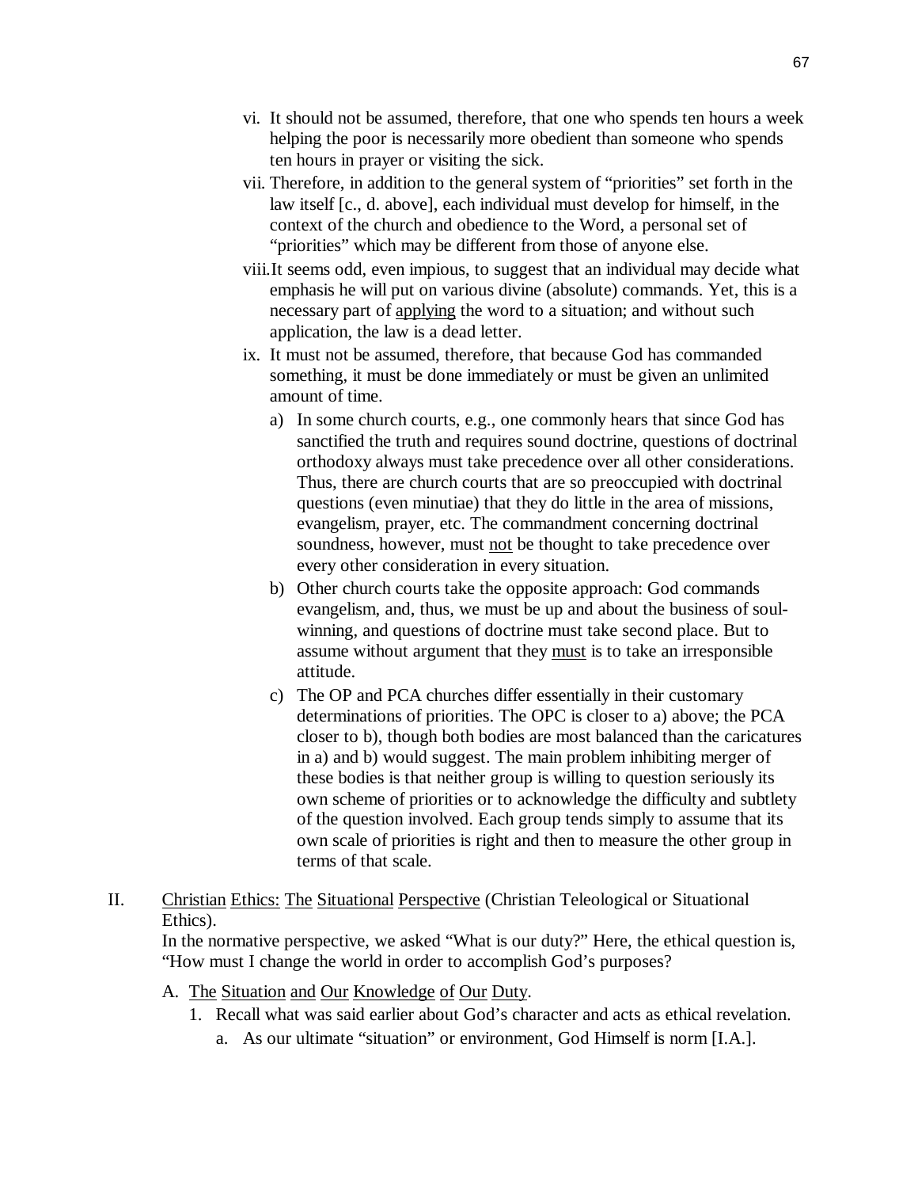vi. It should not be assumed, therefore, that one who spends ten hours a week helping the poor is necessarily more obedient than someone who spends ten hours in prayer or visiting the sick.

vii. Therefore, in addition to the general system of "priorities" set forth in the law itself [c., d. above], each individual must develop for himself, in the context of the church and obedience to the Word, a personal set of "priorities" which may be different from those of anyone else.

viii. It seems odd, even impious, to suggest that an individual may decide what emphasis he will put on various divine (absolute) commands. Yet, this is a necessary part of <u>applying</u> the word to a situation; and without such application, the law is a dead letter.

ix. It must not be assumed, therefore, that because God has commanded something, it must be done immediately or must be given an unlimited amount of time.

- a) In some church courts, e.g., one commonly hears that since God has sanctified the truth and requires sound doctrine, questions of doctrinal orthodoxy always must take precedence over all other considerations. Thus, there are church courts that are so preoccupied with doctrinal questions (even minutiae) that they do little in the area of missions, evangelism, prayer, etc. The commandment concerning doctrinal soundness, however, must <u>not</u> be thought to take precedence over every other consideration in every situation.
- b) Other church courts take the opposite approach: God commands evangelism, and, thus, we must be up and about the business of soul-winning, and questions of doctrine must take second place. But to assume without argument that they <u>must</u> is to take an irresponsible attitude.
- c) The OP and PCA churches differ essentially in their customary determinations of priorities. The OPC is closer to a) above; the PCA closer to b), though both bodies are most balanced than the caricatures in a) and b) would suggest. The main problem inhibiting merger of these bodies is that neither group is willing to question seriously its own scheme of priorities or to acknowledge the difficulty and subtlety of the question involved. Each group tends simply to assume that its own scale of priorities is right and then to measure the other group in terms of that scale.

## II. <u>Christian Ethics: The Situational Perspective</u> (Christian Teleological or Situational Ethics).

In the normative perspective, we asked "What is our duty?" Here, the ethical question is, "How must I change the world in order to accomplish God's purposes?

### A. <u>The Situation and Our Knowledge of Our Duty</u>.

1. Recall what was said earlier about God's character and acts as ethical revelation.
   - a. As our ultimate "situation" or environment, God Himself is norm [I.A.].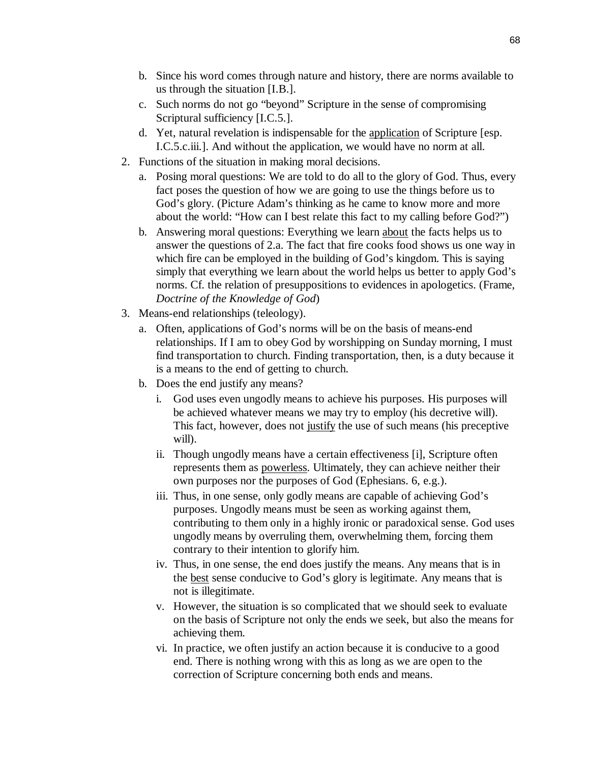b. Since his word comes through nature and history, there are norms available to us through the situation [I.B.].
   c. Such norms do not go "beyond" Scripture in the sense of compromising Scriptural sufficiency [I.C.5.].
   d. Yet, natural revelation is indispensable for the application of Scripture [esp. I.C.5.c.iii.]. And without the application, we would have no norm at all.
2. Functions of the situation in making moral decisions.
   a. Posing moral questions: We are told to do all to the glory of God. Thus, every fact poses the question of how we are going to use the things before us to God's glory. (Picture Adam's thinking as he came to know more and more about the world: "How can I best relate this fact to my calling before God?")
   b. Answering moral questions: Everything we learn about the facts helps us to answer the questions of 2.a. The fact that fire cooks food shows us one way in which fire can be employed in the building of God's kingdom. This is saying simply that everything we learn about the world helps us better to apply God's norms. Cf. the relation of presuppositions to evidences in apologetics. (Frame, *Doctrine of the Knowledge of God*)
3. Means-end relationships (teleology).
   a. Often, applications of God's norms will be on the basis of means-end relationships. If I am to obey God by worshipping on Sunday morning, I must find transportation to church. Finding transportation, then, is a duty because it is a means to the end of getting to church.
   b. Does the end justify any means?
      i. God uses even ungodly means to achieve his purposes. His purposes will be achieved whatever means we may try to employ (his decretive will). This fact, however, does not justify the use of such means (his preceptive will).
      ii. Though ungodly means have a certain effectiveness [i], Scripture often represents them as powerless. Ultimately, they can achieve neither their own purposes nor the purposes of God (Ephesians. 6, e.g.).
      iii. Thus, in one sense, only godly means are capable of achieving God's purposes. Ungodly means must be seen as working against them, contributing to them only in a highly ironic or paradoxical sense. God uses ungodly means by overruling them, overwhelming them, forcing them contrary to their intention to glorify him.
      iv. Thus, in one sense, the end does justify the means. Any means that is in the best sense conducive to God's glory is legitimate. Any means that is not is illegitimate.
      v. However, the situation is so complicated that we should seek to evaluate on the basis of Scripture not only the ends we seek, but also the means for achieving them.
      vi. In practice, we often justify an action because it is conducive to a good end. There is nothing wrong with this as long as we are open to the correction of Scripture concerning both ends and means.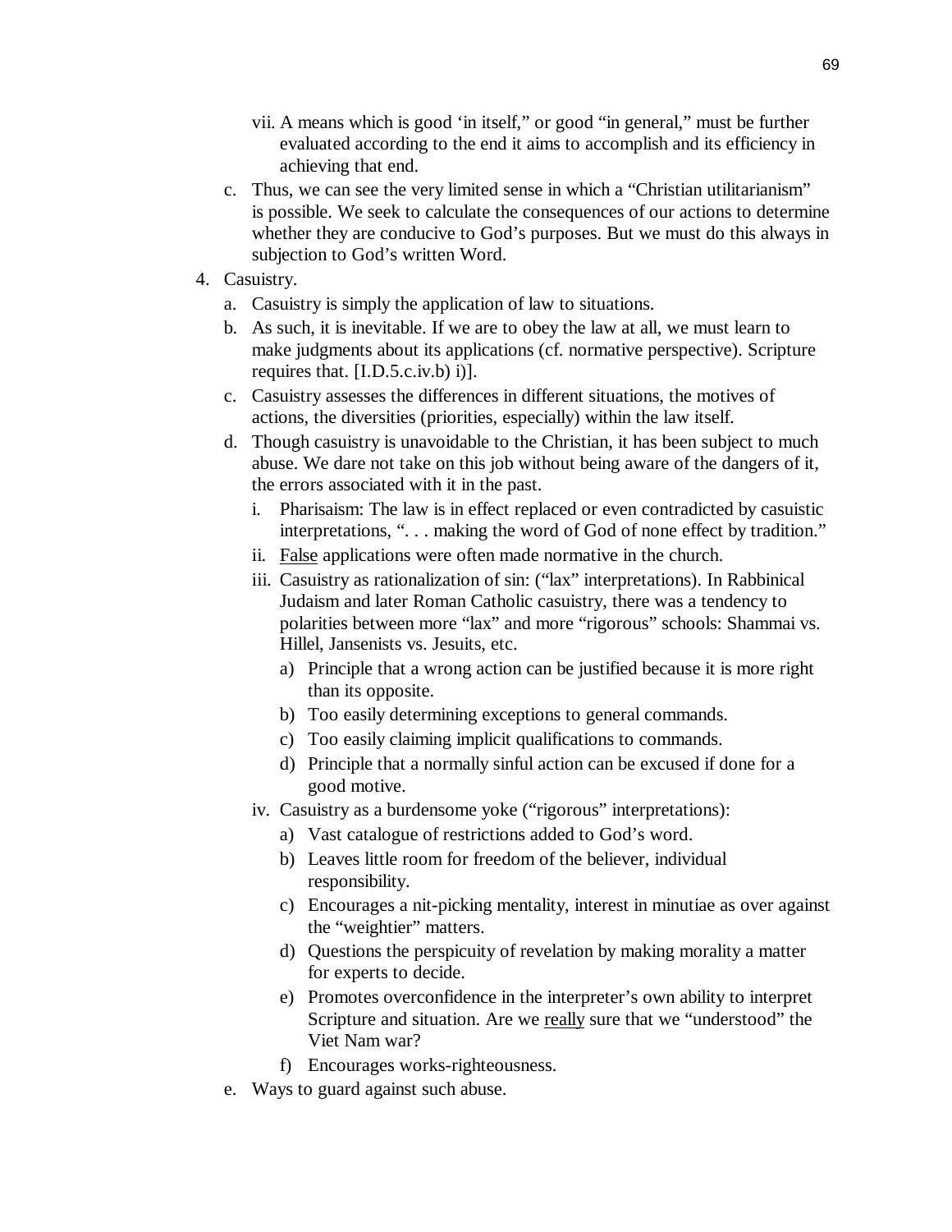- vii. A means which is good ‘in itself,” or good “in general,” must be further evaluated according to the end it aims to accomplish and its efficiency in achieving that end.
- c. Thus, we can see the very limited sense in which a “Christian utilitarianism” is possible. We seek to calculate the consequences of our actions to determine whether they are conducive to God’s purposes. But we must do this always in subjection to God’s written Word.

4. Casuistry.
   - a. Casuistry is simply the application of law to situations.
   - b. As such, it is inevitable. If we are to obey the law at all, we must learn to make judgments about its applications (cf. normative perspective). Scripture requires that. [I.D.5.c.iv.b) i)].
   - c. Casuistry assesses the differences in different situations, the motives of actions, the diversities (priorities, especially) within the law itself.
   - d. Though casuistry is unavoidable to the Christian, it has been subject to much abuse. We dare not take on this job without being aware of the dangers of it, the errors associated with it in the past.
     - i. Pharisaism: The law is in effect replaced or even contradicted by casuistic interpretations, “. . . making the word of God of none effect by tradition.”
     - ii. <u>False</u> applications were often made normative in the church.
     - iii. Casuistry as rationalization of sin: (“lax” interpretations). In Rabbinical Judaism and later Roman Catholic casuistry, there was a tendency to polarities between more “lax” and more “rigorous” schools: Shammai vs. Hillel, Jansenists vs. Jesuits, etc.
       - a) Principle that a wrong action can be justified because it is more right than its opposite.
       - b) Too easily determining exceptions to general commands.
       - c) Too easily claiming implicit qualifications to commands.
       - d) Principle that a normally sinful action can be excused if done for a good motive.
     - iv. Casuistry as a burdensome yoke (“rigorous” interpretations):
       - a) Vast catalogue of restrictions added to God’s word.
       - b) Leaves little room for freedom of the believer, individual responsibility.
       - c) Encourages a nit-picking mentality, interest in minutiae as over against the “weightier” matters.
       - d) Questions the perspicuity of revelation by making morality a matter for experts to decide.
       - e) Promotes overconfidence in the interpreter’s own ability to interpret Scripture and situation. Are we <u>really</u> sure that we “understood” the Viet Nam war?
       - f) Encourages works-righteousness.
   - e. Ways to guard against such abuse.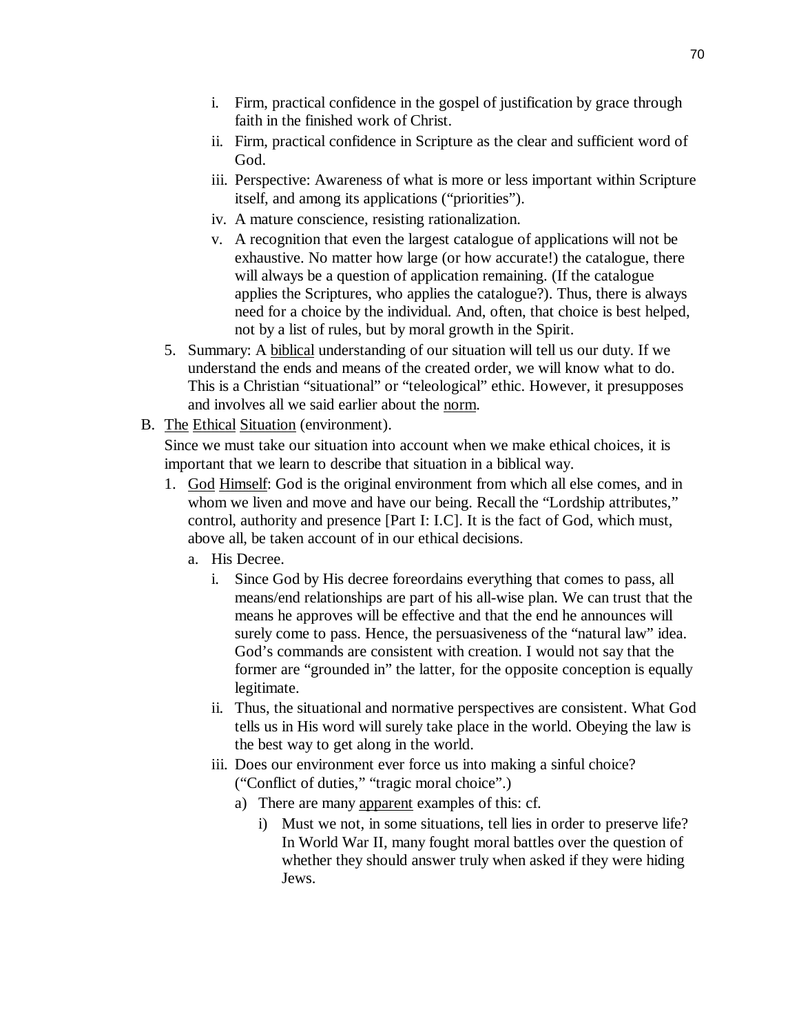i. Firm, practical confidence in the gospel of justification by grace through faith in the finished work of Christ.
   ii. Firm, practical confidence in Scripture as the clear and sufficient word of God.
   iii. Perspective: Awareness of what is more or less important within Scripture itself, and among its applications ("priorities").
   iv. A mature conscience, resisting rationalization.
   v. A recognition that even the largest catalogue of applications will not be exhaustive. No matter how large (or how accurate!) the catalogue, there will always be a question of application remaining. (If the catalogue applies the Scriptures, who applies the catalogue?). Thus, there is always need for a choice by the individual. And, often, that choice is best helped, not by a list of rules, but by moral growth in the Spirit.

5. Summary: A <u>biblical</u> understanding of our situation will tell us our duty. If we understand the ends and means of the created order, we will know what to do. This is a Christian "situational" or "teleological" ethic. However, it presupposes and involves all we said earlier about the <u>norm</u>.

B. <u>The Ethical Situation</u> (environment).

Since we must take our situation into account when we make ethical choices, it is important that we learn to describe that situation in a biblical way.

1. <u>God Himself</u>: God is the original environment from which all else comes, and in whom we liven and move and have our being. Recall the "Lordship attributes," control, authority and presence [Part I: I.C]. It is the fact of God, which must, above all, be taken account of in our ethical decisions.
   a. His Decree.
      i. Since God by His decree foreordains everything that comes to pass, all means/end relationships are part of his all-wise plan. We can trust that the means he approves will be effective and that the end he announces will surely come to pass. Hence, the persuasiveness of the "natural law" idea. God's commands are consistent with creation. I would not say that the former are "grounded in" the latter, for the opposite conception is equally legitimate.
      ii. Thus, the situational and normative perspectives are consistent. What God tells us in His word will surely take place in the world. Obeying the law is the best way to get along in the world.
      iii. Does our environment ever force us into making a sinful choice? ("Conflict of duties," "tragic moral choice".)
         a) There are many <u>apparent</u> examples of this: cf.
            i) Must we not, in some situations, tell lies in order to preserve life? In World War II, many fought moral battles over the question of whether they should answer truly when asked if they were hiding Jews.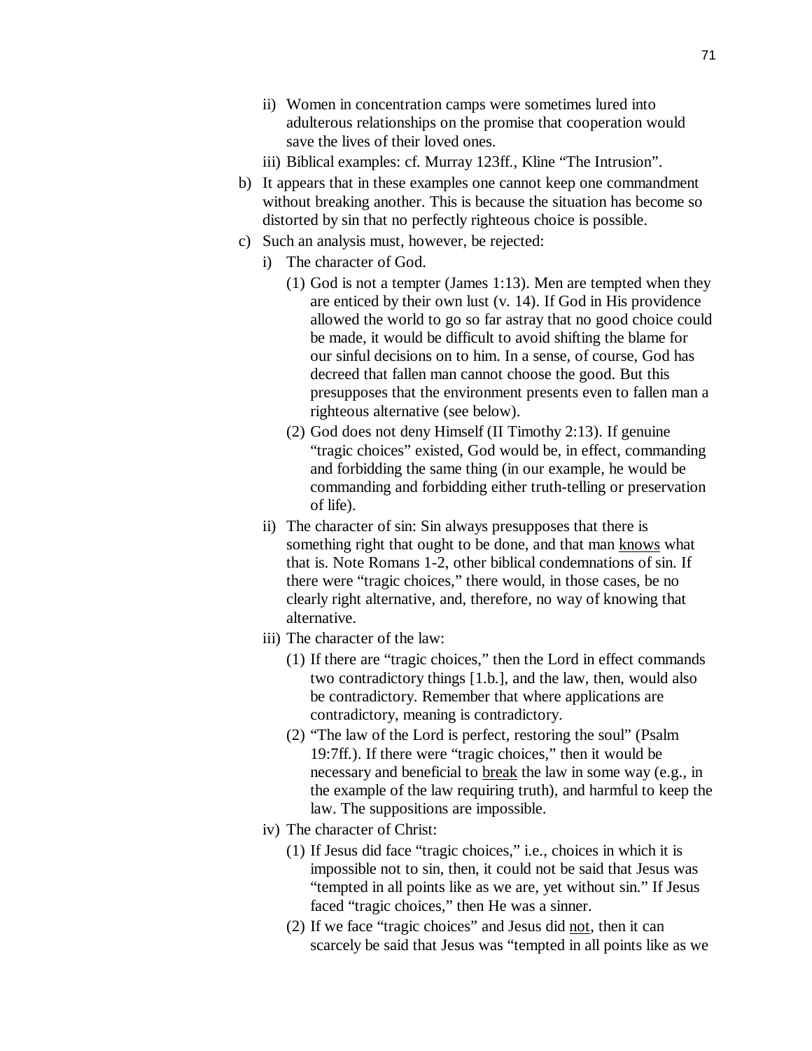- ii) Women in concentration camps were sometimes lured into adulterous relationships on the promise that cooperation would save the lives of their loved ones.
   - iii) Biblical examples: cf. Murray 123ff., Kline "The Intrusion".

- b) It appears that in these examples one cannot keep one commandment without breaking another. This is because the situation has become so distorted by sin that no perfectly righteous choice is possible.
- c) Such an analysis must, however, be rejected:
   - i) The character of God.
      - (1) God is not a tempter (James 1:13). Men are tempted when they are enticed by their own lust (v. 14). If God in His providence allowed the world to go so far astray that no good choice could be made, it would be difficult to avoid shifting the blame for our sinful decisions on to him. In a sense, of course, God has decreed that fallen man cannot choose the good. But this presupposes that the environment presents even to fallen man a righteous alternative (see below).
      - (2) God does not deny Himself (II Timothy 2:13). If genuine "tragic choices" existed, God would be, in effect, commanding and forbidding the same thing (in our example, he would be commanding and forbidding either truth-telling or preservation of life).
   - ii) The character of sin: Sin always presupposes that there is something right that ought to be done, and that man <u>knows</u> what that is. Note Romans 1-2, other biblical condemnations of sin. If there were "tragic choices," there would, in those cases, be no clearly right alternative, and, therefore, no way of knowing that alternative.
   - iii) The character of the law:
      - (1) If there are "tragic choices," then the Lord in effect commands two contradictory things [1.b.], and the law, then, would also be contradictory. Remember that where applications are contradictory, meaning is contradictory.
      - (2) "The law of the Lord is perfect, restoring the soul" (Psalm 19:7ff.). If there were "tragic choices," then it would be necessary and beneficial to <u>break</u> the law in some way (e.g., in the example of the law requiring truth), and harmful to keep the law. The suppositions are impossible.
   - iv) The character of Christ:
      - (1) If Jesus did face "tragic choices," i.e., choices in which it is impossible not to sin, then, it could not be said that Jesus was "tempted in all points like as we are, yet without sin." If Jesus faced "tragic choices," then He was a sinner.
      - (2) If we face "tragic choices" and Jesus did <u>not</u>, then it can scarcely be said that Jesus was "tempted in all points like as we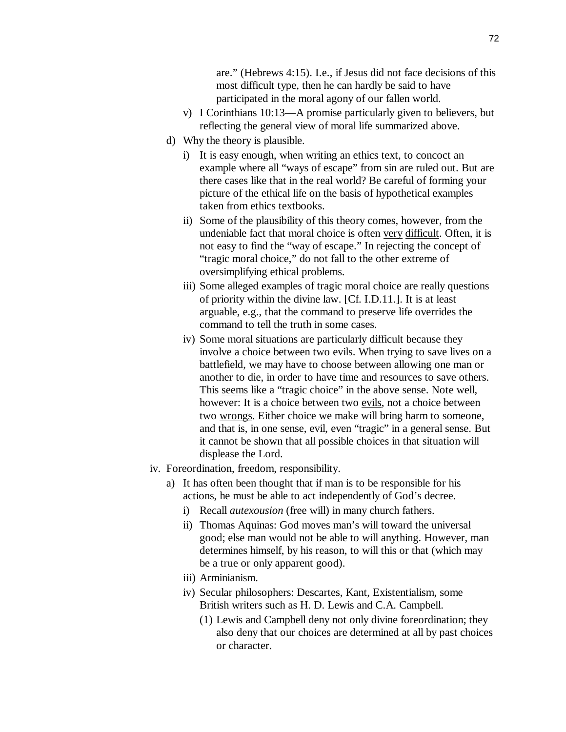are." (Hebrews 4:15). I.e., if Jesus did not face decisions of this most difficult type, then he can hardly be said to have participated in the moral agony of our fallen world.

- v) I Corinthians 10:13—A promise particularly given to believers, but reflecting the general view of moral life summarized above.

- d) Why the theory is plausible.
  - i) It is easy enough, when writing an ethics text, to concoct an example where all "ways of escape" from sin are ruled out. But are there cases like that in the real world? Be careful of forming your picture of the ethical life on the basis of hypothetical examples taken from ethics textbooks.
  - ii) Some of the plausibility of this theory comes, however, from the undeniable fact that moral choice is often <u>very</u> <u>difficult</u>. Often, it is not easy to find the "way of escape." In rejecting the concept of "tragic moral choice," do not fall to the other extreme of oversimplifying ethical problems.
  - iii) Some alleged examples of tragic moral choice are really questions of priority within the divine law. [Cf. I.D.11.]. It is at least arguable, e.g., that the command to preserve life overrides the command to tell the truth in some cases.
  - iv) Some moral situations are particularly difficult because they involve a choice between two evils. When trying to save lives on a battlefield, we may have to choose between allowing one man or another to die, in order to have time and resources to save others. This <u>seems</u> like a "tragic choice" in the above sense. Note well, however: It is a choice between two <u>evils</u>, not a choice between two <u>wrongs</u>. Either choice we make will bring harm to someone, and that is, in one sense, evil, even "tragic" in a general sense. But it cannot be shown that all possible choices in that situation will displease the Lord.

iv. Foreordination, freedom, responsibility.

- a) It has often been thought that if man is to be responsible for his actions, he must be able to act independently of God's decree.
  - i) Recall *autexousion* (free will) in many church fathers.
  - ii) Thomas Aquinas: God moves man's will toward the universal good; else man would not be able to will anything. However, man determines himself, by his reason, to will this or that (which may be a true or only apparent good).
  - iii) Arminianism.
  - iv) Secular philosophers: Descartes, Kant, Existentialism, some British writers such as H. D. Lewis and C.A. Campbell.
    - (1) Lewis and Campbell deny not only divine foreordination; they also deny that our choices are determined at all by past choices or character.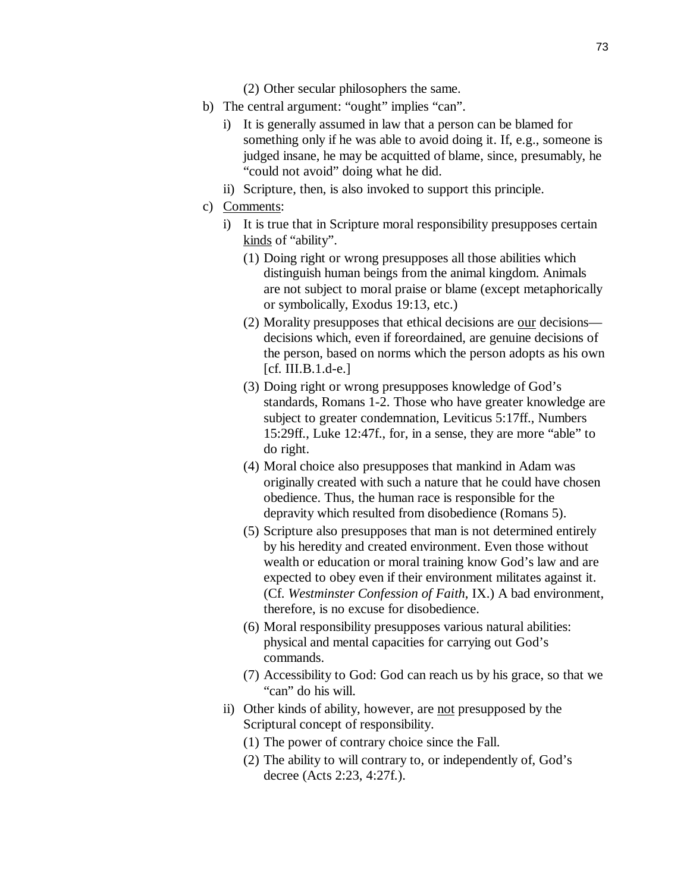(2) Other secular philosophers the same.

b) The central argument: "ought" implies "can".

   i) It is generally assumed in law that a person can be blamed for something only if he was able to avoid doing it. If, e.g., someone is judged insane, he may be acquitted of blame, since, presumably, he "could not avoid" doing what he did.

   ii) Scripture, then, is also invoked to support this principle.

c) <u>Comments</u>:

   i) It is true that in Scripture moral responsibility presupposes certain <u>kinds</u> of "ability".

      (1) Doing right or wrong presupposes all those abilities which distinguish human beings from the animal kingdom. Animals are not subject to moral praise or blame (except metaphorically or symbolically, Exodus 19:13, etc.)

      (2) Morality presupposes that ethical decisions are <u>our</u> decisions—decisions which, even if foreordained, are genuine decisions of the person, based on norms which the person adopts as his own [cf. III.B.1.d-e.]

      (3) Doing right or wrong presupposes knowledge of God's standards, Romans 1-2. Those who have greater knowledge are subject to greater condemnation, Leviticus 5:17ff., Numbers 15:29ff., Luke 12:47f., for, in a sense, they are more "able" to do right.

      (4) Moral choice also presupposes that mankind in Adam was originally created with such a nature that he could have chosen obedience. Thus, the human race is responsible for the depravity which resulted from disobedience (Romans 5).

      (5) Scripture also presupposes that man is not determined entirely by his heredity and created environment. Even those without wealth or education or moral training know God's law and are expected to obey even if their environment militates against it. (Cf. *Westminster Confession of Faith*, IX.) A bad environment, therefore, is no excuse for disobedience.

      (6) Moral responsibility presupposes various natural abilities: physical and mental capacities for carrying out God's commands.

      (7) Accessibility to God: God can reach us by his grace, so that we "can" do his will.

   ii) Other kinds of ability, however, are <u>not</u> presupposed by the Scriptural concept of responsibility.

      (1) The power of contrary choice since the Fall.

      (2) The ability to will contrary to, or independently of, God's decree (Acts 2:23, 4:27f.).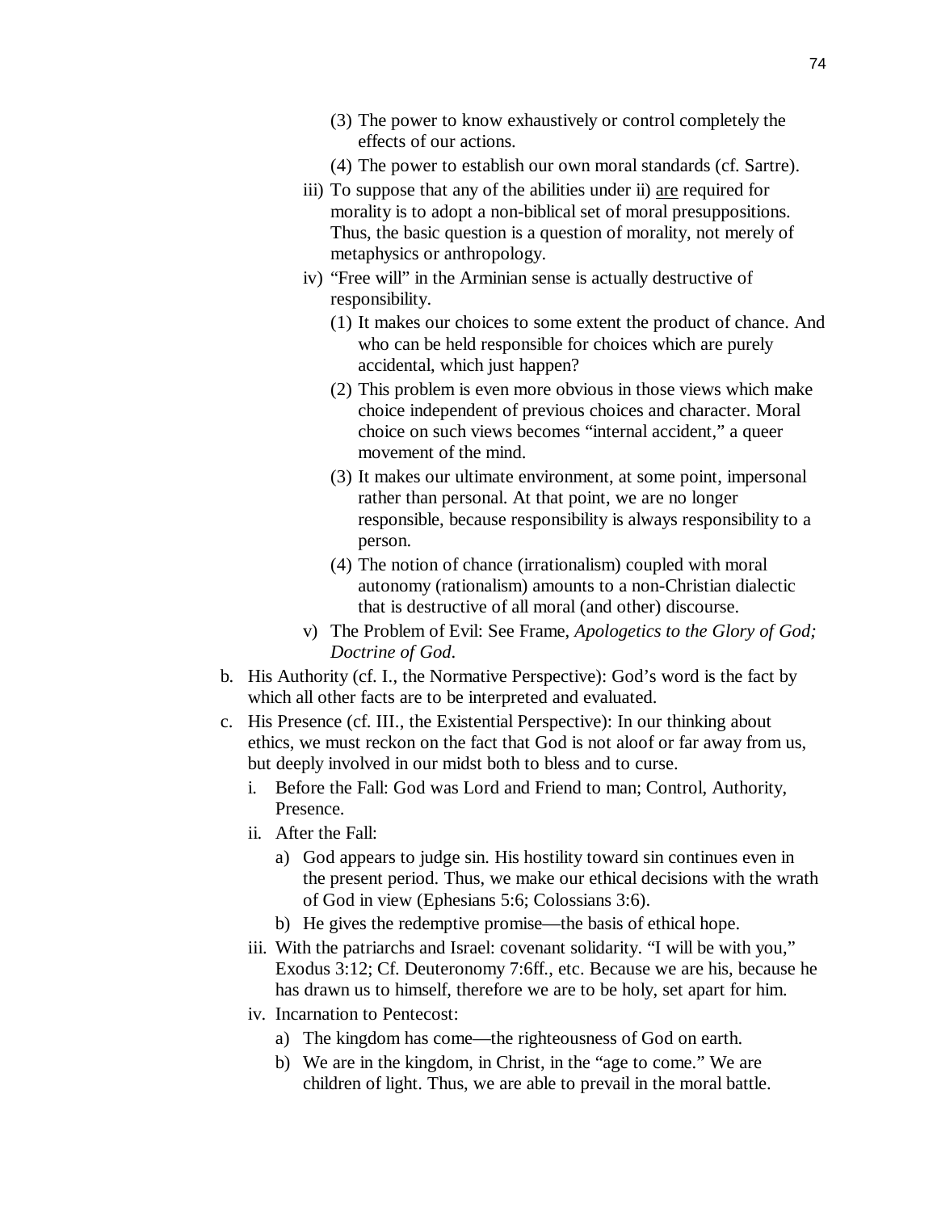- (3) The power to know exhaustively or control completely the effects of our actions.
    - (4) The power to establish our own moral standards (cf. Sartre).
  - iii) To suppose that any of the abilities under ii) <u>are</u> required for morality is to adopt a non-biblical set of moral presuppositions. Thus, the basic question is a question of morality, not merely of metaphysics or anthropology.
  - iv) "Free will" in the Arminian sense is actually destructive of responsibility.
    - (1) It makes our choices to some extent the product of chance. And who can be held responsible for choices which are purely accidental, which just happen?
    - (2) This problem is even more obvious in those views which make choice independent of previous choices and character. Moral choice on such views becomes "internal accident," a queer movement of the mind.
    - (3) It makes our ultimate environment, at some point, impersonal rather than personal. At that point, we are no longer responsible, because responsibility is always responsibility to a person.
    - (4) The notion of chance (irrationalism) coupled with moral autonomy (rationalism) amounts to a non-Christian dialectic that is destructive of all moral (and other) discourse.
  - v) The Problem of Evil: See Frame, *Apologetics to the Glory of God; Doctrine of God*.

b. His Authority (cf. I., the Normative Perspective): God's word is the fact by which all other facts are to be interpreted and evaluated.

c. His Presence (cf. III., the Existential Perspective): In our thinking about ethics, we must reckon on the fact that God is not aloof or far away from us, but deeply involved in our midst both to bless and to curse.
  - i. Before the Fall: God was Lord and Friend to man; Control, Authority, Presence.
  - ii. After the Fall:
    - a) God appears to judge sin. His hostility toward sin continues even in the present period. Thus, we make our ethical decisions with the wrath of God in view (Ephesians 5:6; Colossians 3:6).
    - b) He gives the redemptive promise—the basis of ethical hope.
  - iii. With the patriarchs and Israel: covenant solidarity. "I will be with you," Exodus 3:12; Cf. Deuteronomy 7:6ff., etc. Because we are his, because he has drawn us to himself, therefore we are to be holy, set apart for him.
  - iv. Incarnation to Pentecost:
    - a) The kingdom has come—the righteousness of God on earth.
    - b) We are in the kingdom, in Christ, in the "age to come." We are children of light. Thus, we are able to prevail in the moral battle.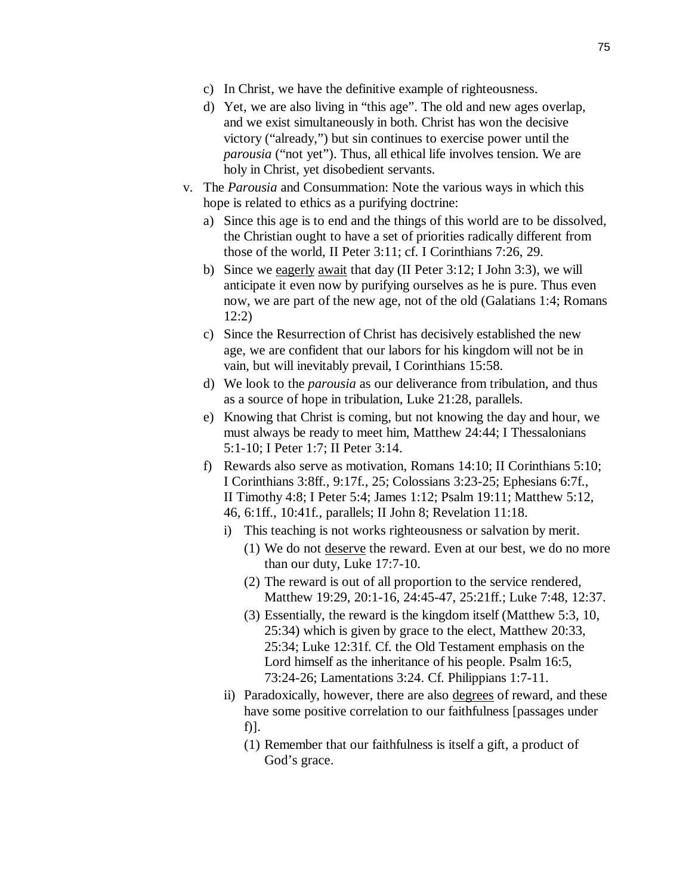c) In Christ, we have the definitive example of righteousness.

d) Yet, we are also living in "this age". The old and new ages overlap, and we exist simultaneously in both. Christ has won the decisive victory ("already,") but sin continues to exercise power until the *parousia* ("not yet"). Thus, all ethical life involves tension. We are holy in Christ, yet disobedient servants.

v. The *Parousia* and Consummation: Note the various ways in which this hope is related to ethics as a purifying doctrine:

   a) Since this age is to end and the things of this world are to be dissolved, the Christian ought to have a set of priorities radically different from those of the world, II Peter 3:11; cf. I Corinthians 7:26, 29.

   b) Since we <u>eagerly</u> <u>await</u> that day (II Peter 3:12; I John 3:3), we will anticipate it even now by purifying ourselves as he is pure. Thus even now, we are part of the new age, not of the old (Galatians 1:4; Romans 12:2)

   c) Since the Resurrection of Christ has decisively established the new age, we are confident that our labors for his kingdom will not be in vain, but will inevitably prevail, I Corinthians 15:58.

   d) We look to the *parousia* as our deliverance from tribulation, and thus as a source of hope in tribulation, Luke 21:28, parallels.

   e) Knowing that Christ is coming, but not knowing the day and hour, we must always be ready to meet him, Matthew 24:44; I Thessalonians 5:1-10; I Peter 1:7; II Peter 3:14.

   f) Rewards also serve as motivation, Romans 14:10; II Corinthians 5:10; I Corinthians 3:8ff., 9:17f., 25; Colossians 3:23-25; Ephesians 6:7f., II Timothy 4:8; I Peter 5:4; James 1:12; Psalm 19:11; Matthew 5:12, 46, 6:1ff., 10:41f., parallels; II John 8; Revelation 11:18.

      i) This teaching is not works righteousness or salvation by merit.

         (1) We do not <u>deserve</u> the reward. Even at our best, we do no more than our duty, Luke 17:7-10.

         (2) The reward is out of all proportion to the service rendered, Matthew 19:29, 20:1-16, 24:45-47, 25:21ff.; Luke 7:48, 12:37.

         (3) Essentially, the reward is the kingdom itself (Matthew 5:3, 10, 25:34) which is given by grace to the elect, Matthew 20:33, 25:34; Luke 12:31f. Cf. the Old Testament emphasis on the Lord himself as the inheritance of his people. Psalm 16:5, 73:24-26; Lamentations 3:24. Cf. Philippians 1:7-11.

      ii) Paradoxically, however, there are also <u>degrees</u> of reward, and these have some positive correlation to our faithfulness [passages under f)].

         (1) Remember that our faithfulness is itself a gift, a product of God's grace.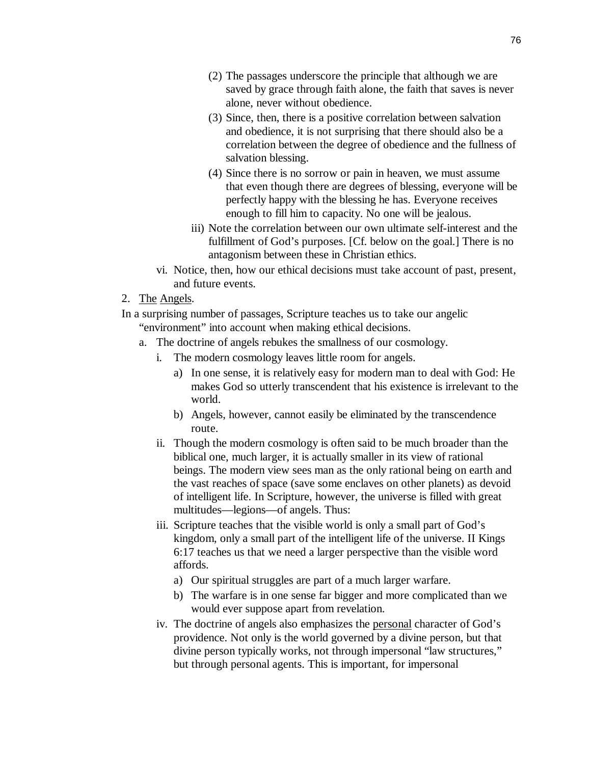(2) The passages underscore the principle that although we are saved by grace through faith alone, the faith that saves is never alone, never without obedience.

(3) Since, then, there is a positive correlation between salvation and obedience, it is not surprising that there should also be a correlation between the degree of obedience and the fullness of salvation blessing.

(4) Since there is no sorrow or pain in heaven, we must assume that even though there are degrees of blessing, everyone will be perfectly happy with the blessing he has. Everyone receives enough to fill him to capacity. No one will be jealous.

iii) Note the correlation between our own ultimate self-interest and the fulfillment of God's purposes. [Cf. below on the goal.] There is no antagonism between these in Christian ethics.

vi. Notice, then, how our ethical decisions must take account of past, present, and future events.

2. <u>The</u> <u>Angels</u>.

In a surprising number of passages, Scripture teaches us to take our angelic "environment" into account when making ethical decisions.

a. The doctrine of angels rebukes the smallness of our cosmology.

   i. The modern cosmology leaves little room for angels.

      a) In one sense, it is relatively easy for modern man to deal with God: He makes God so utterly transcendent that his existence is irrelevant to the world.

      b) Angels, however, cannot easily be eliminated by the transcendence route.

   ii. Though the modern cosmology is often said to be much broader than the biblical one, much larger, it is actually smaller in its view of rational beings. The modern view sees man as the only rational being on earth and the vast reaches of space (save some enclaves on other planets) as devoid of intelligent life. In Scripture, however, the universe is filled with great multitudes—legions—of angels. Thus:

   iii. Scripture teaches that the visible world is only a small part of God's kingdom, only a small part of the intelligent life of the universe. II Kings 6:17 teaches us that we need a larger perspective than the visible word affords.

      a) Our spiritual struggles are part of a much larger warfare.

      b) The warfare is in one sense far bigger and more complicated than we would ever suppose apart from revelation.

   iv. The doctrine of angels also emphasizes the <u>personal</u> character of God's providence. Not only is the world governed by a divine person, but that divine person typically works, not through impersonal "law structures," but through personal agents. This is important, for impersonal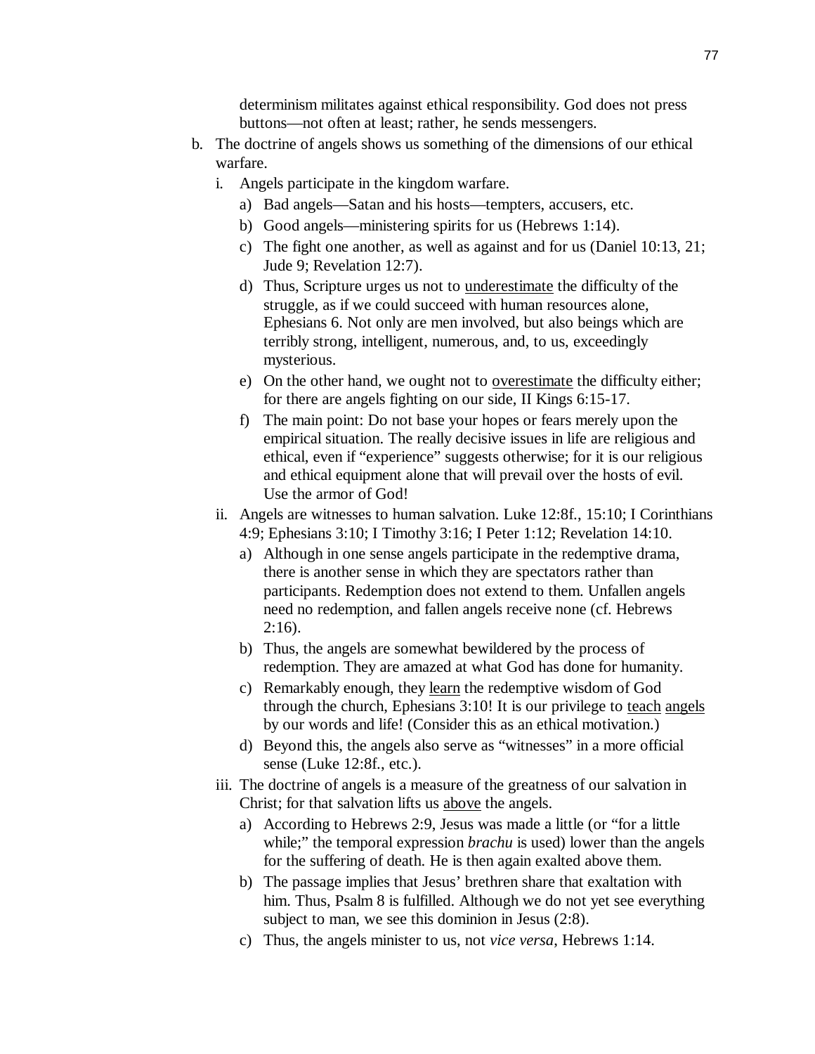determinism militates against ethical responsibility. God does not press buttons—not often at least; rather, he sends messengers.

b. The doctrine of angels shows us something of the dimensions of our ethical warfare.
   i. Angels participate in the kingdom warfare.
      a) Bad angels—Satan and his hosts—tempters, accusers, etc.
      b) Good angels—ministering spirits for us (Hebrews 1:14).
      c) The fight one another, as well as against and for us (Daniel 10:13, 21; Jude 9; Revelation 12:7).
      d) Thus, Scripture urges us not to <u>underestimate</u> the difficulty of the struggle, as if we could succeed with human resources alone, Ephesians 6. Not only are men involved, but also beings which are terribly strong, intelligent, numerous, and, to us, exceedingly mysterious.
      e) On the other hand, we ought not to <u>overestimate</u> the difficulty either; for there are angels fighting on our side, II Kings 6:15-17.
      f) The main point: Do not base your hopes or fears merely upon the empirical situation. The really decisive issues in life are religious and ethical, even if "experience" suggests otherwise; for it is our religious and ethical equipment alone that will prevail over the hosts of evil. Use the armor of God!
   ii. Angels are witnesses to human salvation. Luke 12:8f., 15:10; I Corinthians 4:9; Ephesians 3:10; I Timothy 3:16; I Peter 1:12; Revelation 14:10.
      a) Although in one sense angels participate in the redemptive drama, there is another sense in which they are spectators rather than participants. Redemption does not extend to them. Unfallen angels need no redemption, and fallen angels receive none (cf. Hebrews 2:16).
      b) Thus, the angels are somewhat bewildered by the process of redemption. They are amazed at what God has done for humanity.
      c) Remarkably enough, they <u>learn</u> the redemptive wisdom of God through the church, Ephesians 3:10! It is our privilege to <u>teach</u> <u>angels</u> by our words and life! (Consider this as an ethical motivation.)
      d) Beyond this, the angels also serve as "witnesses" in a more official sense (Luke 12:8f., etc.).
   iii. The doctrine of angels is a measure of the greatness of our salvation in Christ; for that salvation lifts us <u>above</u> the angels.
      a) According to Hebrews 2:9, Jesus was made a little (or "for a little while;" the temporal expression *brachu* is used) lower than the angels for the suffering of death. He is then again exalted above them.
      b) The passage implies that Jesus' brethren share that exaltation with him. Thus, Psalm 8 is fulfilled. Although we do not yet see everything subject to man, we see this dominion in Jesus (2:8).
      c) Thus, the angels minister to us, not *vice versa*, Hebrews 1:14.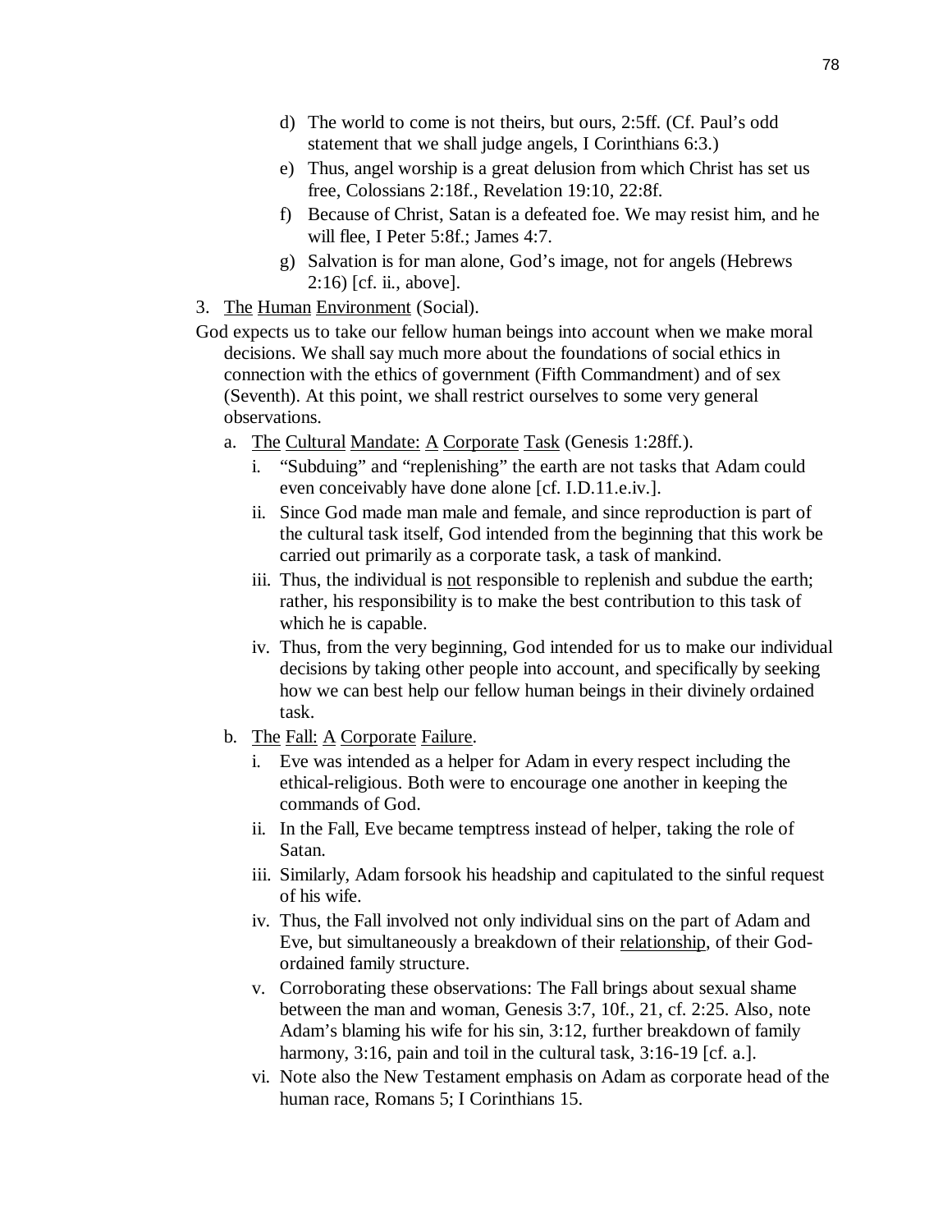d) The world to come is not theirs, but ours, 2:5ff. (Cf. Paul's odd statement that we shall judge angels, I Corinthians 6:3.)

e) Thus, angel worship is a great delusion from which Christ has set us free, Colossians 2:18f., Revelation 19:10, 22:8f.

f) Because of Christ, Satan is a defeated foe. We may resist him, and he will flee, I Peter 5:8f.; James 4:7.

g) Salvation is for man alone, God's image, not for angels (Hebrews 2:16) [cf. ii., above].

3. The Human Environment (Social).

God expects us to take our fellow human beings into account when we make moral decisions. We shall say much more about the foundations of social ethics in connection with the ethics of government (Fifth Commandment) and of sex (Seventh). At this point, we shall restrict ourselves to some very general observations.

a. The Cultural Mandate: A Corporate Task (Genesis 1:28ff.).

i. "Subduing" and "replenishing" the earth are not tasks that Adam could even conceivably have done alone [cf. I.D.11.e.iv.].

ii. Since God made man male and female, and since reproduction is part of the cultural task itself, God intended from the beginning that this work be carried out primarily as a corporate task, a task of mankind.

iii. Thus, the individual is not responsible to replenish and subdue the earth; rather, his responsibility is to make the best contribution to this task of which he is capable.

iv. Thus, from the very beginning, God intended for us to make our individual decisions by taking other people into account, and specifically by seeking how we can best help our fellow human beings in their divinely ordained task.

b. The Fall: A Corporate Failure.

i. Eve was intended as a helper for Adam in every respect including the ethical-religious. Both were to encourage one another in keeping the commands of God.

ii. In the Fall, Eve became temptress instead of helper, taking the role of Satan.

iii. Similarly, Adam forsook his headship and capitulated to the sinful request of his wife.

iv. Thus, the Fall involved not only individual sins on the part of Adam and Eve, but simultaneously a breakdown of their relationship, of their God-ordained family structure.

v. Corroborating these observations: The Fall brings about sexual shame between the man and woman, Genesis 3:7, 10f., 21, cf. 2:25. Also, note Adam's blaming his wife for his sin, 3:12, further breakdown of family harmony, 3:16, pain and toil in the cultural task, 3:16-19 [cf. a.].

vi. Note also the New Testament emphasis on Adam as corporate head of the human race, Romans 5; I Corinthians 15.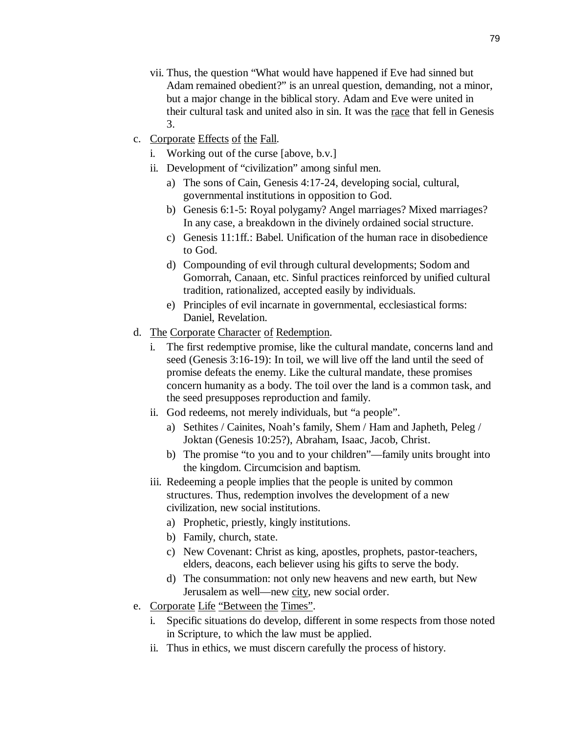vii. Thus, the question "What would have happened if Eve had sinned but Adam remained obedient?" is an unreal question, demanding, not a minor, but a major change in the biblical story. Adam and Eve were united in their cultural task and united also in sin. It was the <u>race</u> that fell in Genesis 3.

c. <u>Corporate</u> <u>Effects</u> <u>of</u> <u>the</u> <u>Fall</u>.
   i. Working out of the curse [above, b.v.]
   ii. Development of "civilization" among sinful men.
      a) The sons of Cain, Genesis 4:17-24, developing social, cultural, governmental institutions in opposition to God.
      b) Genesis 6:1-5: Royal polygamy? Angel marriages? Mixed marriages? In any case, a breakdown in the divinely ordained social structure.
      c) Genesis 11:1ff.: Babel. Unification of the human race in disobedience to God.
      d) Compounding of evil through cultural developments; Sodom and Gomorrah, Canaan, etc. Sinful practices reinforced by unified cultural tradition, rationalized, accepted easily by individuals.
      e) Principles of evil incarnate in governmental, ecclesiastical forms: Daniel, Revelation.

d. <u>The</u> <u>Corporate</u> <u>Character</u> <u>of</u> <u>Redemption</u>.
   i. The first redemptive promise, like the cultural mandate, concerns land and seed (Genesis 3:16-19): In toil, we will live off the land until the seed of promise defeats the enemy. Like the cultural mandate, these promises concern humanity as a body. The toil over the land is a common task, and the seed presupposes reproduction and family.
   ii. God redeems, not merely individuals, but "a people".
      a) Sethites / Cainites, Noah's family, Shem / Ham and Japheth, Peleg / Joktan (Genesis 10:25?), Abraham, Isaac, Jacob, Christ.
      b) The promise "to you and to your children"—family units brought into the kingdom. Circumcision and baptism.
   iii. Redeeming a people implies that the people is united by common structures. Thus, redemption involves the development of a new civilization, new social institutions.
      a) Prophetic, priestly, kingly institutions.
      b) Family, church, state.
      c) New Covenant: Christ as king, apostles, prophets, pastor-teachers, elders, deacons, each believer using his gifts to serve the body.
      d) The consummation: not only new heavens and new earth, but New Jerusalem as well—new <u>city</u>, new social order.

e. <u>Corporate</u> <u>Life</u> <u>"Between</u> <u>the</u> <u>Times"</u>.
   i. Specific situations do develop, different in some respects from those noted in Scripture, to which the law must be applied.
   ii. Thus in ethics, we must discern carefully the process of history.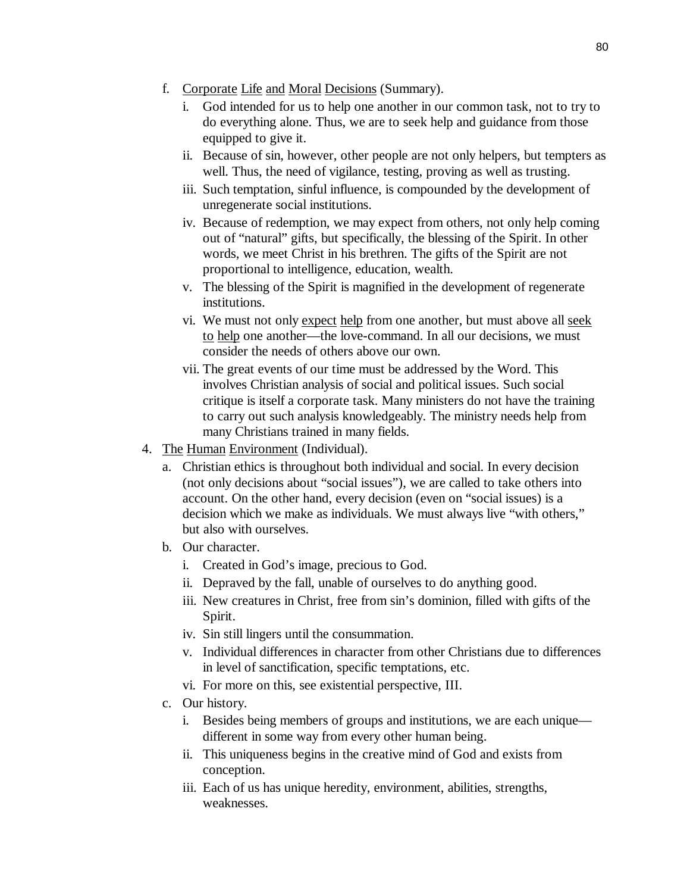f. <u>Corporate Life and Moral Decisions</u> (Summary).

   i. God intended for us to help one another in our common task, not to try to do everything alone. Thus, we are to seek help and guidance from those equipped to give it.

   ii. Because of sin, however, other people are not only helpers, but tempters as well. Thus, the need of vigilance, testing, proving as well as trusting.

   iii. Such temptation, sinful influence, is compounded by the development of unregenerate social institutions.

   iv. Because of redemption, we may expect from others, not only help coming out of "natural" gifts, but specifically, the blessing of the Spirit. In other words, we meet Christ in his brethren. The gifts of the Spirit are not proportional to intelligence, education, wealth.

   v. The blessing of the Spirit is magnified in the development of regenerate institutions.

   vi. We must not only <u>expect help</u> from one another, but must above all <u>seek to help</u> one another—the love-command. In all our decisions, we must consider the needs of others above our own.

   vii. The great events of our time must be addressed by the Word. This involves Christian analysis of social and political issues. Such social critique is itself a corporate task. Many ministers do not have the training to carry out such analysis knowledgeably. The ministry needs help from many Christians trained in many fields.

4. <u>The Human Environment</u> (Individual).

   a. Christian ethics is throughout both individual and social. In every decision (not only decisions about "social issues"), we are called to take others into account. On the other hand, every decision (even on "social issues) is a decision which we make as individuals. We must always live "with others," but also with ourselves.

   b. Our character.

      i. Created in God's image, precious to God.

      ii. Depraved by the fall, unable of ourselves to do anything good.

      iii. New creatures in Christ, free from sin's dominion, filled with gifts of the Spirit.

      iv. Sin still lingers until the consummation.

      v. Individual differences in character from other Christians due to differences in level of sanctification, specific temptations, etc.

      vi. For more on this, see existential perspective, III.

   c. Our history.

      i. Besides being members of groups and institutions, we are each unique—different in some way from every other human being.

      ii. This uniqueness begins in the creative mind of God and exists from conception.

      iii. Each of us has unique heredity, environment, abilities, strengths, weaknesses.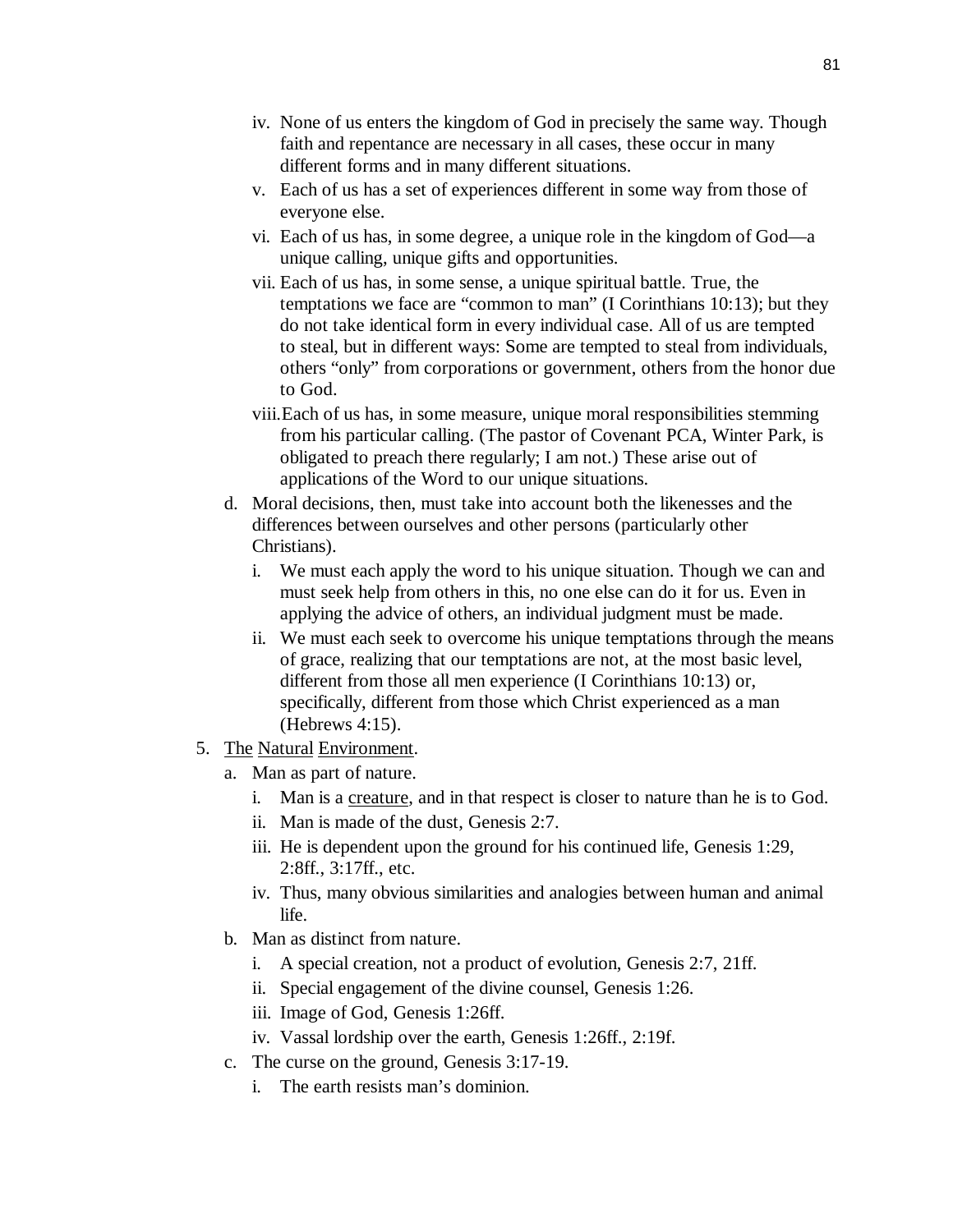iv. None of us enters the kingdom of God in precisely the same way. Though faith and repentance are necessary in all cases, these occur in many different forms and in many different situations.

v. Each of us has a set of experiences different in some way from those of everyone else.

vi. Each of us has, in some degree, a unique role in the kingdom of God—a unique calling, unique gifts and opportunities.

vii. Each of us has, in some sense, a unique spiritual battle. True, the temptations we face are "common to man" (I Corinthians 10:13); but they do not take identical form in every individual case. All of us are tempted to steal, but in different ways: Some are tempted to steal from individuals, others "only" from corporations or government, others from the honor due to God.

viii. Each of us has, in some measure, unique moral responsibilities stemming from his particular calling. (The pastor of Covenant PCA, Winter Park, is obligated to preach there regularly; I am not.) These arise out of applications of the Word to our unique situations.

d. Moral decisions, then, must take into account both the likenesses and the differences between ourselves and other persons (particularly other Christians).

i. We must each apply the word to his unique situation. Though we can and must seek help from others in this, no one else can do it for us. Even in applying the advice of others, an individual judgment must be made.

ii. We must each seek to overcome his unique temptations through the means of grace, realizing that our temptations are not, at the most basic level, different from those all men experience (I Corinthians 10:13) or, specifically, different from those which Christ experienced as a man (Hebrews 4:15).

5. <u>The</u> <u>Natural</u> <u>Environment</u>.

a. Man as part of nature.

i. Man is a <u>creature</u>, and in that respect is closer to nature than he is to God.

ii. Man is made of the dust, Genesis 2:7.

iii. He is dependent upon the ground for his continued life, Genesis 1:29, 2:8ff., 3:17ff., etc.

iv. Thus, many obvious similarities and analogies between human and animal life.

b. Man as distinct from nature.

i. A special creation, not a product of evolution, Genesis 2:7, 21ff.

ii. Special engagement of the divine counsel, Genesis 1:26.

iii. Image of God, Genesis 1:26ff.

iv. Vassal lordship over the earth, Genesis 1:26ff., 2:19f.

c. The curse on the ground, Genesis 3:17-19.

i. The earth resists man's dominion.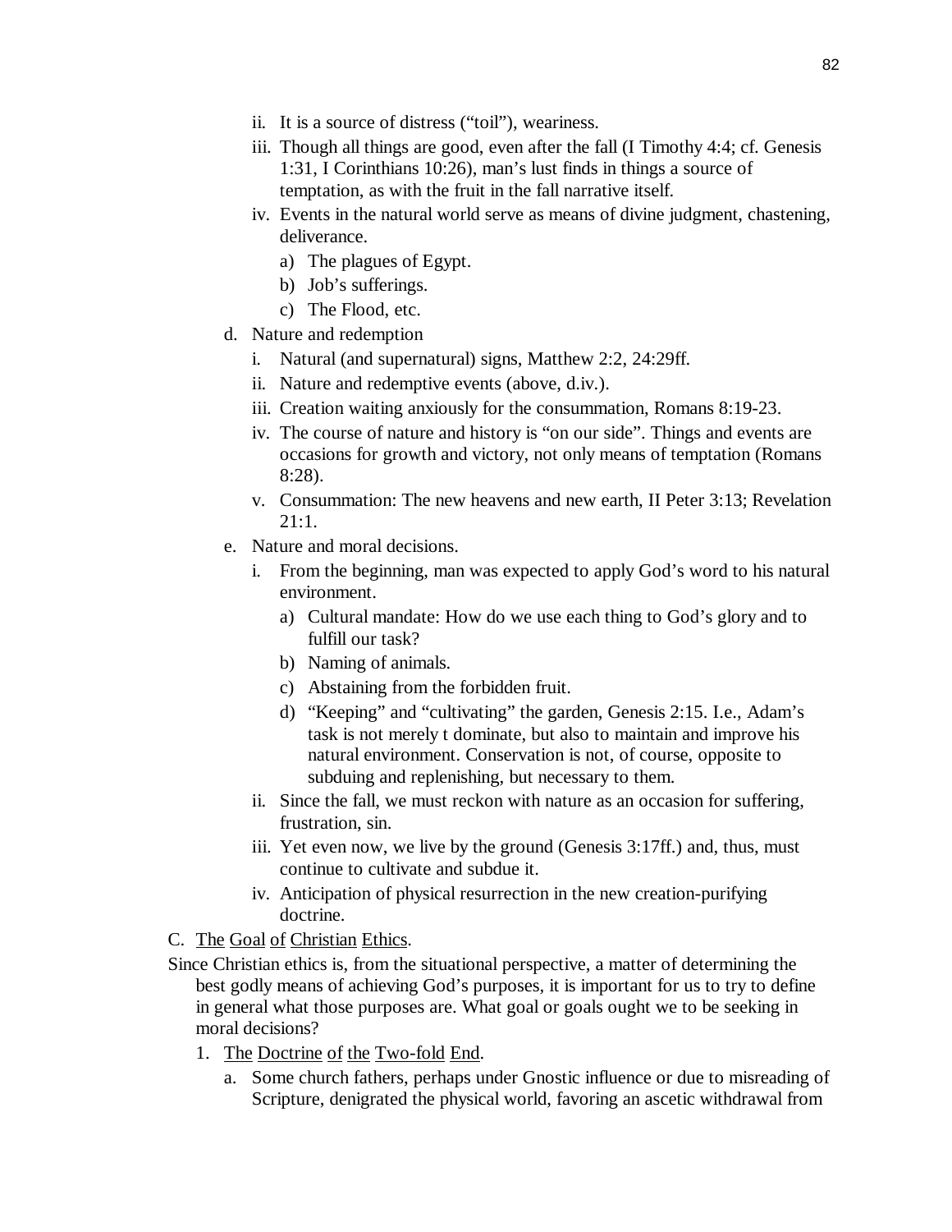- ii. It is a source of distress (“toil”), weariness.
   - iii. Though all things are good, even after the fall (I Timothy 4:4; cf. Genesis 1:31, I Corinthians 10:26), man’s lust finds in things a source of temptation, as with the fruit in the fall narrative itself.
   - iv. Events in the natural world serve as means of divine judgment, chastening, deliverance.
     - a) The plagues of Egypt.
     - b) Job’s sufferings.
     - c) The Flood, etc.

- d. Nature and redemption
   - i. Natural (and supernatural) signs, Matthew 2:2, 24:29ff.
   - ii. Nature and redemptive events (above, d.iv.).
   - iii. Creation waiting anxiously for the consummation, Romans 8:19-23.
   - iv. The course of nature and history is “on our side”. Things and events are occasions for growth and victory, not only means of temptation (Romans 8:28).
   - v. Consummation: The new heavens and new earth, II Peter 3:13; Revelation 21:1.
- e. Nature and moral decisions.
   - i. From the beginning, man was expected to apply God’s word to his natural environment.
     - a) Cultural mandate: How do we use each thing to God’s glory and to fulfill our task?
     - b) Naming of animals.
     - c) Abstaining from the forbidden fruit.
     - d) “Keeping” and “cultivating” the garden, Genesis 2:15. I.e., Adam’s task is not merely t dominate, but also to maintain and improve his natural environment. Conservation is not, of course, opposite to subduing and replenishing, but necessary to them.
   - ii. Since the fall, we must reckon with nature as an occasion for suffering, frustration, sin.
   - iii. Yet even now, we live by the ground (Genesis 3:17ff.) and, thus, must continue to cultivate and subdue it.
   - iv. Anticipation of physical resurrection in the new creation-purifying doctrine.

C. The Goal of Christian Ethics.

Since Christian ethics is, from the situational perspective, a matter of determining the best godly means of achieving God’s purposes, it is important for us to try to define in general what those purposes are. What goal or goals ought we to be seeking in moral decisions?

1. The Doctrine of the Two-fold End.
   - a. Some church fathers, perhaps under Gnostic influence or due to misreading of Scripture, denigrated the physical world, favoring an ascetic withdrawal from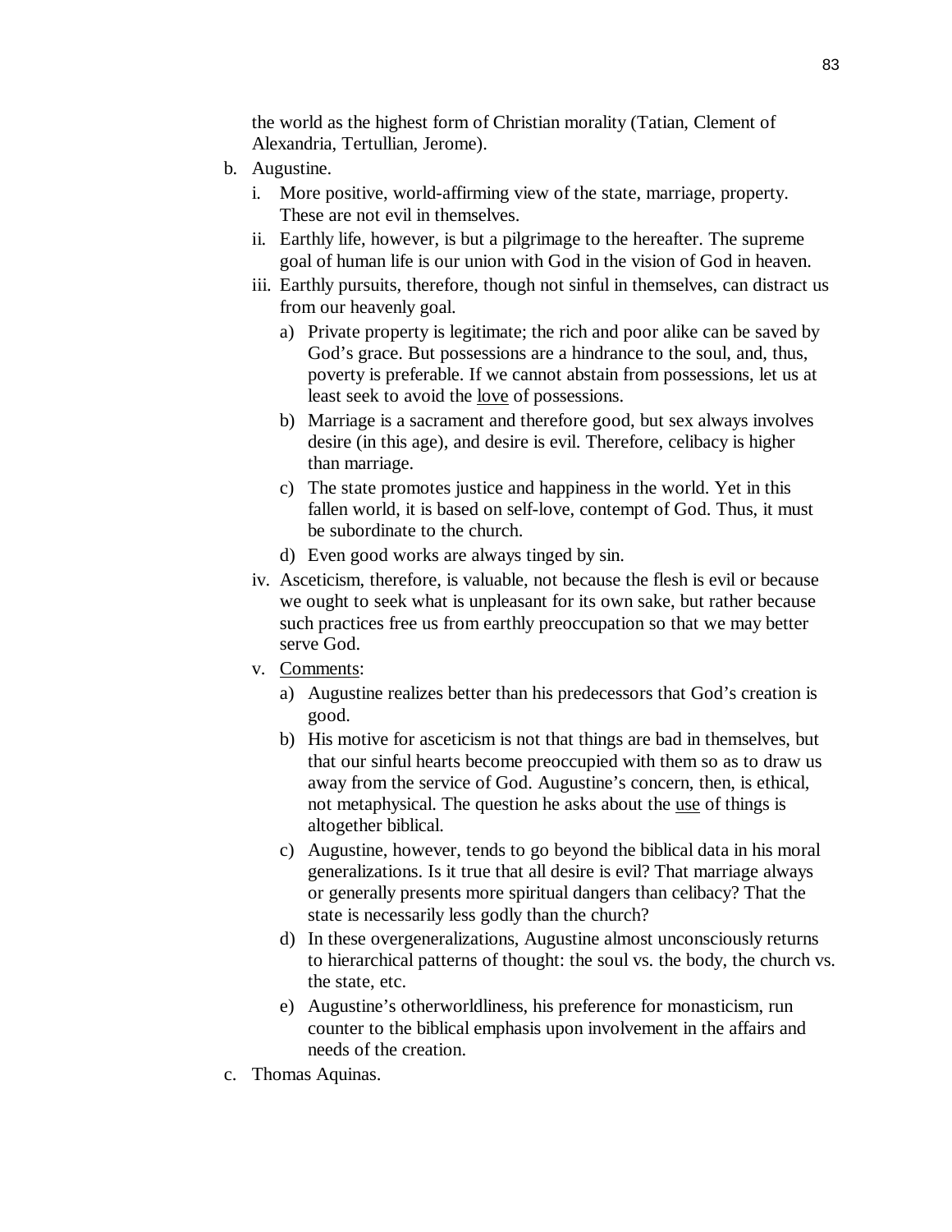the world as the highest form of Christian morality (Tatian, Clement of Alexandria, Tertullian, Jerome).

b. Augustine.
   i. More positive, world-affirming view of the state, marriage, property. These are not evil in themselves.
   ii. Earthly life, however, is but a pilgrimage to the hereafter. The supreme goal of human life is our union with God in the vision of God in heaven.
   iii. Earthly pursuits, therefore, though not sinful in themselves, can distract us from our heavenly goal.
      a) Private property is legitimate; the rich and poor alike can be saved by God's grace. But possessions are a hindrance to the soul, and, thus, poverty is preferable. If we cannot abstain from possessions, let us at least seek to avoid the <u>love</u> of possessions.
      b) Marriage is a sacrament and therefore good, but sex always involves desire (in this age), and desire is evil. Therefore, celibacy is higher than marriage.
      c) The state promotes justice and happiness in the world. Yet in this fallen world, it is based on self-love, contempt of God. Thus, it must be subordinate to the church.
      d) Even good works are always tinged by sin.
   iv. Asceticism, therefore, is valuable, not because the flesh is evil or because we ought to seek what is unpleasant for its own sake, but rather because such practices free us from earthly preoccupation so that we may better serve God.
   v. <u>Comments</u>:
      a) Augustine realizes better than his predecessors that God's creation is good.
      b) His motive for asceticism is not that things are bad in themselves, but that our sinful hearts become preoccupied with them so as to draw us away from the service of God. Augustine's concern, then, is ethical, not metaphysical. The question he asks about the <u>use</u> of things is altogether biblical.
      c) Augustine, however, tends to go beyond the biblical data in his moral generalizations. Is it true that all desire is evil? That marriage always or generally presents more spiritual dangers than celibacy? That the state is necessarily less godly than the church?
      d) In these overgeneralizations, Augustine almost unconsciously returns to hierarchical patterns of thought: the soul vs. the body, the church vs. the state, etc.
      e) Augustine's otherworldliness, his preference for monasticism, run counter to the biblical emphasis upon involvement in the affairs and needs of the creation.

c. Thomas Aquinas.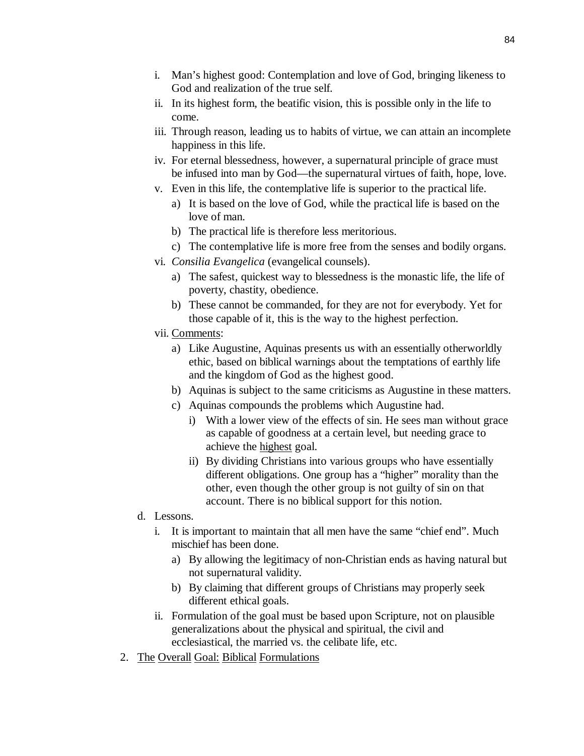- i. Man's highest good: Contemplation and love of God, bringing likeness to God and realization of the true self.
- ii. In its highest form, the beatific vision, this is possible only in the life to come.
- iii. Through reason, leading us to habits of virtue, we can attain an incomplete happiness in this life.
- iv. For eternal blessedness, however, a supernatural principle of grace must be infused into man by God—the supernatural virtues of faith, hope, love.
- v. Even in this life, the contemplative life is superior to the practical life.
  - a) It is based on the love of God, while the practical life is based on the love of man.
  - b) The practical life is therefore less meritorious.
  - c) The contemplative life is more free from the senses and bodily organs.
- vi. *Consilia Evangelica* (evangelical counsels).
  - a) The safest, quickest way to blessedness is the monastic life, the life of poverty, chastity, obedience.
  - b) These cannot be commanded, for they are not for everybody. Yet for those capable of it, this is the way to the highest perfection.
- vii. <u>Comments</u>:
  - a) Like Augustine, Aquinas presents us with an essentially otherworldly ethic, based on biblical warnings about the temptations of earthly life and the kingdom of God as the highest good.
  - b) Aquinas is subject to the same criticisms as Augustine in these matters.
  - c) Aquinas compounds the problems which Augustine had.
    - i) With a lower view of the effects of sin. He sees man without grace as capable of goodness at a certain level, but needing grace to achieve the <u>highest</u> goal.
    - ii) By dividing Christians into various groups who have essentially different obligations. One group has a "higher" morality than the other, even though the other group is not guilty of sin on that account. There is no biblical support for this notion.

d. Lessons.

- i. It is important to maintain that all men have the same "chief end". Much mischief has been done.
  - a) By allowing the legitimacy of non-Christian ends as having natural but not supernatural validity.
  - b) By claiming that different groups of Christians may properly seek different ethical goals.
- ii. Formulation of the goal must be based upon Scripture, not on plausible generalizations about the physical and spiritual, the civil and ecclesiastical, the married vs. the celibate life, etc.

2. <u>The Overall Goal: Biblical Formulations</u>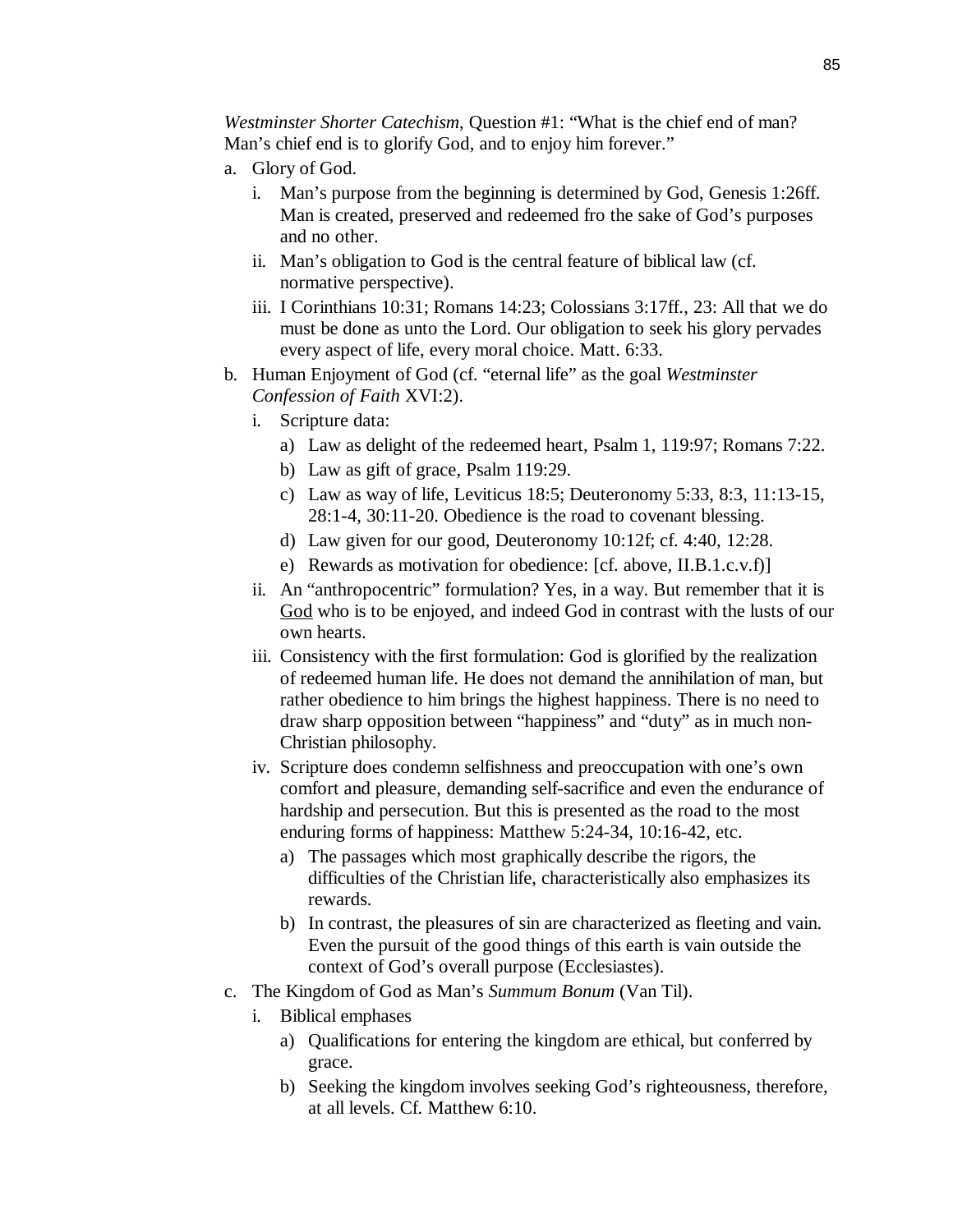*Westminster Shorter Catechism*, Question #1: "What is the chief end of man? Man's chief end is to glorify God, and to enjoy him forever."

a. Glory of God.
   i. Man's purpose from the beginning is determined by God, Genesis 1:26ff. Man is created, preserved and redeemed fro the sake of God's purposes and no other.
   ii. Man's obligation to God is the central feature of biblical law (cf. normative perspective).
   iii. I Corinthians 10:31; Romans 14:23; Colossians 3:17ff., 23: All that we do must be done as unto the Lord. Our obligation to seek his glory pervades every aspect of life, every moral choice. Matt. 6:33.
b. Human Enjoyment of God (cf. "eternal life" as the goal *Westminster Confession of Faith* XVI:2).
   i. Scripture data:
      a) Law as delight of the redeemed heart, Psalm 1, 119:97; Romans 7:22.
      b) Law as gift of grace, Psalm 119:29.
      c) Law as way of life, Leviticus 18:5; Deuteronomy 5:33, 8:3, 11:13-15, 28:1-4, 30:11-20. Obedience is the road to covenant blessing.
      d) Law given for our good, Deuteronomy 10:12f; cf. 4:40, 12:28.
      e) Rewards as motivation for obedience: [cf. above, II.B.1.c.v.f)]
   ii. An "anthropocentric" formulation? Yes, in a way. But remember that it is <u>God</u> who is to be enjoyed, and indeed God in contrast with the lusts of our own hearts.
   iii. Consistency with the first formulation: God is glorified by the realization of redeemed human life. He does not demand the annihilation of man, but rather obedience to him brings the highest happiness. There is no need to draw sharp opposition between "happiness" and "duty" as in much non-Christian philosophy.
   iv. Scripture does condemn selfishness and preoccupation with one's own comfort and pleasure, demanding self-sacrifice and even the endurance of hardship and persecution. But this is presented as the road to the most enduring forms of happiness: Matthew 5:24-34, 10:16-42, etc.
      a) The passages which most graphically describe the rigors, the difficulties of the Christian life, characteristically also emphasizes its rewards.
      b) In contrast, the pleasures of sin are characterized as fleeting and vain. Even the pursuit of the good things of this earth is vain outside the context of God's overall purpose (Ecclesiastes).
c. The Kingdom of God as Man's *Summum Bonum* (Van Til).
   i. Biblical emphases
      a) Qualifications for entering the kingdom are ethical, but conferred by grace.
      b) Seeking the kingdom involves seeking God's righteousness, therefore, at all levels. Cf. Matthew 6:10.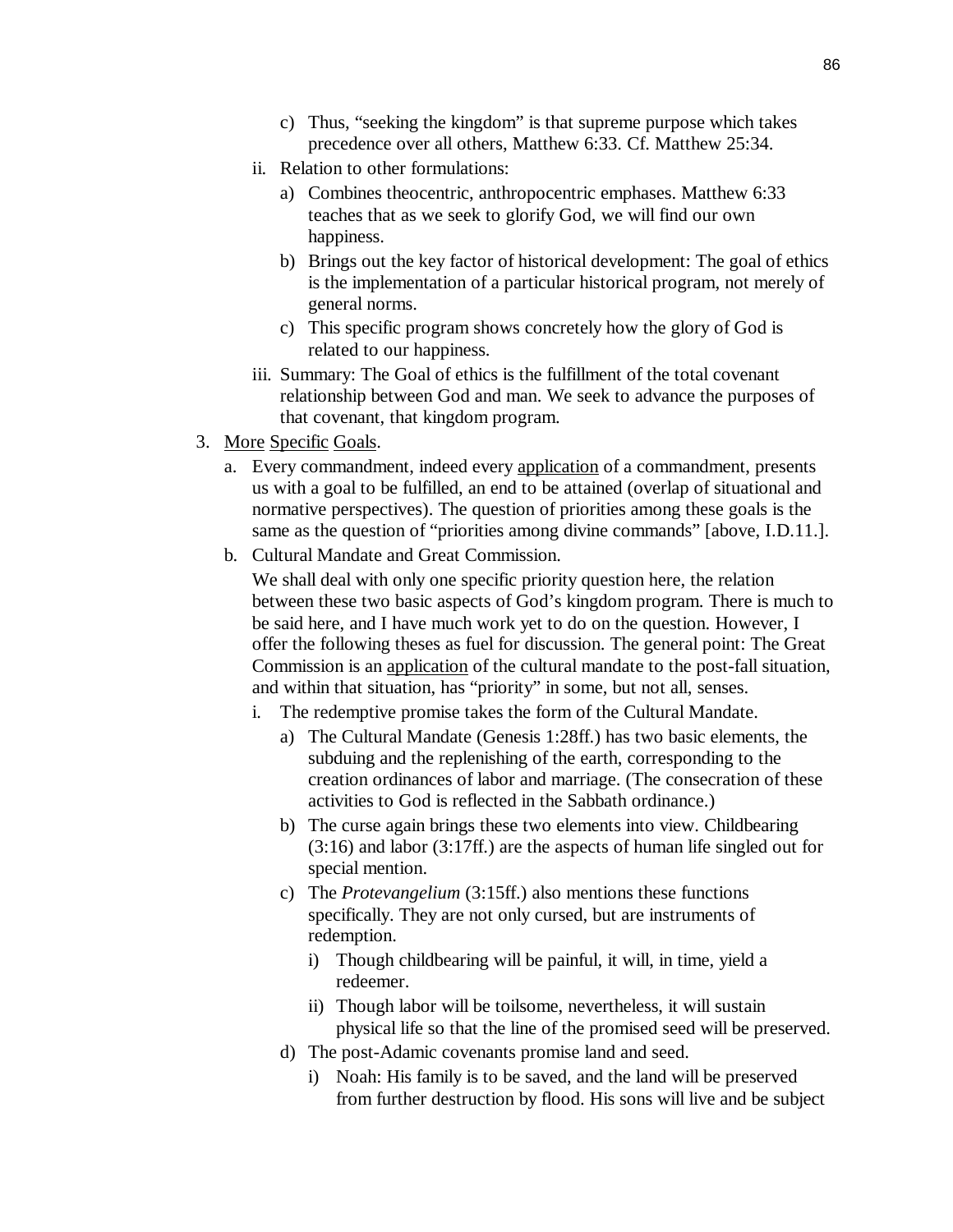c) Thus, "seeking the kingdom" is that supreme purpose which takes precedence over all others, Matthew 6:33. Cf. Matthew 25:34.

ii. Relation to other formulations:

a) Combines theocentric, anthropocentric emphases. Matthew 6:33 teaches that as we seek to glorify God, we will find our own happiness.

b) Brings out the key factor of historical development: The goal of ethics is the implementation of a particular historical program, not merely of general norms.

c) This specific program shows concretely how the glory of God is related to our happiness.

iii. Summary: The Goal of ethics is the fulfillment of the total covenant relationship between God and man. We seek to advance the purposes of that covenant, that kingdom program.

3. <u>More</u> <u>Specific</u> <u>Goals</u>.

a. Every commandment, indeed every <u>application</u> of a commandment, presents us with a goal to be fulfilled, an end to be attained (overlap of situational and normative perspectives). The question of priorities among these goals is the same as the question of "priorities among divine commands" [above, I.D.11.].

b. Cultural Mandate and Great Commission.

We shall deal with only one specific priority question here, the relation between these two basic aspects of God's kingdom program. There is much to be said here, and I have much work yet to do on the question. However, I offer the following theses as fuel for discussion. The general point: The Great Commission is an <u>application</u> of the cultural mandate to the post-fall situation, and within that situation, has "priority" in some, but not all, senses.

i. The redemptive promise takes the form of the Cultural Mandate.

a) The Cultural Mandate (Genesis 1:28ff.) has two basic elements, the subduing and the replenishing of the earth, corresponding to the creation ordinances of labor and marriage. (The consecration of these activities to God is reflected in the Sabbath ordinance.)

b) The curse again brings these two elements into view. Childbearing (3:16) and labor (3:17ff.) are the aspects of human life singled out for special mention.

c) The *Protevangelium* (3:15ff.) also mentions these functions specifically. They are not only cursed, but are instruments of redemption.

i) Though childbearing will be painful, it will, in time, yield a redeemer.

ii) Though labor will be toilsome, nevertheless, it will sustain physical life so that the line of the promised seed will be preserved.

d) The post-Adamic covenants promise land and seed.

i) Noah: His family is to be saved, and the land will be preserved from further destruction by flood. His sons will live and be subject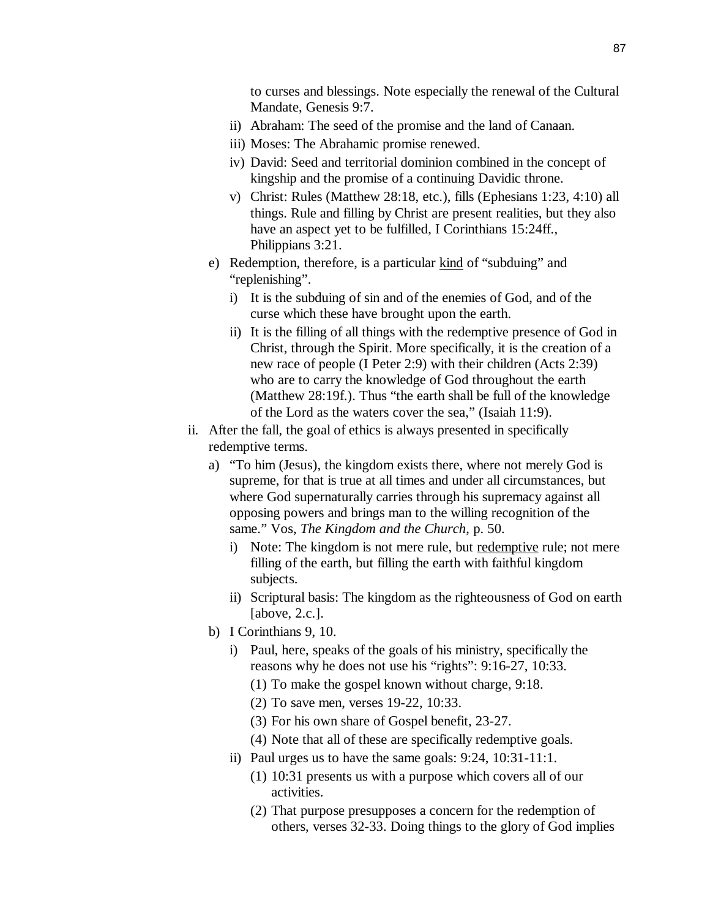to curses and blessings. Note especially the renewal of the Cultural Mandate, Genesis 9:7.

   - ii) Abraham: The seed of the promise and the land of Canaan.
   - iii) Moses: The Abrahamic promise renewed.
   - iv) David: Seed and territorial dominion combined in the concept of kingship and the promise of a continuing Davidic throne.
   - v) Christ: Rules (Matthew 28:18, etc.), fills (Ephesians 1:23, 4:10) all things. Rule and filling by Christ are present realities, but they also have an aspect yet to be fulfilled, I Corinthians 15:24ff., Philippians 3:21.

- e) Redemption, therefore, is a particular <u>kind</u> of "subduing" and "replenishing".
   - i) It is the subduing of sin and of the enemies of God, and of the curse which these have brought upon the earth.
   - ii) It is the filling of all things with the redemptive presence of God in Christ, through the Spirit. More specifically, it is the creation of a new race of people (I Peter 2:9) with their children (Acts 2:39) who are to carry the knowledge of God throughout the earth (Matthew 28:19f.). Thus "the earth shall be full of the knowledge of the Lord as the waters cover the sea," (Isaiah 11:9).

ii. After the fall, the goal of ethics is always presented in specifically redemptive terms.

- a) "To him (Jesus), the kingdom exists there, where not merely God is supreme, for that is true at all times and under all circumstances, but where God supernaturally carries through his supremacy against all opposing powers and brings man to the willing recognition of the same." Vos, *The Kingdom and the Church*, p. 50.
   - i) Note: The kingdom is not mere rule, but <u>redemptive</u> rule; not mere filling of the earth, but filling the earth with faithful kingdom subjects.
   - ii) Scriptural basis: The kingdom as the righteousness of God on earth [above, 2.c.].
- b) I Corinthians 9, 10.
   - i) Paul, here, speaks of the goals of his ministry, specifically the reasons why he does not use his "rights": 9:16-27, 10:33.
      - (1) To make the gospel known without charge, 9:18.
      - (2) To save men, verses 19-22, 10:33.
      - (3) For his own share of Gospel benefit, 23-27.
      - (4) Note that all of these are specifically redemptive goals.
   - ii) Paul urges us to have the same goals: 9:24, 10:31-11:1.
      - (1) 10:31 presents us with a purpose which covers all of our activities.
      - (2) That purpose presupposes a concern for the redemption of others, verses 32-33. Doing things to the glory of God implies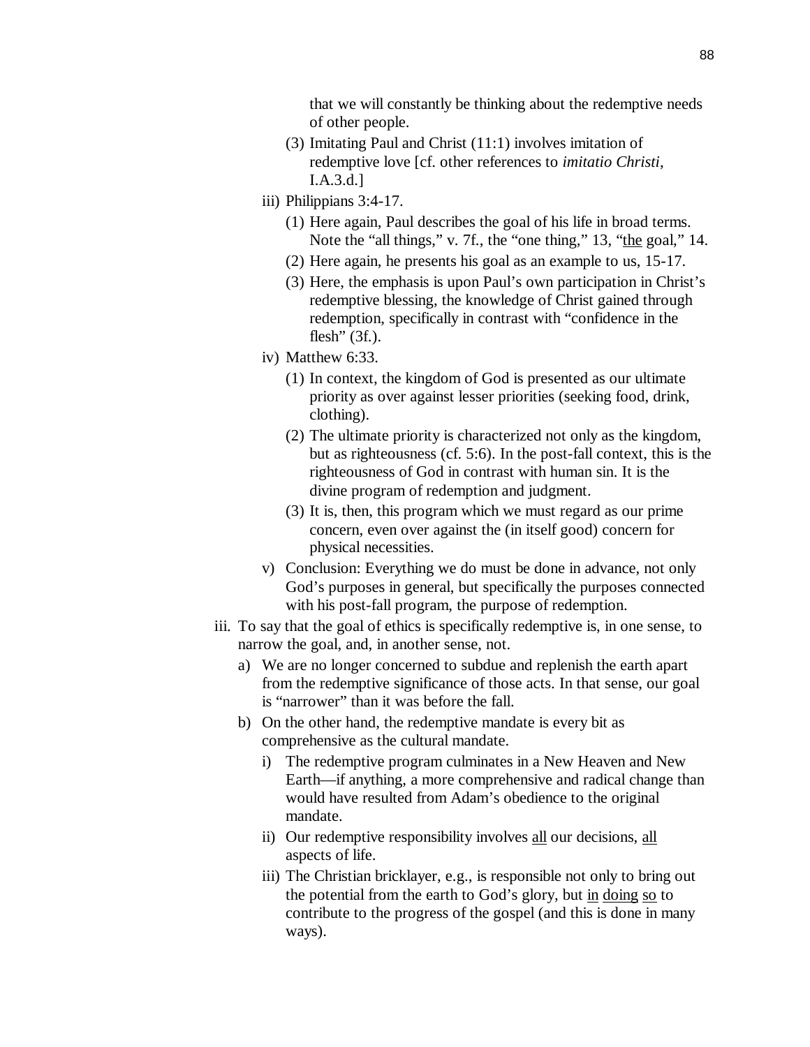that we will constantly be thinking about the redemptive needs of other people.

(3) Imitating Paul and Christ (11:1) involves imitation of redemptive love [cf. other references to *imitatio Christi*, I.A.3.d.]

iii) Philippians 3:4-17.

(1) Here again, Paul describes the goal of his life in broad terms. Note the "all things," v. 7f., the "one thing," 13, "<u>the</u> goal," 14.

(2) Here again, he presents his goal as an example to us, 15-17.

(3) Here, the emphasis is upon Paul's own participation in Christ's redemptive blessing, the knowledge of Christ gained through redemption, specifically in contrast with "confidence in the flesh" (3f.).

iv) Matthew 6:33.

(1) In context, the kingdom of God is presented as our ultimate priority as over against lesser priorities (seeking food, drink, clothing).

(2) The ultimate priority is characterized not only as the kingdom, but as righteousness (cf. 5:6). In the post-fall context, this is the righteousness of God in contrast with human sin. It is the divine program of redemption and judgment.

(3) It is, then, this program which we must regard as our prime concern, even over against the (in itself good) concern for physical necessities.

v) Conclusion: Everything we do must be done in advance, not only God's purposes in general, but specifically the purposes connected with his post-fall program, the purpose of redemption.

iii. To say that the goal of ethics is specifically redemptive is, in one sense, to narrow the goal, and, in another sense, not.

a) We are no longer concerned to subdue and replenish the earth apart from the redemptive significance of those acts. In that sense, our goal is "narrower" than it was before the fall.

b) On the other hand, the redemptive mandate is every bit as comprehensive as the cultural mandate.

i) The redemptive program culminates in a New Heaven and New Earth—if anything, a more comprehensive and radical change than would have resulted from Adam's obedience to the original mandate.

ii) Our redemptive responsibility involves <u>all</u> our decisions, <u>all</u> aspects of life.

iii) The Christian bricklayer, e.g., is responsible not only to bring out the potential from the earth to God's glory, but <u>in doing so</u> to contribute to the progress of the gospel (and this is done in many ways).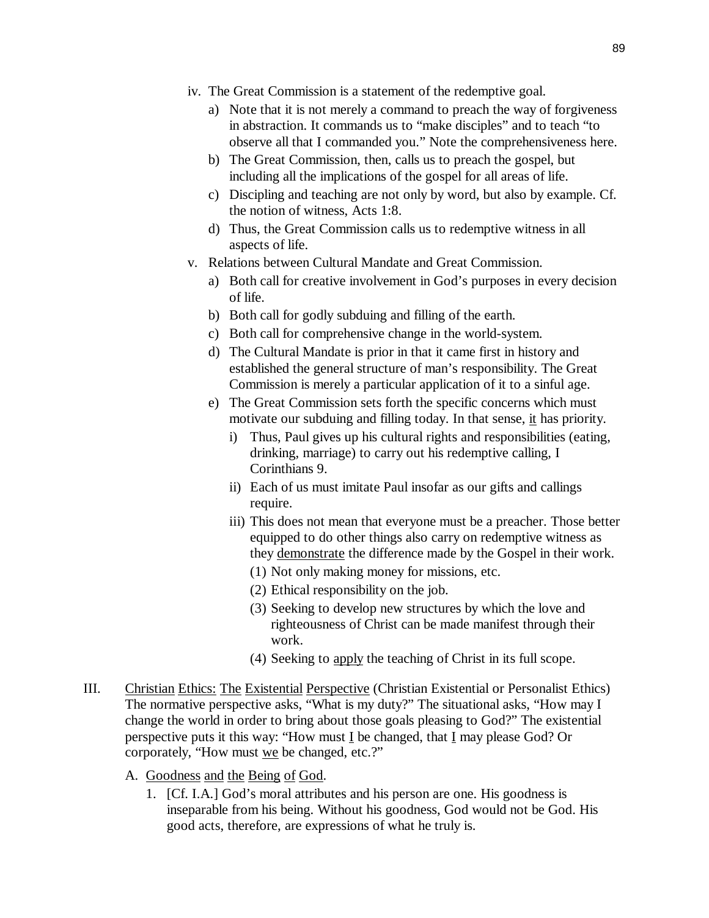iv. The Great Commission is a statement of the redemptive goal.
   a) Note that it is not merely a command to preach the way of forgiveness in abstraction. It commands us to "make disciples" and to teach "to observe all that I commanded you." Note the comprehensiveness here.
   b) The Great Commission, then, calls us to preach the gospel, but including all the implications of the gospel for all areas of life.
   c) Discipling and teaching are not only by word, but also by example. Cf. the notion of witness, Acts 1:8.
   d) Thus, the Great Commission calls us to redemptive witness in all aspects of life.

v. Relations between Cultural Mandate and Great Commission.
   a) Both call for creative involvement in God's purposes in every decision of life.
   b) Both call for godly subduing and filling of the earth.
   c) Both call for comprehensive change in the world-system.
   d) The Cultural Mandate is prior in that it came first in history and established the general structure of man's responsibility. The Great Commission is merely a particular application of it to a sinful age.
   e) The Great Commission sets forth the specific concerns which must motivate our subduing and filling today. In that sense, <u>it</u> has priority.
      i) Thus, Paul gives up his cultural rights and responsibilities (eating, drinking, marriage) to carry out his redemptive calling, I Corinthians 9.
      ii) Each of us must imitate Paul insofar as our gifts and callings require.
      iii) This does not mean that everyone must be a preacher. Those better equipped to do other things also carry on redemptive witness as they <u>demonstrate</u> the difference made by the Gospel in their work.
         (1) Not only making money for missions, etc.
         (2) Ethical responsibility on the job.
         (3) Seeking to develop new structures by which the love and righteousness of Christ can be made manifest through their work.
         (4) Seeking to <u>apply</u> the teaching of Christ in its full scope.

## III. <u>Christian Ethics: The Existential Perspective</u> (Christian Existential or Personalist Ethics)

The normative perspective asks, "What is my duty?" The situational asks, "How may I change the world in order to bring about those goals pleasing to God?" The existential perspective puts it this way: "How must <u>I</u> be changed, that <u>I</u> may please God? Or corporately, "How must <u>we</u> be changed, etc.?"

### A. <u>Goodness and the Being of God</u>.

1. [Cf. I.A.] God's moral attributes and his person are one. His goodness is inseparable from his being. Without his goodness, God would not be God. His good acts, therefore, are expressions of what he truly is.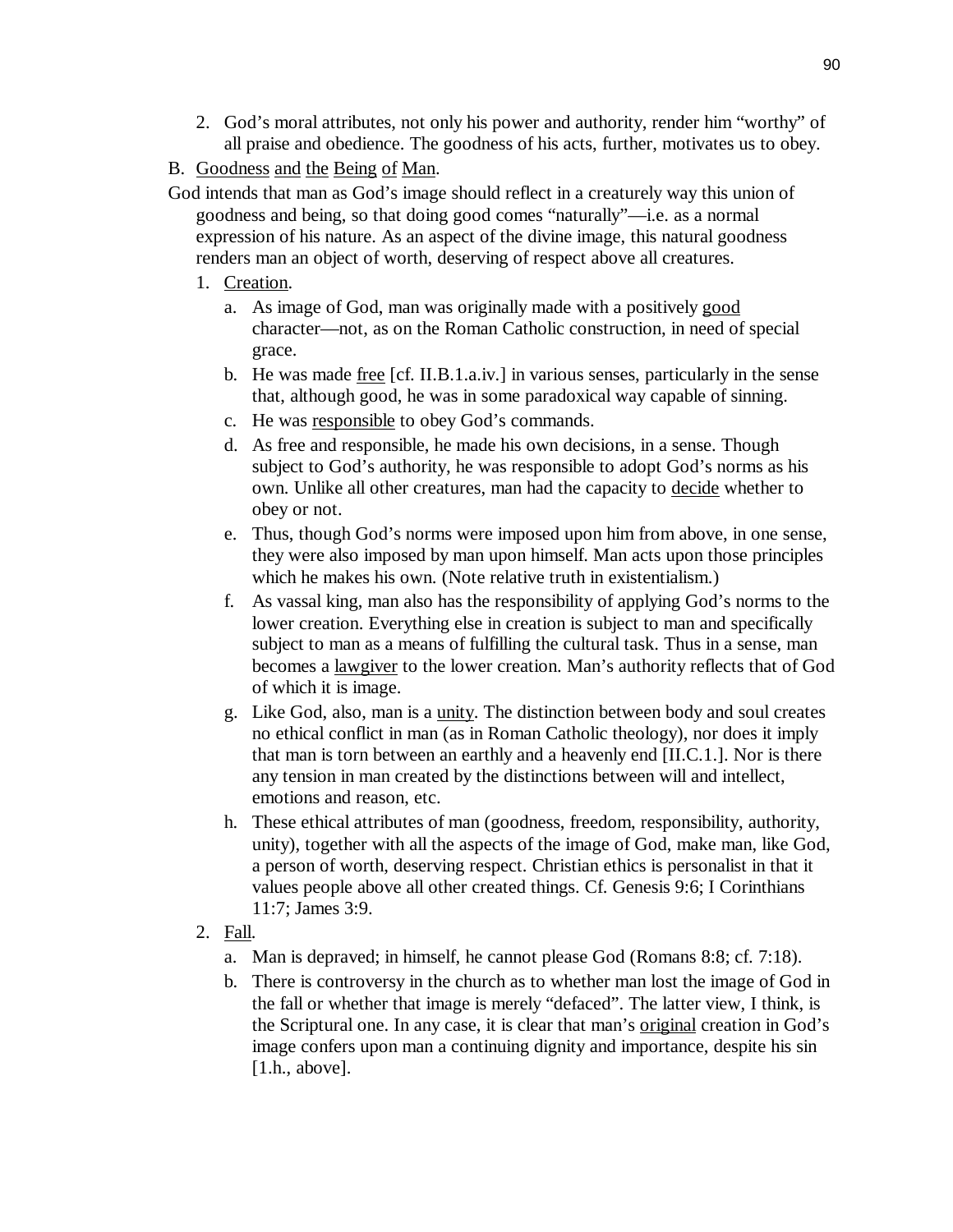2. God's moral attributes, not only his power and authority, render him "worthy" of all praise and obedience. The goodness of his acts, further, motivates us to obey.

B. Goodness and the Being of Man.

God intends that man as God's image should reflect in a creaturely way this union of goodness and being, so that doing good comes "naturally"—i.e. as a normal expression of his nature. As an aspect of the divine image, this natural goodness renders man an object of worth, deserving of respect above all creatures.

1. Creation.
   a. As image of God, man was originally made with a positively good character—not, as on the Roman Catholic construction, in need of special grace.
   b. He was made free [cf. II.B.1.a.iv.] in various senses, particularly in the sense that, although good, he was in some paradoxical way capable of sinning.
   c. He was responsible to obey God's commands.
   d. As free and responsible, he made his own decisions, in a sense. Though subject to God's authority, he was responsible to adopt God's norms as his own. Unlike all other creatures, man had the capacity to decide whether to obey or not.
   e. Thus, though God's norms were imposed upon him from above, in one sense, they were also imposed by man upon himself. Man acts upon those principles which he makes his own. (Note relative truth in existentialism.)
   f. As vassal king, man also has the responsibility of applying God's norms to the lower creation. Everything else in creation is subject to man and specifically subject to man as a means of fulfilling the cultural task. Thus in a sense, man becomes a lawgiver to the lower creation. Man's authority reflects that of God of which it is image.
   g. Like God, also, man is a unity. The distinction between body and soul creates no ethical conflict in man (as in Roman Catholic theology), nor does it imply that man is torn between an earthly and a heavenly end [II.C.1.]. Nor is there any tension in man created by the distinctions between will and intellect, emotions and reason, etc.
   h. These ethical attributes of man (goodness, freedom, responsibility, authority, unity), together with all the aspects of the image of God, make man, like God, a person of worth, deserving respect. Christian ethics is personalist in that it values people above all other created things. Cf. Genesis 9:6; I Corinthians 11:7; James 3:9.
2. Fall.
   a. Man is depraved; in himself, he cannot please God (Romans 8:8; cf. 7:18).
   b. There is controversy in the church as to whether man lost the image of God in the fall or whether that image is merely "defaced". The latter view, I think, is the Scriptural one. In any case, it is clear that man's original creation in God's image confers upon man a continuing dignity and importance, despite his sin [1.h., above].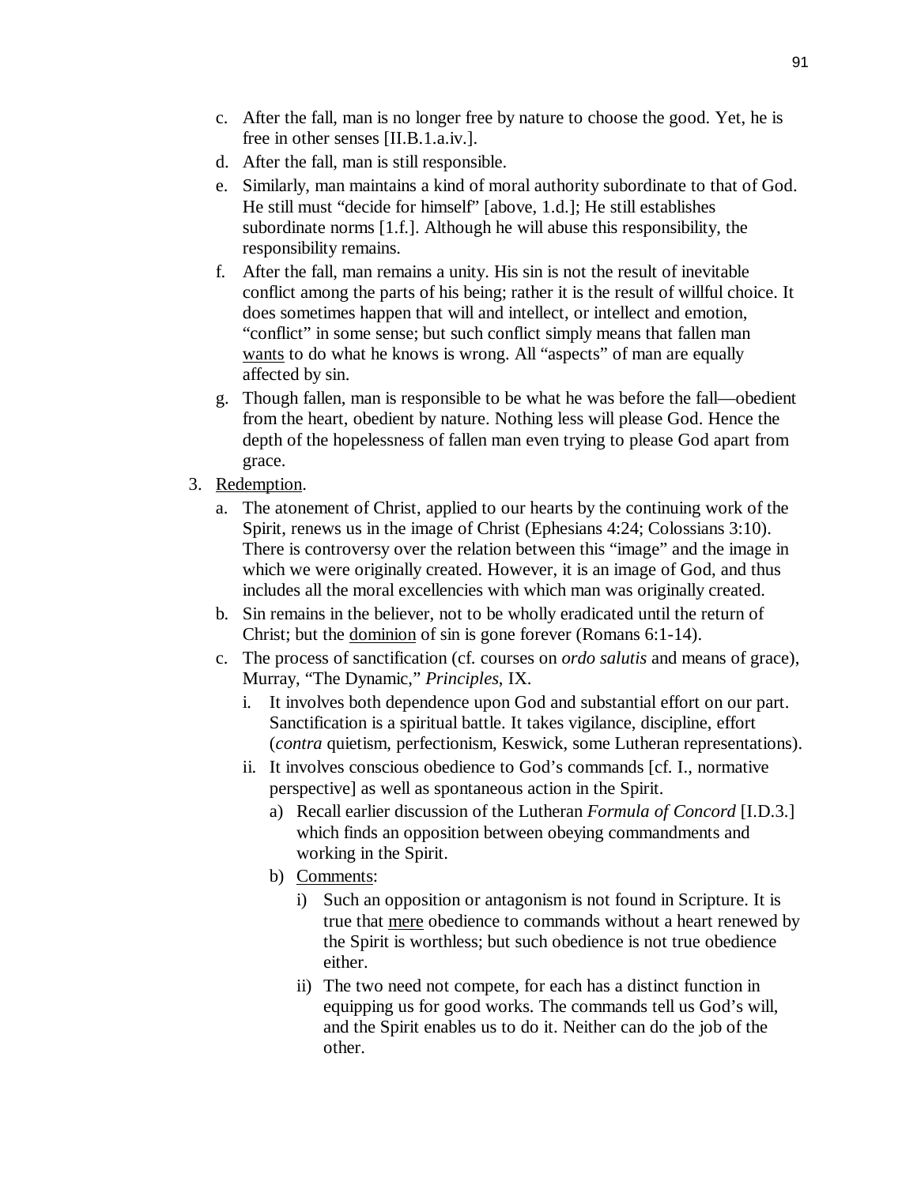c. After the fall, man is no longer free by nature to choose the good. Yet, he is free in other senses [II.B.1.a.iv.].

d. After the fall, man is still responsible.

e. Similarly, man maintains a kind of moral authority subordinate to that of God. He still must "decide for himself" [above, 1.d.]; He still establishes subordinate norms [1.f.]. Although he will abuse this responsibility, the responsibility remains.

f. After the fall, man remains a unity. His sin is not the result of inevitable conflict among the parts of his being; rather it is the result of willful choice. It does sometimes happen that will and intellect, or intellect and emotion, "conflict" in some sense; but such conflict simply means that fallen man <u>wants</u> to do what he knows is wrong. All "aspects" of man are equally affected by sin.

g. Though fallen, man is responsible to be what he was before the fall—obedient from the heart, obedient by nature. Nothing less will please God. Hence the depth of the hopelessness of fallen man even trying to please God apart from grace.

3. <u>Redemption</u>.

   a. The atonement of Christ, applied to our hearts by the continuing work of the Spirit, renews us in the image of Christ (Ephesians 4:24; Colossians 3:10). There is controversy over the relation between this "image" and the image in which we were originally created. However, it is an image of God, and thus includes all the moral excellencies with which man was originally created.

   b. Sin remains in the believer, not to be wholly eradicated until the return of Christ; but the <u>dominion</u> of sin is gone forever (Romans 6:1-14).

   c. The process of sanctification (cf. courses on *ordo salutis* and means of grace), Murray, "The Dynamic," *Principles*, IX.

      i. It involves both dependence upon God and substantial effort on our part. Sanctification is a spiritual battle. It takes vigilance, discipline, effort (*contra* quietism, perfectionism, Keswick, some Lutheran representations).

      ii. It involves conscious obedience to God's commands [cf. I., normative perspective] as well as spontaneous action in the Spirit.

         a) Recall earlier discussion of the Lutheran *Formula of Concord* [I.D.3.] which finds an opposition between obeying commandments and working in the Spirit.

         b) <u>Comments</u>:

            i) Such an opposition or antagonism is not found in Scripture. It is true that <u>mere</u> obedience to commands without a heart renewed by the Spirit is worthless; but such obedience is not true obedience either.

            ii) The two need not compete, for each has a distinct function in equipping us for good works. The commands tell us God's will, and the Spirit enables us to do it. Neither can do the job of the other.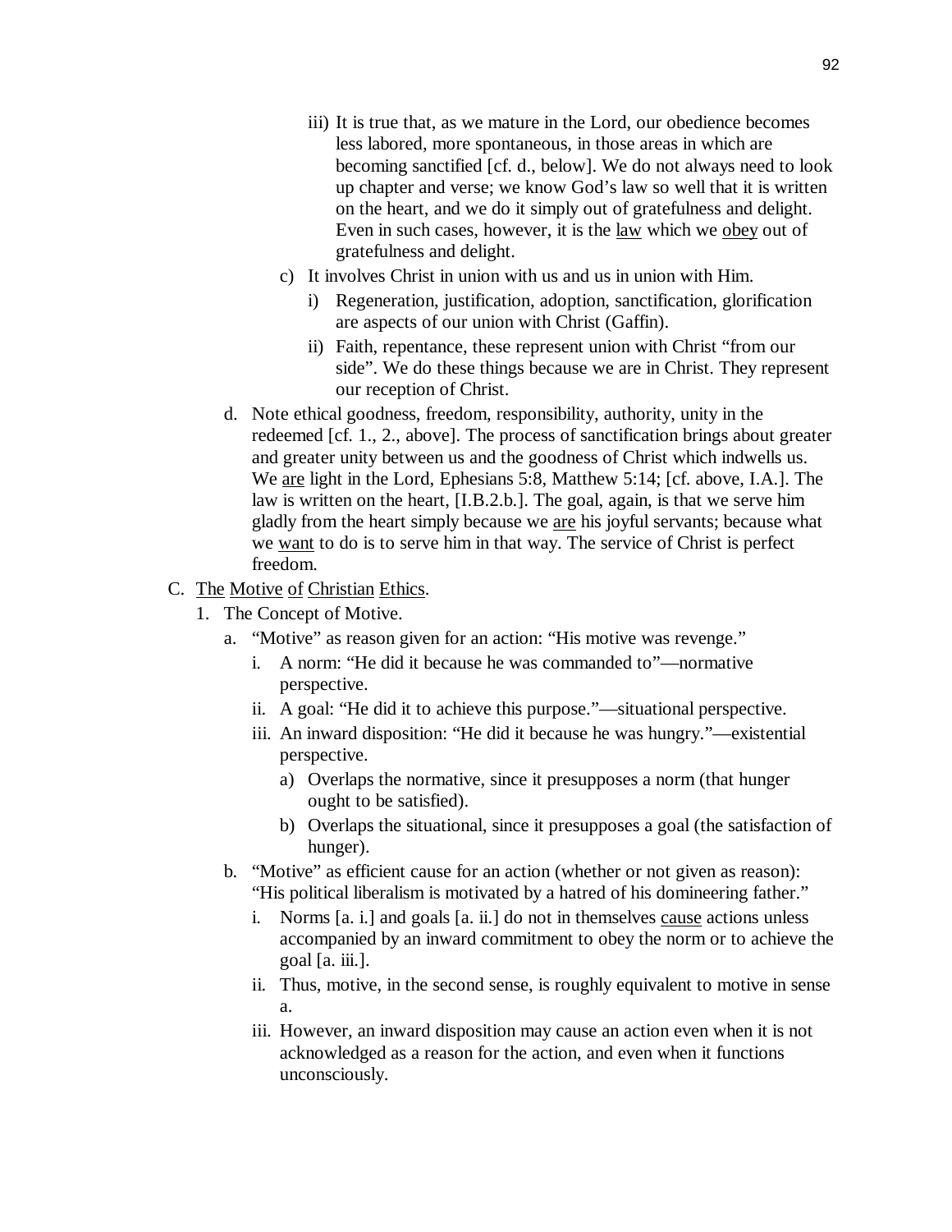iii) It is true that, as we mature in the Lord, our obedience becomes less labored, more spontaneous, in those areas in which are becoming sanctified [cf. d., below]. We do not always need to look up chapter and verse; we know God's law so well that it is written on the heart, and we do it simply out of gratefulness and delight. Even in such cases, however, it is the <u>law</u> which we <u>obey</u> out of gratefulness and delight.

c) It involves Christ in union with us and us in union with Him.

  i) Regeneration, justification, adoption, sanctification, glorification are aspects of our union with Christ (Gaffin).

  ii) Faith, repentance, these represent union with Christ "from our side". We do these things because we are in Christ. They represent our reception of Christ.

d. Note ethical goodness, freedom, responsibility, authority, unity in the redeemed [cf. 1., 2., above]. The process of sanctification brings about greater and greater unity between us and the goodness of Christ which indwells us. We <u>are</u> light in the Lord, Ephesians 5:8, Matthew 5:14; [cf. above, I.A.]. The law is written on the heart, [I.B.2.b.]. The goal, again, is that we serve him gladly from the heart simply because we <u>are</u> his joyful servants; because what we <u>want</u> to do is to serve him in that way. The service of Christ is perfect freedom.

C. <u>The Motive of Christian Ethics</u>.

1. The Concept of Motive.

  a. "Motive" as reason given for an action: "His motive was revenge."

    i. A norm: "He did it because he was commanded to"—normative perspective.

    ii. A goal: "He did it to achieve this purpose."—situational perspective.

    iii. An inward disposition: "He did it because he was hungry."—existential perspective.

      a) Overlaps the normative, since it presupposes a norm (that hunger ought to be satisfied).

      b) Overlaps the situational, since it presupposes a goal (the satisfaction of hunger).

  b. "Motive" as efficient cause for an action (whether or not given as reason): "His political liberalism is motivated by a hatred of his domineering father."

    i. Norms [a. i.] and goals [a. ii.] do not in themselves <u>cause</u> actions unless accompanied by an inward commitment to obey the norm or to achieve the goal [a. iii.].

    ii. Thus, motive, in the second sense, is roughly equivalent to motive in sense a.

    iii. However, an inward disposition may cause an action even when it is not acknowledged as a reason for the action, and even when it functions unconsciously.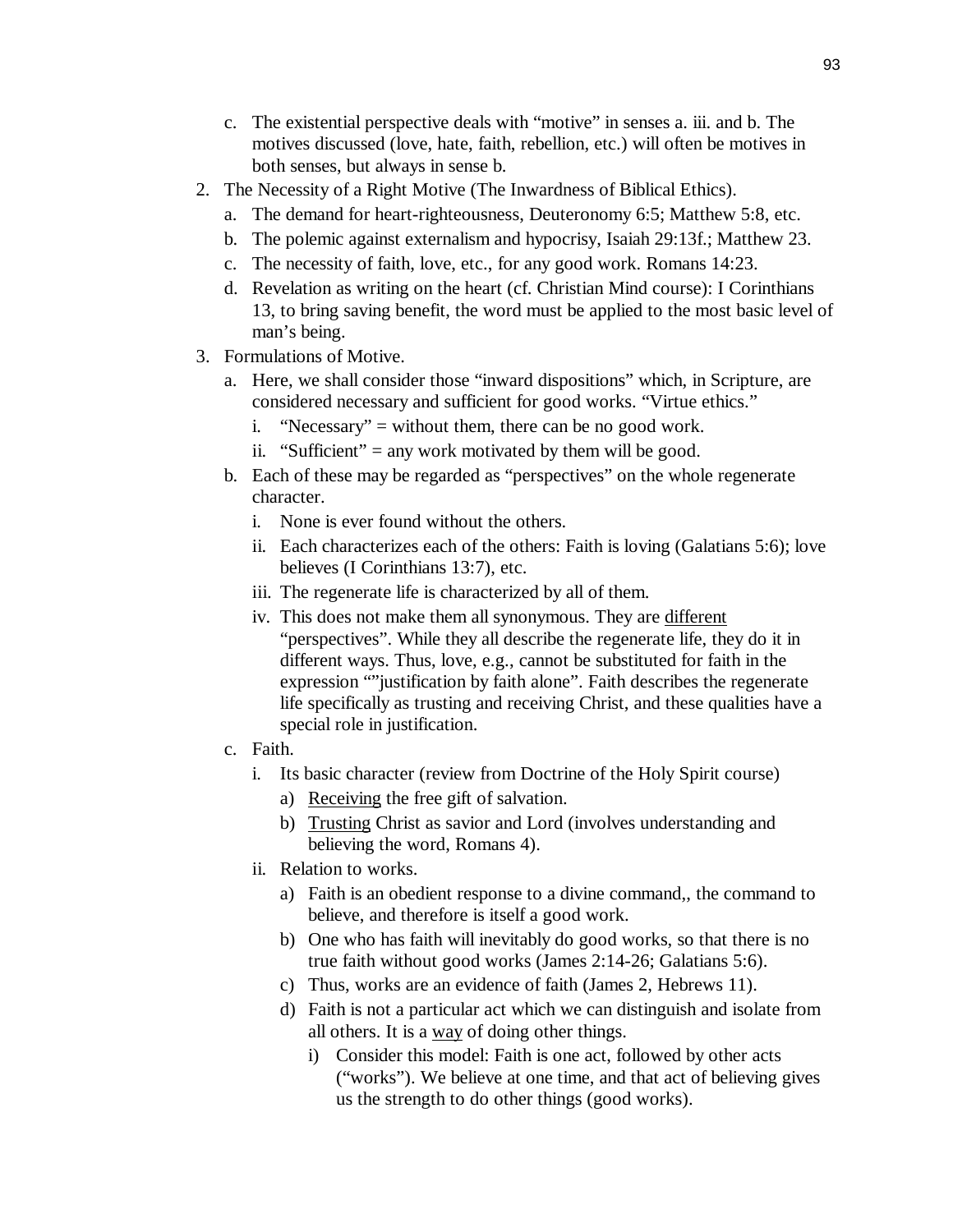c. The existential perspective deals with "motive" in senses a. iii. and b. The motives discussed (love, hate, faith, rebellion, etc.) will often be motives in both senses, but always in sense b.

2. The Necessity of a Right Motive (The Inwardness of Biblical Ethics).
   a. The demand for heart-righteousness, Deuteronomy 6:5; Matthew 5:8, etc.
   b. The polemic against externalism and hypocrisy, Isaiah 29:13f.; Matthew 23.
   c. The necessity of faith, love, etc., for any good work. Romans 14:23.
   d. Revelation as writing on the heart (cf. Christian Mind course): I Corinthians 13, to bring saving benefit, the word must be applied to the most basic level of man's being.

3. Formulations of Motive.
   a. Here, we shall consider those "inward dispositions" which, in Scripture, are considered necessary and sufficient for good works. "Virtue ethics."
      i. "Necessary" = without them, there can be no good work.
      ii. "Sufficient" = any work motivated by them will be good.
   b. Each of these may be regarded as "perspectives" on the whole regenerate character.
      i. None is ever found without the others.
      ii. Each characterizes each of the others: Faith is loving (Galatians 5:6); love believes (I Corinthians 13:7), etc.
      iii. The regenerate life is characterized by all of them.
      iv. This does not make them all synonymous. They are <u>different</u> "perspectives". While they all describe the regenerate life, they do it in different ways. Thus, love, e.g., cannot be substituted for faith in the expression ""justification by faith alone". Faith describes the regenerate life specifically as trusting and receiving Christ, and these qualities have a special role in justification.
   c. Faith.
      i. Its basic character (review from Doctrine of the Holy Spirit course)
         a) <u>Receiving</u> the free gift of salvation.
         b) <u>Trusting</u> Christ as savior and Lord (involves understanding and believing the word, Romans 4).
      ii. Relation to works.
         a) Faith is an obedient response to a divine command,, the command to believe, and therefore is itself a good work.
         b) One who has faith will inevitably do good works, so that there is no true faith without good works (James 2:14-26; Galatians 5:6).
         c) Thus, works are an evidence of faith (James 2, Hebrews 11).
         d) Faith is not a particular act which we can distinguish and isolate from all others. It is a <u>way</u> of doing other things.
            i) Consider this model: Faith is one act, followed by other acts ("works"). We believe at one time, and that act of believing gives us the strength to do other things (good works).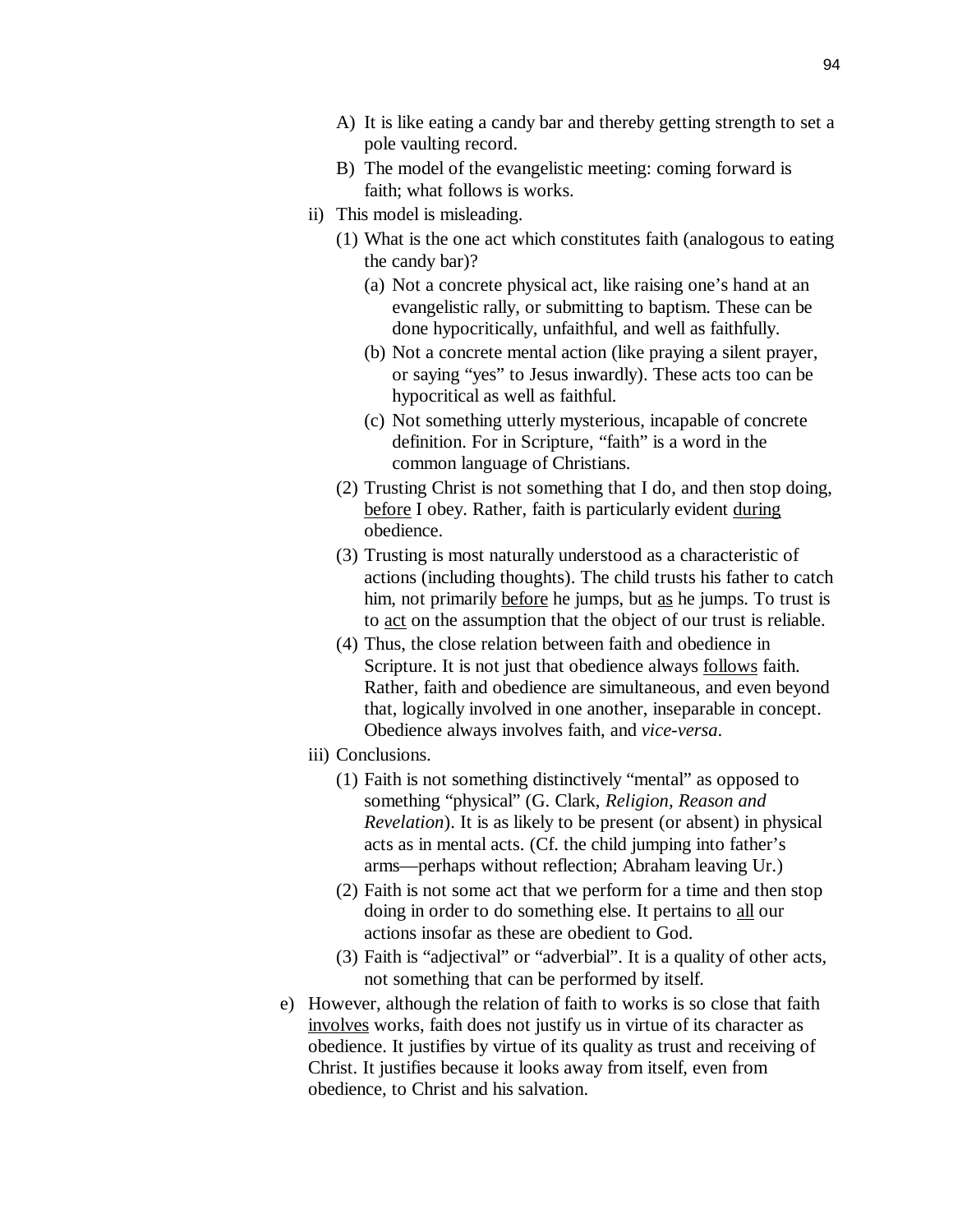- A) It is like eating a candy bar and thereby getting strength to set a pole vaulting record.
- B) The model of the evangelistic meeting: coming forward is faith; what follows is works.

ii) This model is misleading.

- (1) What is the one act which constitutes faith (analogous to eating the candy bar)?
  - (a) Not a concrete physical act, like raising one's hand at an evangelistic rally, or submitting to baptism. These can be done hypocritically, unfaithful, and well as faithfully.
  - (b) Not a concrete mental action (like praying a silent prayer, or saying "yes" to Jesus inwardly). These acts too can be hypocritical as well as faithful.
  - (c) Not something utterly mysterious, incapable of concrete definition. For in Scripture, "faith" is a word in the common language of Christians.
- (2) Trusting Christ is not something that I do, and then stop doing, <u>before</u> I obey. Rather, faith is particularly evident <u>during</u> obedience.
- (3) Trusting is most naturally understood as a characteristic of actions (including thoughts). The child trusts his father to catch him, not primarily <u>before</u> he jumps, but <u>as</u> he jumps. To trust is to <u>act</u> on the assumption that the object of our trust is reliable.
- (4) Thus, the close relation between faith and obedience in Scripture. It is not just that obedience always <u>follows</u> faith. Rather, faith and obedience are simultaneous, and even beyond that, logically involved in one another, inseparable in concept. Obedience always involves faith, and *vice-versa*.

iii) Conclusions.

- (1) Faith is not something distinctively "mental" as opposed to something "physical" (G. Clark, *Religion, Reason and Revelation*). It is as likely to be present (or absent) in physical acts as in mental acts. (Cf. the child jumping into father's arms—perhaps without reflection; Abraham leaving Ur.)
- (2) Faith is not some act that we perform for a time and then stop doing in order to do something else. It pertains to <u>all</u> our actions insofar as these are obedient to God.
- (3) Faith is "adjectival" or "adverbial". It is a quality of other acts, not something that can be performed by itself.

e) However, although the relation of faith to works is so close that faith <u>involves</u> works, faith does not justify us in virtue of its character as obedience. It justifies by virtue of its quality as trust and receiving of Christ. It justifies because it looks away from itself, even from obedience, to Christ and his salvation.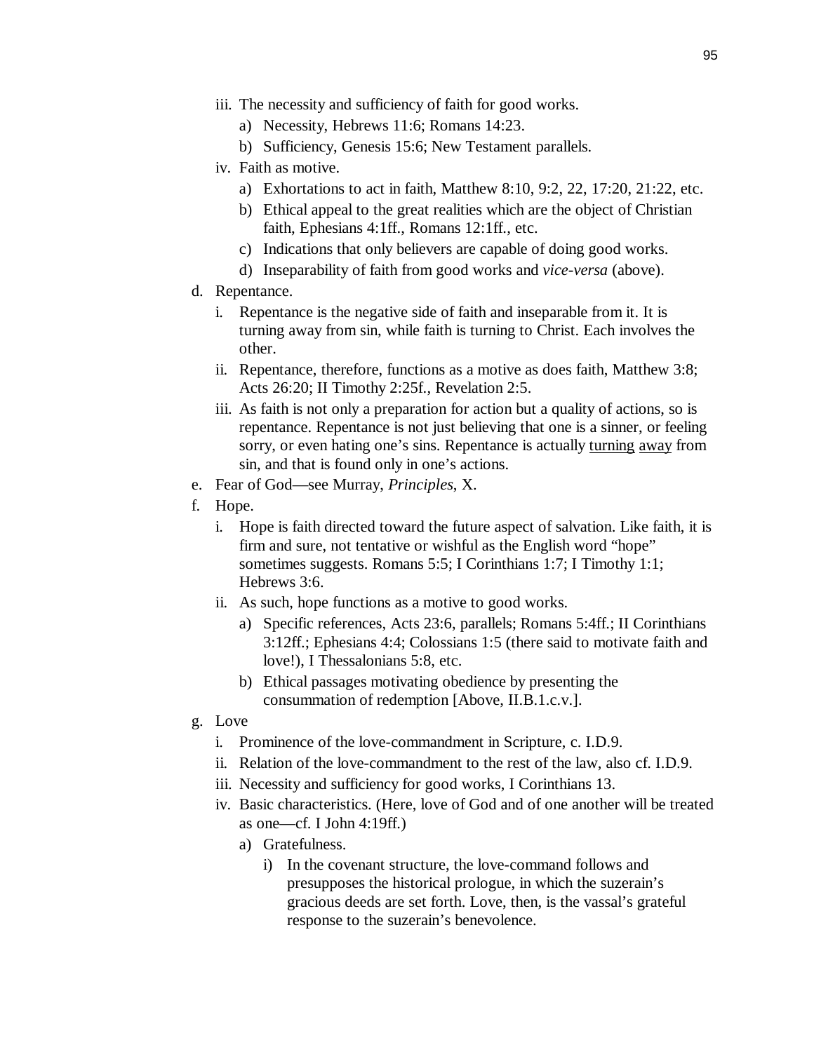- iii. The necessity and sufficiency of faith for good works.
    - a) Necessity, Hebrews 11:6; Romans 14:23.
    - b) Sufficiency, Genesis 15:6; New Testament parallels.
- iv. Faith as motive.
    - a) Exhortations to act in faith, Matthew 8:10, 9:2, 22, 17:20, 21:22, etc.
    - b) Ethical appeal to the great realities which are the object of Christian faith, Ephesians 4:1ff., Romans 12:1ff., etc.
    - c) Indications that only believers are capable of doing good works.
    - d) Inseparability of faith from good works and *vice-versa* (above).

d. Repentance.

- i. Repentance is the negative side of faith and inseparable from it. It is turning away from sin, while faith is turning to Christ. Each involves the other.
- ii. Repentance, therefore, functions as a motive as does faith, Matthew 3:8; Acts 26:20; II Timothy 2:25f., Revelation 2:5.
- iii. As faith is not only a preparation for action but a quality of actions, so is repentance. Repentance is not just believing that one is a sinner, or feeling sorry, or even hating one's sins. Repentance is actually <u>turning</u> <u>away</u> from sin, and that is found only in one's actions.

e. Fear of God—see Murray, *Principles*, X.

f. Hope.

- i. Hope is faith directed toward the future aspect of salvation. Like faith, it is firm and sure, not tentative or wishful as the English word "hope" sometimes suggests. Romans 5:5; I Corinthians 1:7; I Timothy 1:1; Hebrews 3:6.
- ii. As such, hope functions as a motive to good works.
    - a) Specific references, Acts 23:6, parallels; Romans 5:4ff.; II Corinthians 3:12ff.; Ephesians 4:4; Colossians 1:5 (there said to motivate faith and love!), I Thessalonians 5:8, etc.
    - b) Ethical passages motivating obedience by presenting the consummation of redemption [Above, II.B.1.c.v.].

g. Love

- i. Prominence of the love-commandment in Scripture, c. I.D.9.
- ii. Relation of the love-commandment to the rest of the law, also cf. I.D.9.
- iii. Necessity and sufficiency for good works, I Corinthians 13.
- iv. Basic characteristics. (Here, love of God and of one another will be treated as one—cf. I John 4:19ff.)
    - a) Gratefulness.
        - i) In the covenant structure, the love-command follows and presupposes the historical prologue, in which the suzerain's gracious deeds are set forth. Love, then, is the vassal's grateful response to the suzerain's benevolence.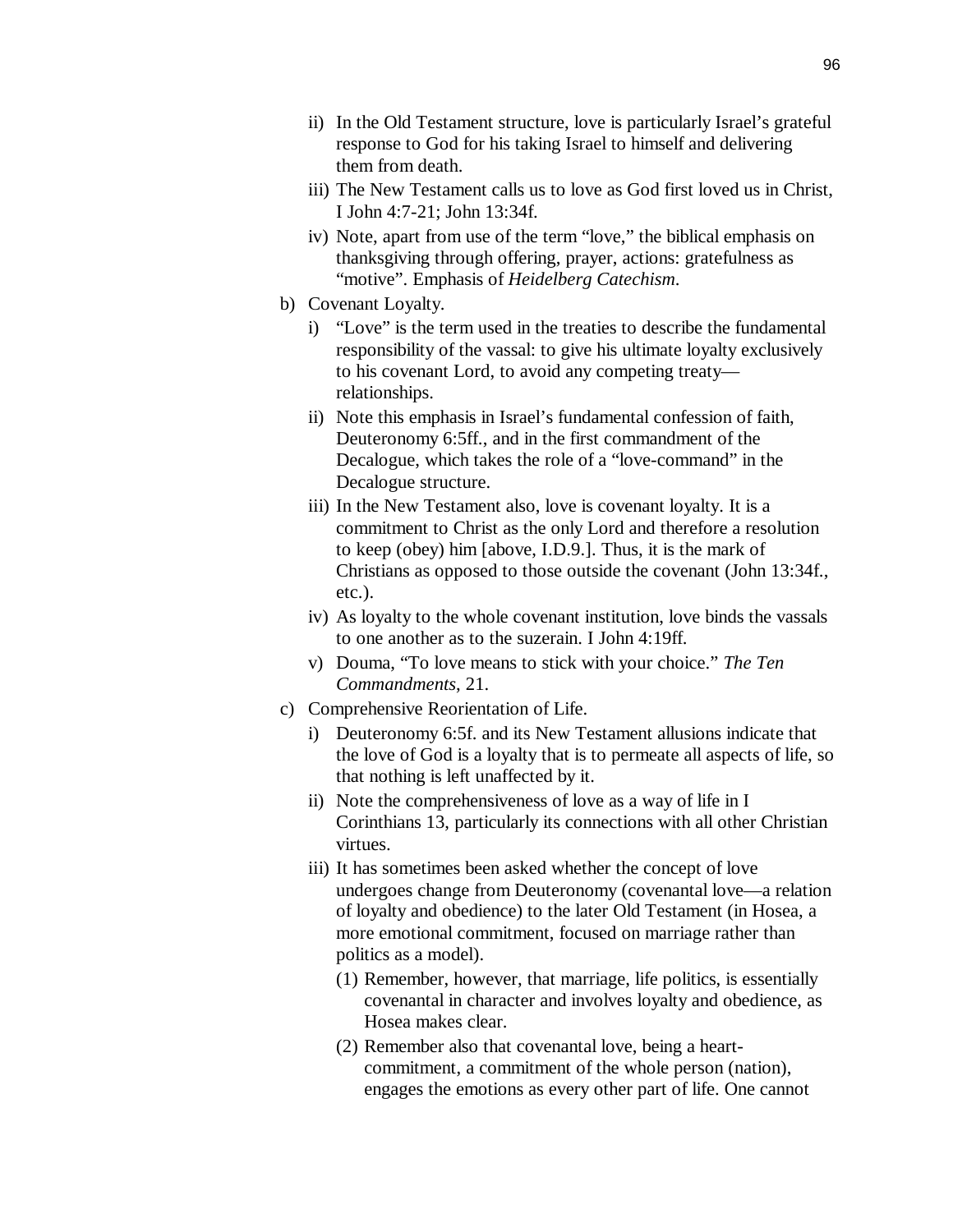- ii) In the Old Testament structure, love is particularly Israel's grateful response to God for his taking Israel to himself and delivering them from death.
- iii) The New Testament calls us to love as God first loved us in Christ, I John 4:7-21; John 13:34f.
- iv) Note, apart from use of the term "love," the biblical emphasis on thanksgiving through offering, prayer, actions: gratefulness as "motive". Emphasis of *Heidelberg Catechism*.

b) Covenant Loyalty.

- i) "Love" is the term used in the treaties to describe the fundamental responsibility of the vassal: to give his ultimate loyalty exclusively to his covenant Lord, to avoid any competing treaty—relationships.
- ii) Note this emphasis in Israel's fundamental confession of faith, Deuteronomy 6:5ff., and in the first commandment of the Decalogue, which takes the role of a "love-command" in the Decalogue structure.
- iii) In the New Testament also, love is covenant loyalty. It is a commitment to Christ as the only Lord and therefore a resolution to keep (obey) him [above, I.D.9.]. Thus, it is the mark of Christians as opposed to those outside the covenant (John 13:34f., etc.).
- iv) As loyalty to the whole covenant institution, love binds the vassals to one another as to the suzerain. I John 4:19ff.
- v) Douma, "To love means to stick with your choice." *The Ten Commandments*, 21.

c) Comprehensive Reorientation of Life.

- i) Deuteronomy 6:5f. and its New Testament allusions indicate that the love of God is a loyalty that is to permeate all aspects of life, so that nothing is left unaffected by it.
- ii) Note the comprehensiveness of love as a way of life in I Corinthians 13, particularly its connections with all other Christian virtues.
- iii) It has sometimes been asked whether the concept of love undergoes change from Deuteronomy (covenantal love—a relation of loyalty and obedience) to the later Old Testament (in Hosea, a more emotional commitment, focused on marriage rather than politics as a model).
  - (1) Remember, however, that marriage, life politics, is essentially covenantal in character and involves loyalty and obedience, as Hosea makes clear.
  - (2) Remember also that covenantal love, being a heart-commitment, a commitment of the whole person (nation), engages the emotions as every other part of life. One cannot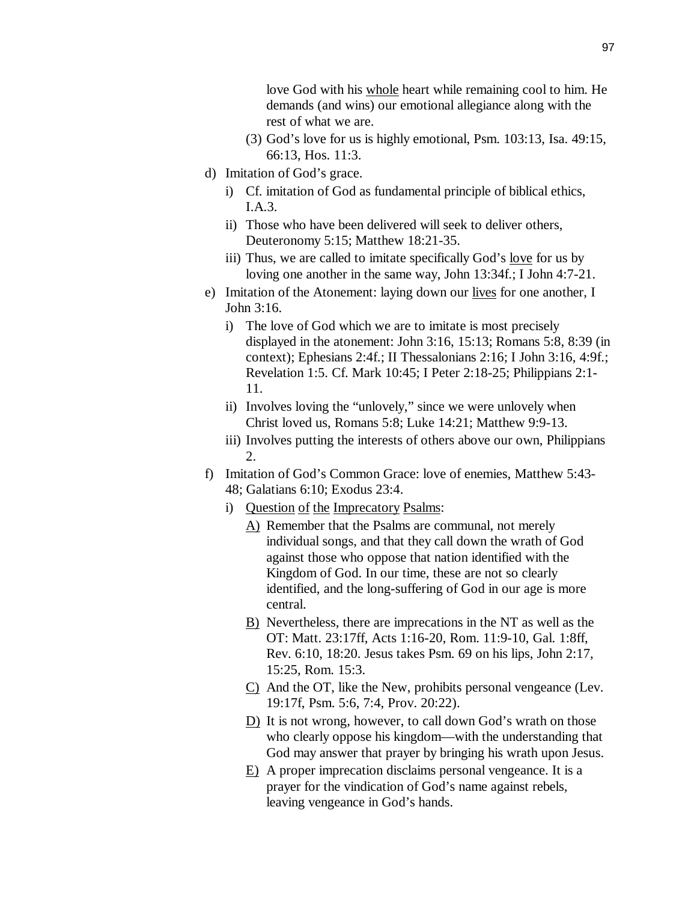love God with his <u>whole</u> heart while remaining cool to him. He demands (and wins) our emotional allegiance along with the rest of what we are.

(3) God's love for us is highly emotional, Psm. 103:13, Isa. 49:15, 66:13, Hos. 11:3.

d) Imitation of God's grace.

   i) Cf. imitation of God as fundamental principle of biblical ethics, I.A.3.

   ii) Those who have been delivered will seek to deliver others, Deuteronomy 5:15; Matthew 18:21-35.

   iii) Thus, we are called to imitate specifically God's <u>love</u> for us by loving one another in the same way, John 13:34f.; I John 4:7-21.

e) Imitation of the Atonement: laying down our <u>lives</u> for one another, I John 3:16.

   i) The love of God which we are to imitate is most precisely displayed in the atonement: John 3:16, 15:13; Romans 5:8, 8:39 (in context); Ephesians 2:4f.; II Thessalonians 2:16; I John 3:16, 4:9f.; Revelation 1:5. Cf. Mark 10:45; I Peter 2:18-25; Philippians 2:1-11.

   ii) Involves loving the "unlovely," since we were unlovely when Christ loved us, Romans 5:8; Luke 14:21; Matthew 9:9-13.

   iii) Involves putting the interests of others above our own, Philippians 2.

f) Imitation of God's Common Grace: love of enemies, Matthew 5:43-48; Galatians 6:10; Exodus 23:4.

   i) <u>Question of the Imprecatory Psalms</u>:

      <u>A)</u> Remember that the Psalms are communal, not merely individual songs, and that they call down the wrath of God against those who oppose that nation identified with the Kingdom of God. In our time, these are not so clearly identified, and the long-suffering of God in our age is more central.

      <u>B)</u> Nevertheless, there are imprecations in the NT as well as the OT: Matt. 23:17ff, Acts 1:16-20, Rom. 11:9-10, Gal. 1:8ff, Rev. 6:10, 18:20. Jesus takes Psm. 69 on his lips, John 2:17, 15:25, Rom. 15:3.

      <u>C)</u> And the OT, like the New, prohibits personal vengeance (Lev. 19:17f, Psm. 5:6, 7:4, Prov. 20:22).

      <u>D)</u> It is not wrong, however, to call down God's wrath on those who clearly oppose his kingdom—with the understanding that God may answer that prayer by bringing his wrath upon Jesus.

      <u>E)</u> A proper imprecation disclaims personal vengeance. It is a prayer for the vindication of God's name against rebels, leaving vengeance in God's hands.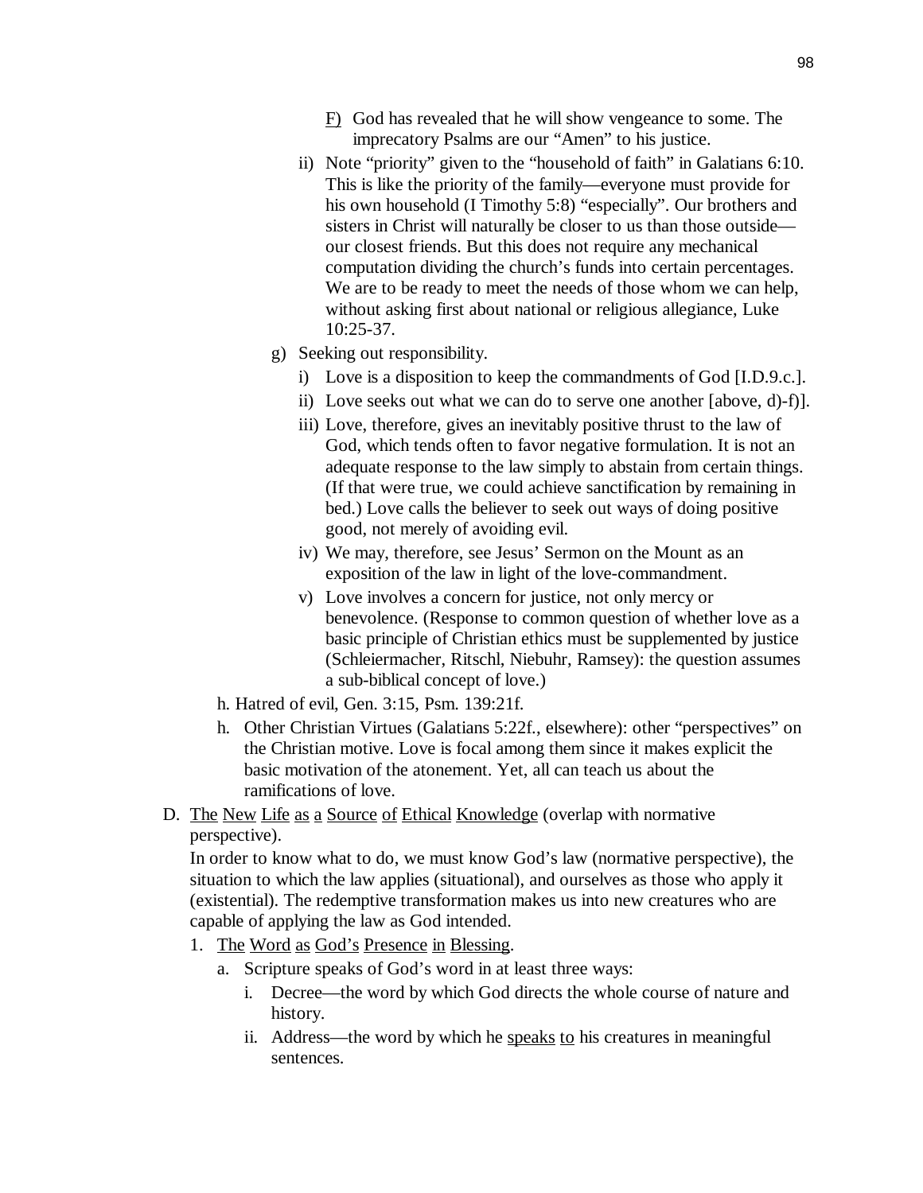F) God has revealed that he will show vengeance to some. The imprecatory Psalms are our “Amen” to his justice.

ii) Note “priority” given to the “household of faith” in Galatians 6:10. This is like the priority of the family—everyone must provide for his own household (I Timothy 5:8) “especially”. Our brothers and sisters in Christ will naturally be closer to us than those outside—our closest friends. But this does not require any mechanical computation dividing the church’s funds into certain percentages. We are to be ready to meet the needs of those whom we can help, without asking first about national or religious allegiance, Luke 10:25-37.

g) Seeking out responsibility.

i) Love is a disposition to keep the commandments of God [I.D.9.c.].

ii) Love seeks out what we can do to serve one another [above, d)-f)].

iii) Love, therefore, gives an inevitably positive thrust to the law of God, which tends often to favor negative formulation. It is not an adequate response to the law simply to abstain from certain things. (If that were true, we could achieve sanctification by remaining in bed.) Love calls the believer to seek out ways of doing positive good, not merely of avoiding evil.

iv) We may, therefore, see Jesus’ Sermon on the Mount as an exposition of the law in light of the love-commandment.

v) Love involves a concern for justice, not only mercy or benevolence. (Response to common question of whether love as a basic principle of Christian ethics must be supplemented by justice (Schleiermacher, Ritschl, Niebuhr, Ramsey): the question assumes a sub-biblical concept of love.)

h. Hatred of evil, Gen. 3:15, Psm. 139:21f.

h. Other Christian Virtues (Galatians 5:22f., elsewhere): other “perspectives” on the Christian motive. Love is focal among them since it makes explicit the basic motivation of the atonement. Yet, all can teach us about the ramifications of love.

D. The New Life as a Source of Ethical Knowledge (overlap with normative perspective).

In order to know what to do, we must know God’s law (normative perspective), the situation to which the law applies (situational), and ourselves as those who apply it (existential). The redemptive transformation makes us into new creatures who are capable of applying the law as God intended.

1. The Word as God’s Presence in Blessing.

a. Scripture speaks of God’s word in at least three ways:

i. Decree—the word by which God directs the whole course of nature and history.

ii. Address—the word by which he speaks to his creatures in meaningful sentences.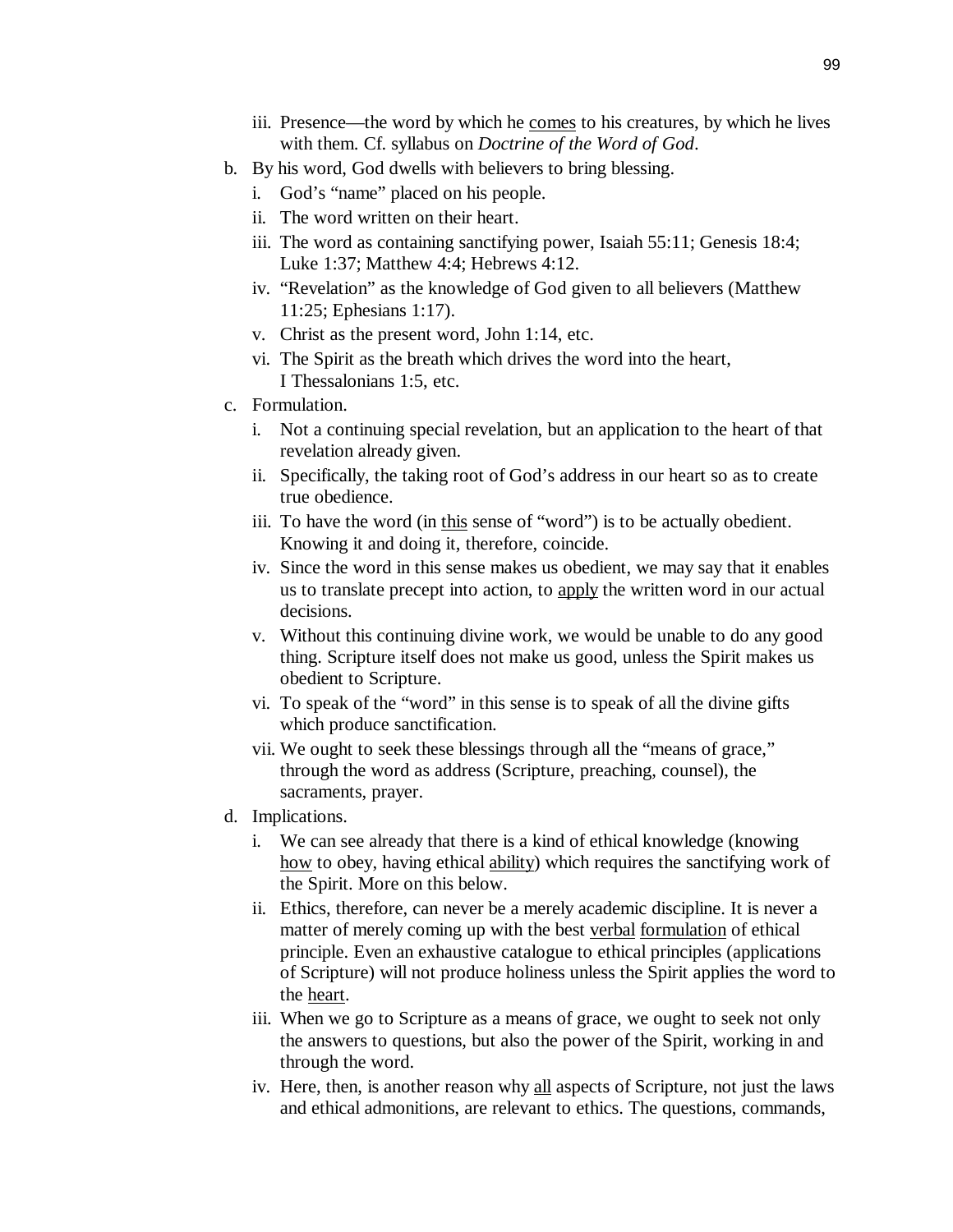iii. Presence—the word by which he <u>comes</u> to his creatures, by which he lives with them. Cf. syllabus on *Doctrine of the Word of God*.

b. By his word, God dwells with believers to bring blessing.

   i. God's "name" placed on his people.
   ii. The word written on their heart.
   iii. The word as containing sanctifying power, Isaiah 55:11; Genesis 18:4; Luke 1:37; Matthew 4:4; Hebrews 4:12.
   iv. "Revelation" as the knowledge of God given to all believers (Matthew 11:25; Ephesians 1:17).
   v. Christ as the present word, John 1:14, etc.
   vi. The Spirit as the breath which drives the word into the heart, I Thessalonians 1:5, etc.

c. Formulation.

   i. Not a continuing special revelation, but an application to the heart of that revelation already given.
   ii. Specifically, the taking root of God's address in our heart so as to create true obedience.
   iii. To have the word (in <u>this</u> sense of "word") is to be actually obedient. Knowing it and doing it, therefore, coincide.
   iv. Since the word in this sense makes us obedient, we may say that it enables us to translate precept into action, to <u>apply</u> the written word in our actual decisions.
   v. Without this continuing divine work, we would be unable to do any good thing. Scripture itself does not make us good, unless the Spirit makes us obedient to Scripture.
   vi. To speak of the "word" in this sense is to speak of all the divine gifts which produce sanctification.
   vii. We ought to seek these blessings through all the "means of grace," through the word as address (Scripture, preaching, counsel), the sacraments, prayer.

d. Implications.

   i. We can see already that there is a kind of ethical knowledge (knowing <u>how</u> to obey, having ethical <u>ability</u>) which requires the sanctifying work of the Spirit. More on this below.
   ii. Ethics, therefore, can never be a merely academic discipline. It is never a matter of merely coming up with the best <u>verbal</u> <u>formulation</u> of ethical principle. Even an exhaustive catalogue to ethical principles (applications of Scripture) will not produce holiness unless the Spirit applies the word to the <u>heart</u>.
   iii. When we go to Scripture as a means of grace, we ought to seek not only the answers to questions, but also the power of the Spirit, working in and through the word.
   iv. Here, then, is another reason why <u>all</u> aspects of Scripture, not just the laws and ethical admonitions, are relevant to ethics. The questions, commands,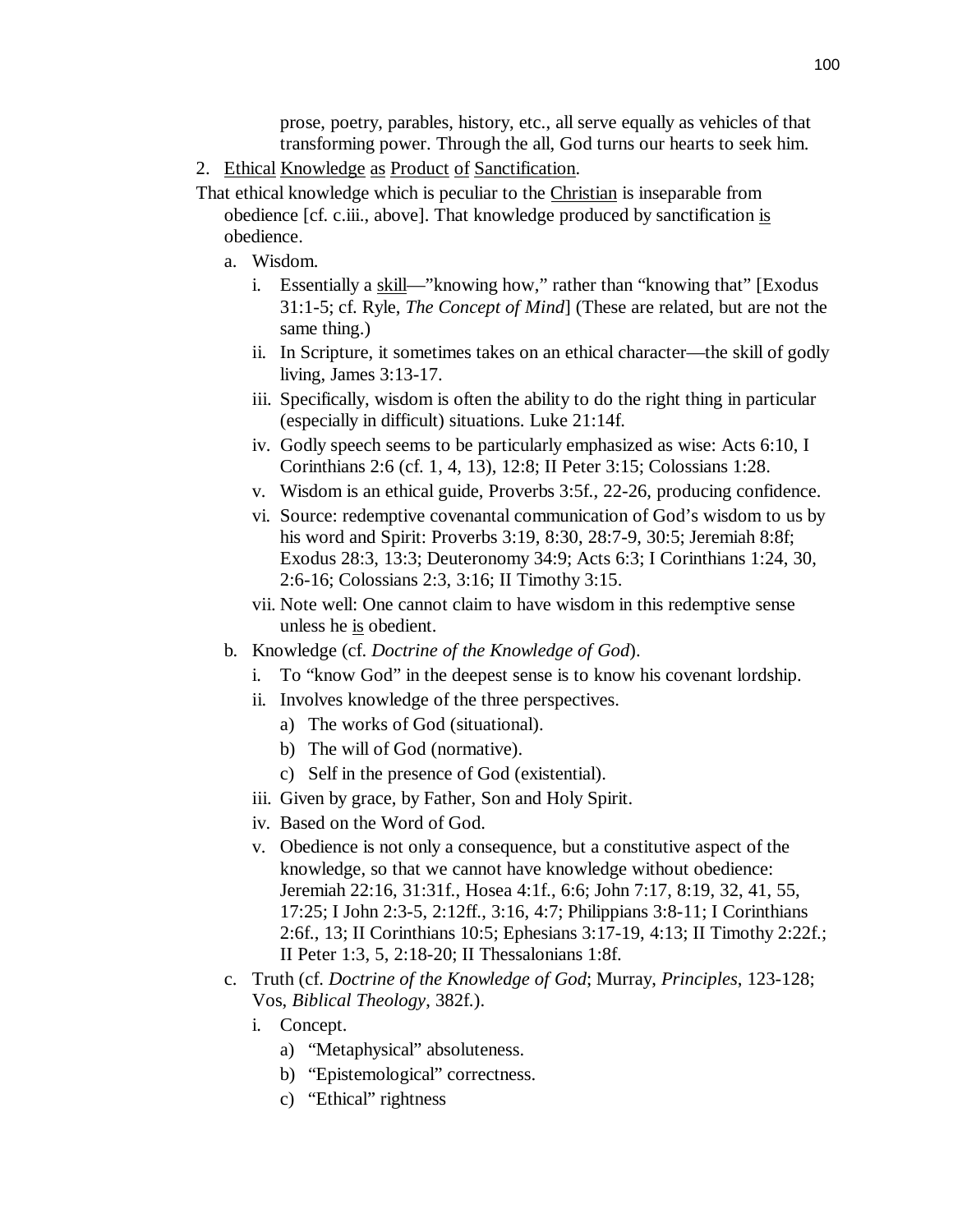prose, poetry, parables, history, etc., all serve equally as vehicles of that transforming power. Through the all, God turns our hearts to seek him.

2. <u>Ethical</u> <u>Knowledge</u> <u>as</u> <u>Product</u> <u>of</u> <u>Sanctification</u>.

That ethical knowledge which is peculiar to the <u>Christian</u> is inseparable from obedience [cf. c.iii., above]. That knowledge produced by sanctification <u>is</u> obedience.

- a. Wisdom.
  - i. Essentially a <u>skill</u>—"knowing how," rather than "knowing that" [Exodus 31:1-5; cf. Ryle, *The Concept of Mind*] (These are related, but are not the same thing.)
  - ii. In Scripture, it sometimes takes on an ethical character—the skill of godly living, James 3:13-17.
  - iii. Specifically, wisdom is often the ability to do the right thing in particular (especially in difficult) situations. Luke 21:14f.
  - iv. Godly speech seems to be particularly emphasized as wise: Acts 6:10, I Corinthians 2:6 (cf. 1, 4, 13), 12:8; II Peter 3:15; Colossians 1:28.
  - v. Wisdom is an ethical guide, Proverbs 3:5f., 22-26, producing confidence.
  - vi. Source: redemptive covenantal communication of God's wisdom to us by his word and Spirit: Proverbs 3:19, 8:30, 28:7-9, 30:5; Jeremiah 8:8f; Exodus 28:3, 13:3; Deuteronomy 34:9; Acts 6:3; I Corinthians 1:24, 30, 2:6-16; Colossians 2:3, 3:16; II Timothy 3:15.
  - vii. Note well: One cannot claim to have wisdom in this redemptive sense unless he <u>is</u> obedient.
- b. Knowledge (cf. *Doctrine of the Knowledge of God*).
  - i. To "know God" in the deepest sense is to know his covenant lordship.
  - ii. Involves knowledge of the three perspectives.
    - a) The works of God (situational).
    - b) The will of God (normative).
    - c) Self in the presence of God (existential).
  - iii. Given by grace, by Father, Son and Holy Spirit.
  - iv. Based on the Word of God.
  - v. Obedience is not only a consequence, but a constitutive aspect of the knowledge, so that we cannot have knowledge without obedience: Jeremiah 22:16, 31:31f., Hosea 4:1f., 6:6; John 7:17, 8:19, 32, 41, 55, 17:25; I John 2:3-5, 2:12ff., 3:16, 4:7; Philippians 3:8-11; I Corinthians 2:6f., 13; II Corinthians 10:5; Ephesians 3:17-19, 4:13; II Timothy 2:22f.; II Peter 1:3, 5, 2:18-20; II Thessalonians 1:8f.
- c. Truth (cf. *Doctrine of the Knowledge of God*; Murray, *Principles*, 123-128; Vos, *Biblical Theology*, 382f.).
  - i. Concept.
    - a) "Metaphysical" absoluteness.
    - b) "Epistemological" correctness.
    - c) "Ethical" rightness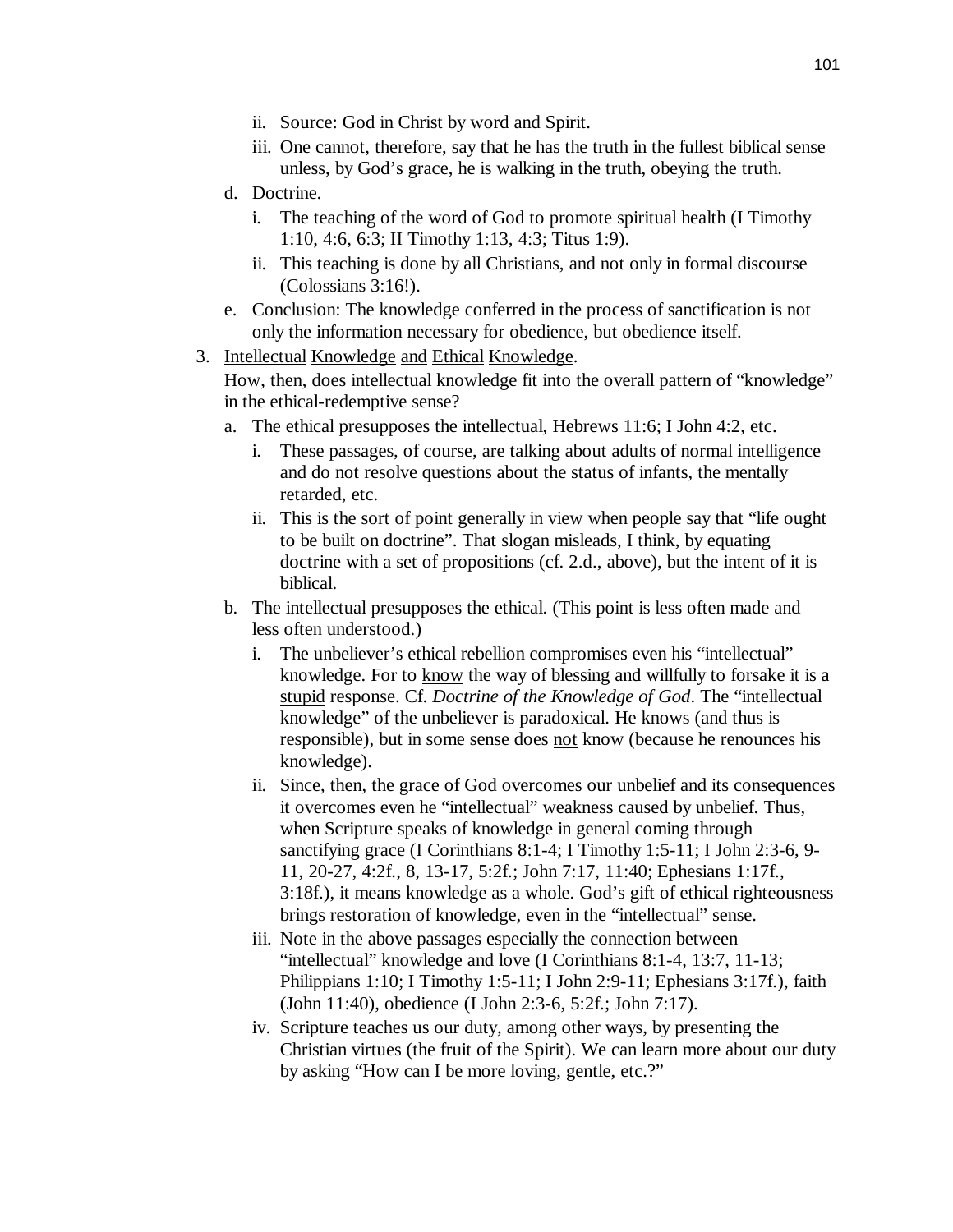ii. Source: God in Christ by word and Spirit.
   iii. One cannot, therefore, say that he has the truth in the fullest biblical sense unless, by God's grace, he is walking in the truth, obeying the truth.

d. Doctrine.
   i. The teaching of the word of God to promote spiritual health (I Timothy 1:10, 4:6, 6:3; II Timothy 1:13, 4:3; Titus 1:9).
   ii. This teaching is done by all Christians, and not only in formal discourse (Colossians 3:16!).

e. Conclusion: The knowledge conferred in the process of sanctification is not only the information necessary for obedience, but obedience itself.

3. <u>Intellectual</u> <u>Knowledge</u> <u>and</u> <u>Ethical</u> <u>Knowledge</u>.

   How, then, does intellectual knowledge fit into the overall pattern of "knowledge" in the ethical-redemptive sense?

   a. The ethical presupposes the intellectual, Hebrews 11:6; I John 4:2, etc.
      i. These passages, of course, are talking about adults of normal intelligence and do not resolve questions about the status of infants, the mentally retarded, etc.
      ii. This is the sort of point generally in view when people say that "life ought to be built on doctrine". That slogan misleads, I think, by equating doctrine with a set of propositions (cf. 2.d., above), but the intent of it is biblical.

   b. The intellectual presupposes the ethical. (This point is less often made and less often understood.)
      i. The unbeliever's ethical rebellion compromises even his "intellectual" knowledge. For to <u>know</u> the way of blessing and willfully to forsake it is a <u>stupid</u> response. Cf. *Doctrine of the Knowledge of God*. The "intellectual knowledge" of the unbeliever is paradoxical. He knows (and thus is responsible), but in some sense does <u>not</u> know (because he renounces his knowledge).
      ii. Since, then, the grace of God overcomes our unbelief and its consequences it overcomes even he "intellectual" weakness caused by unbelief. Thus, when Scripture speaks of knowledge in general coming through sanctifying grace (I Corinthians 8:1-4; I Timothy 1:5-11; I John 2:3-6, 9-11, 20-27, 4:2f., 8, 13-17, 5:2f.; John 7:17, 11:40; Ephesians 1:17f., 3:18f.), it means knowledge as a whole. God's gift of ethical righteousness brings restoration of knowledge, even in the "intellectual" sense.
      iii. Note in the above passages especially the connection between "intellectual" knowledge and love (I Corinthians 8:1-4, 13:7, 11-13; Philippians 1:10; I Timothy 1:5-11; I John 2:9-11; Ephesians 3:17f.), faith (John 11:40), obedience (I John 2:3-6, 5:2f.; John 7:17).
      iv. Scripture teaches us our duty, among other ways, by presenting the Christian virtues (the fruit of the Spirit). We can learn more about our duty by asking "How can I be more loving, gentle, etc.?"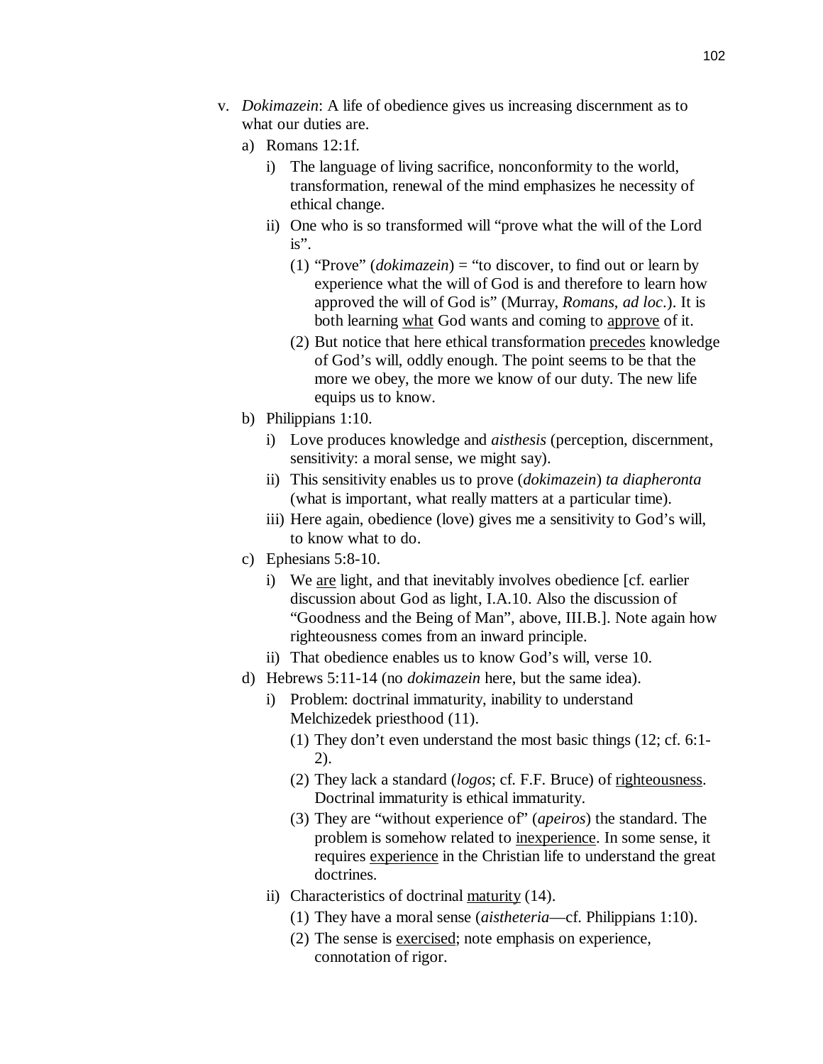v. *Dokimazein*: A life of obedience gives us increasing discernment as to what our duties are.

   a) Romans 12:1f.

      i) The language of living sacrifice, nonconformity to the world, transformation, renewal of the mind emphasizes he necessity of ethical change.

      ii) One who is so transformed will "prove what the will of the Lord is".

         (1) "Prove" (*dokimazein*) = "to discover, to find out or learn by experience what the will of God is and therefore to learn how approved the will of God is" (Murray, *Romans*, *ad loc*.). It is both learning <u>what</u> God wants and coming to <u>approve</u> of it.

         (2) But notice that here ethical transformation <u>precedes</u> knowledge of God's will, oddly enough. The point seems to be that the more we obey, the more we know of our duty. The new life equips us to know.

   b) Philippians 1:10.

      i) Love produces knowledge and *aisthesis* (perception, discernment, sensitivity: a moral sense, we might say).

      ii) This sensitivity enables us to prove (*dokimazein*) *ta diapheronta* (what is important, what really matters at a particular time).

      iii) Here again, obedience (love) gives me a sensitivity to God's will, to know what to do.

   c) Ephesians 5:8-10.

      i) We <u>are</u> light, and that inevitably involves obedience [cf. earlier discussion about God as light, I.A.10. Also the discussion of "Goodness and the Being of Man", above, III.B.]. Note again how righteousness comes from an inward principle.

      ii) That obedience enables us to know God's will, verse 10.

   d) Hebrews 5:11-14 (no *dokimazein* here, but the same idea).

      i) Problem: doctrinal immaturity, inability to understand Melchizedek priesthood (11).

         (1) They don't even understand the most basic things (12; cf. 6:1-2).

         (2) They lack a standard (*logos*; cf. F.F. Bruce) of <u>righteousness</u>. Doctrinal immaturity is ethical immaturity.

         (3) They are "without experience of" (*apeiros*) the standard. The problem is somehow related to <u>inexperience</u>. In some sense, it requires <u>experience</u> in the Christian life to understand the great doctrines.

      ii) Characteristics of doctrinal <u>maturity</u> (14).

         (1) They have a moral sense (*aistheteria*—cf. Philippians 1:10).

         (2) The sense is <u>exercised</u>; note emphasis on experience, connotation of rigor.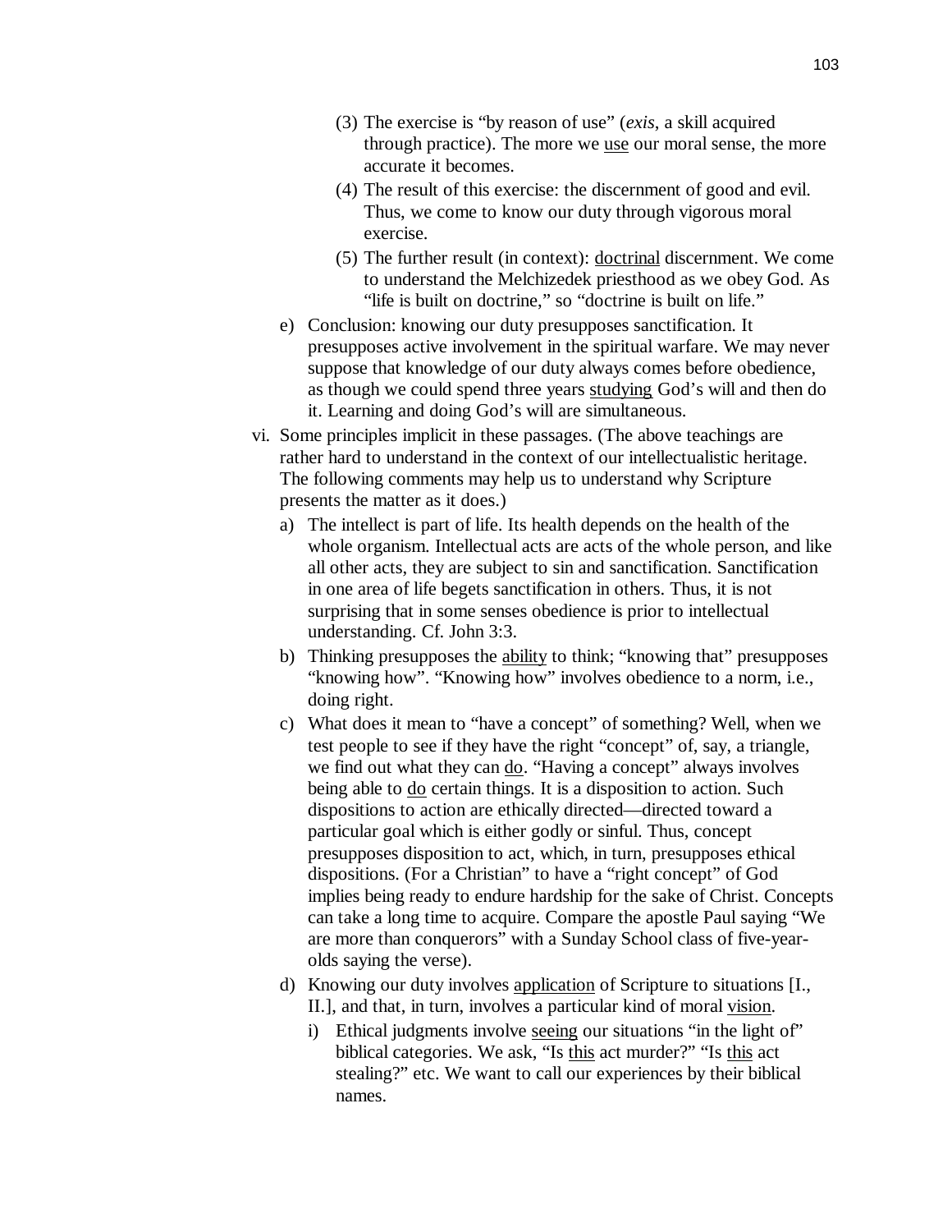(3) The exercise is "by reason of use" (*exis*, a skill acquired through practice). The more we <u>use</u> our moral sense, the more accurate it becomes.

(4) The result of this exercise: the discernment of good and evil. Thus, we come to know our duty through vigorous moral exercise.

(5) The further result (in context): <u>doctrinal</u> discernment. We come to understand the Melchizedek priesthood as we obey God. As "life is built on doctrine," so "doctrine is built on life."

e) Conclusion: knowing our duty presupposes sanctification. It presupposes active involvement in the spiritual warfare. We may never suppose that knowledge of our duty always comes before obedience, as though we could spend three years <u>studying</u> God's will and then do it. Learning and doing God's will are simultaneous.

vi. Some principles implicit in these passages. (The above teachings are rather hard to understand in the context of our intellectualistic heritage. The following comments may help us to understand why Scripture presents the matter as it does.)

a) The intellect is part of life. Its health depends on the health of the whole organism. Intellectual acts are acts of the whole person, and like all other acts, they are subject to sin and sanctification. Sanctification in one area of life begets sanctification in others. Thus, it is not surprising that in some senses obedience is prior to intellectual understanding. Cf. John 3:3.

b) Thinking presupposes the <u>ability</u> to think; "knowing that" presupposes "knowing how". "Knowing how" involves obedience to a norm, i.e., doing right.

c) What does it mean to "have a concept" of something? Well, when we test people to see if they have the right "concept" of, say, a triangle, we find out what they can <u>do</u>. "Having a concept" always involves being able to <u>do</u> certain things. It is a disposition to action. Such dispositions to action are ethically directed—directed toward a particular goal which is either godly or sinful. Thus, concept presupposes disposition to act, which, in turn, presupposes ethical dispositions. (For a Christian" to have a "right concept" of God implies being ready to endure hardship for the sake of Christ. Concepts can take a long time to acquire. Compare the apostle Paul saying "We are more than conquerors" with a Sunday School class of five-year-olds saying the verse).

d) Knowing our duty involves <u>application</u> of Scripture to situations [I., II.], and that, in turn, involves a particular kind of moral <u>vision</u>.

i) Ethical judgments involve <u>seeing</u> our situations "in the light of" biblical categories. We ask, "Is <u>this</u> act murder?" "Is <u>this</u> act stealing?" etc. We want to call our experiences by their biblical names.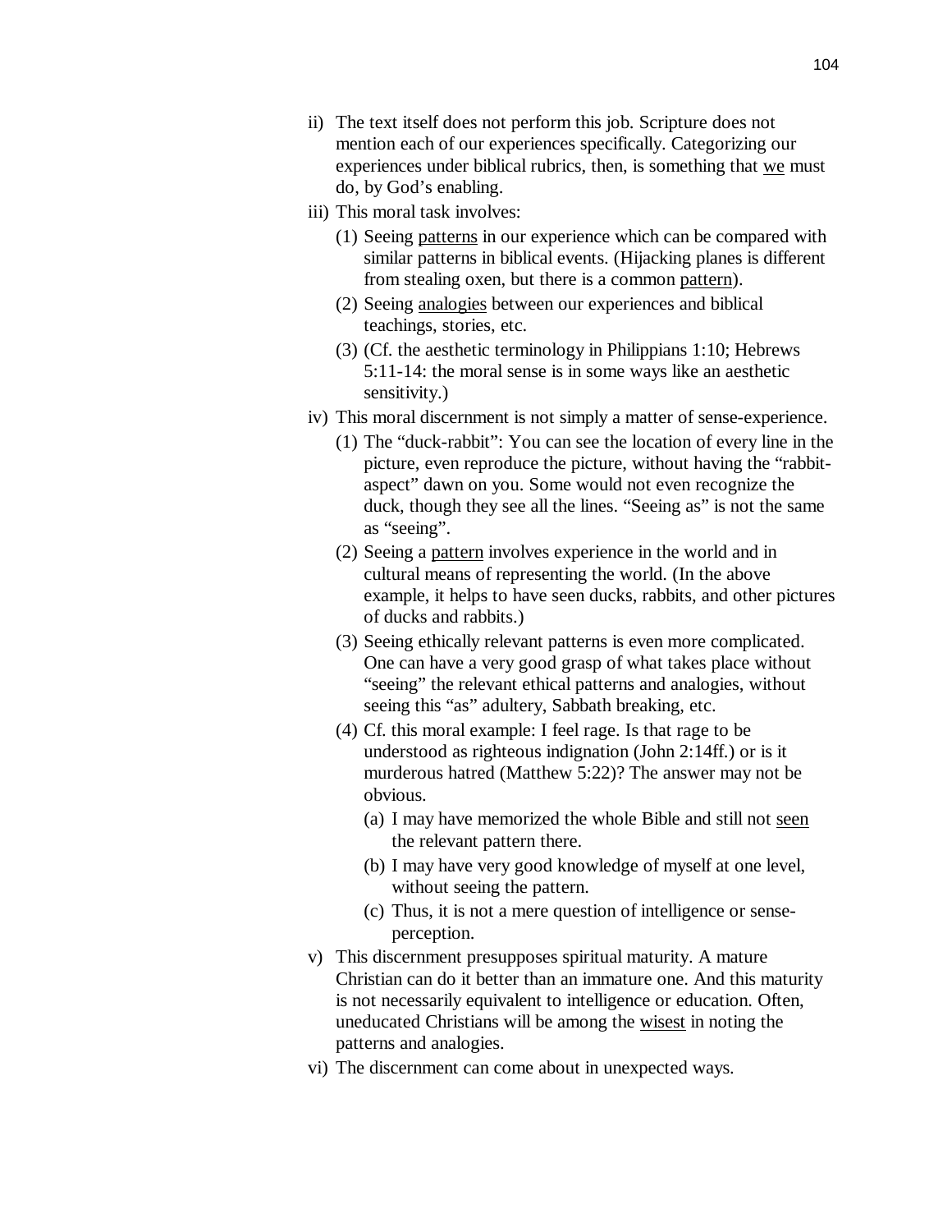ii) The text itself does not perform this job. Scripture does not mention each of our experiences specifically. Categorizing our experiences under biblical rubrics, then, is something that <u>we</u> must do, by God's enabling.

iii) This moral task involves:

   (1) Seeing <u>patterns</u> in our experience which can be compared with similar patterns in biblical events. (Hijacking planes is different from stealing oxen, but there is a common <u>pattern</u>).

   (2) Seeing <u>analogies</u> between our experiences and biblical teachings, stories, etc.

   (3) (Cf. the aesthetic terminology in Philippians 1:10; Hebrews 5:11-14: the moral sense is in some ways like an aesthetic sensitivity.)

iv) This moral discernment is not simply a matter of sense-experience.

   (1) The "duck-rabbit": You can see the location of every line in the picture, even reproduce the picture, without having the "rabbit-aspect" dawn on you. Some would not even recognize the duck, though they see all the lines. "Seeing as" is not the same as "seeing".

   (2) Seeing a <u>pattern</u> involves experience in the world and in cultural means of representing the world. (In the above example, it helps to have seen ducks, rabbits, and other pictures of ducks and rabbits.)

   (3) Seeing ethically relevant patterns is even more complicated. One can have a very good grasp of what takes place without "seeing" the relevant ethical patterns and analogies, without seeing this "as" adultery, Sabbath breaking, etc.

   (4) Cf. this moral example: I feel rage. Is that rage to be understood as righteous indignation (John 2:14ff.) or is it murderous hatred (Matthew 5:22)? The answer may not be obvious.

      (a) I may have memorized the whole Bible and still not <u>seen</u> the relevant pattern there.

      (b) I may have very good knowledge of myself at one level, without seeing the pattern.

      (c) Thus, it is not a mere question of intelligence or sense-perception.

v) This discernment presupposes spiritual maturity. A mature Christian can do it better than an immature one. And this maturity is not necessarily equivalent to intelligence or education. Often, uneducated Christians will be among the <u>wisest</u> in noting the patterns and analogies.

vi) The discernment can come about in unexpected ways.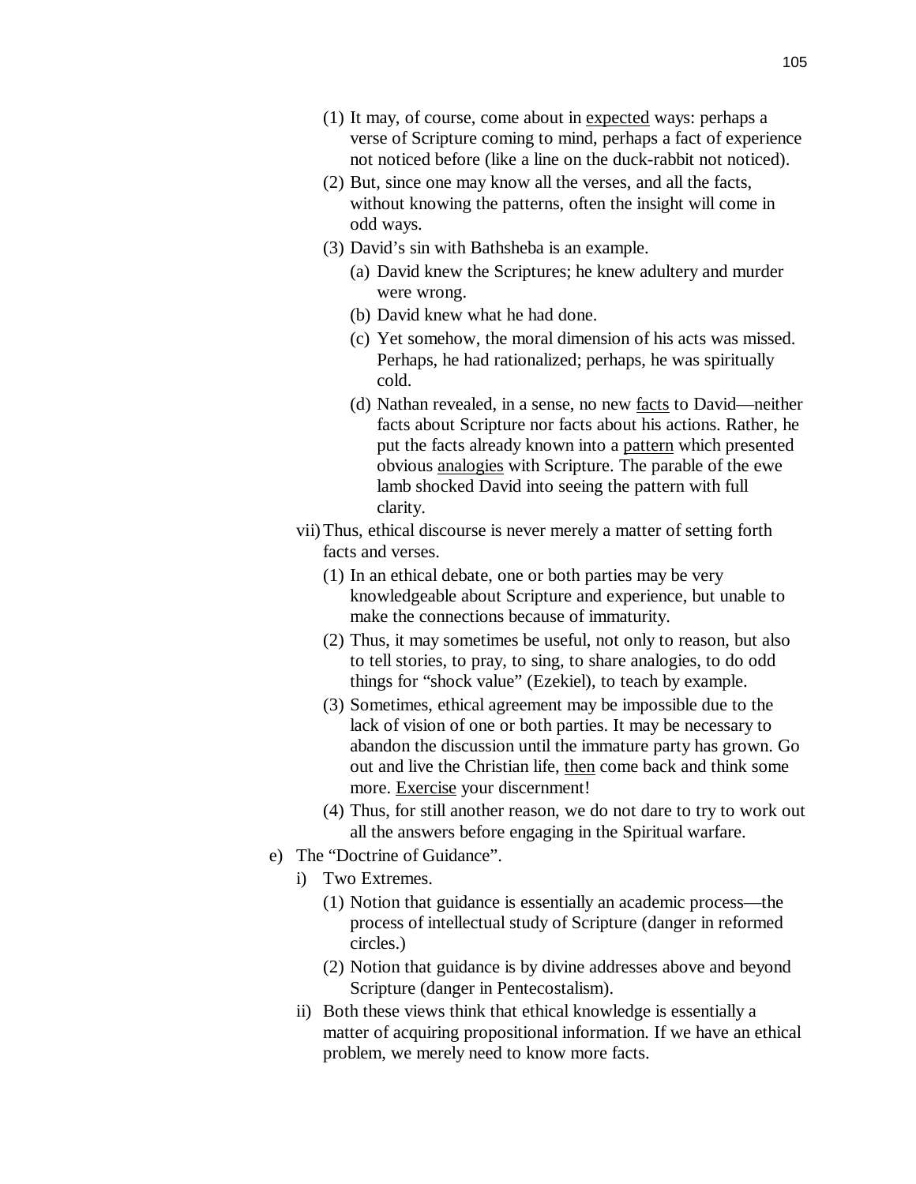(1) It may, of course, come about in <u>expected</u> ways: perhaps a verse of Scripture coming to mind, perhaps a fact of experience not noticed before (like a line on the duck-rabbit not noticed).

(2) But, since one may know all the verses, and all the facts, without knowing the patterns, often the insight will come in odd ways.

(3) David's sin with Bathsheba is an example.

(a) David knew the Scriptures; he knew adultery and murder were wrong.

(b) David knew what he had done.

(c) Yet somehow, the moral dimension of his acts was missed. Perhaps, he had rationalized; perhaps, he was spiritually cold.

(d) Nathan revealed, in a sense, no new <u>facts</u> to David—neither facts about Scripture nor facts about his actions. Rather, he put the facts already known into a <u>pattern</u> which presented obvious <u>analogies</u> with Scripture. The parable of the ewe lamb shocked David into seeing the pattern with full clarity.

vii) Thus, ethical discourse is never merely a matter of setting forth facts and verses.

(1) In an ethical debate, one or both parties may be very knowledgeable about Scripture and experience, but unable to make the connections because of immaturity.

(2) Thus, it may sometimes be useful, not only to reason, but also to tell stories, to pray, to sing, to share analogies, to do odd things for "shock value" (Ezekiel), to teach by example.

(3) Sometimes, ethical agreement may be impossible due to the lack of vision of one or both parties. It may be necessary to abandon the discussion until the immature party has grown. Go out and live the Christian life, <u>then</u> come back and think some more. <u>Exercise</u> your discernment!

(4) Thus, for still another reason, we do not dare to try to work out all the answers before engaging in the Spiritual warfare.

e) The "Doctrine of Guidance".

i) Two Extremes.

(1) Notion that guidance is essentially an academic process—the process of intellectual study of Scripture (danger in reformed circles.)

(2) Notion that guidance is by divine addresses above and beyond Scripture (danger in Pentecostalism).

ii) Both these views think that ethical knowledge is essentially a matter of acquiring propositional information. If we have an ethical problem, we merely need to know more facts.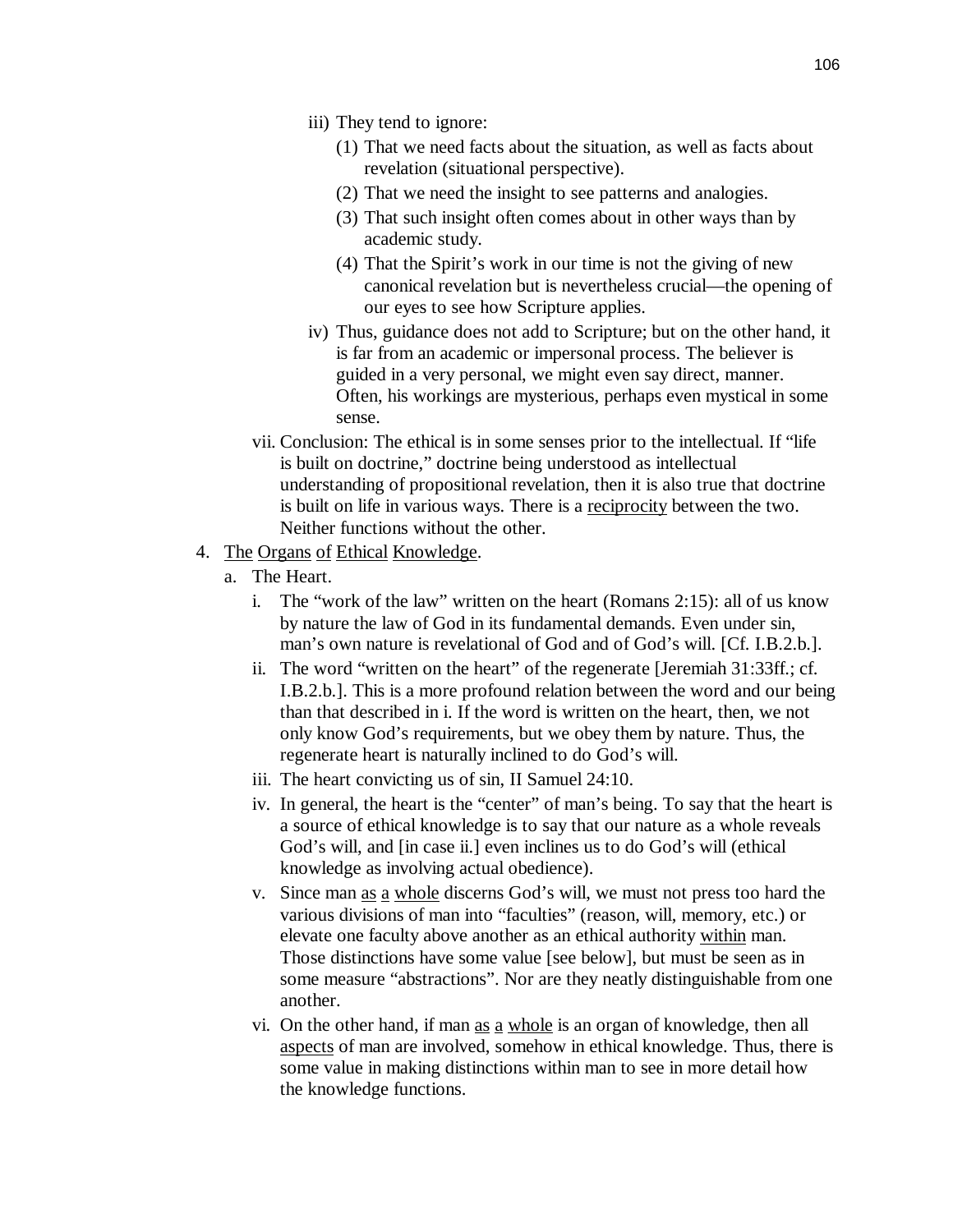- iii) They tend to ignore:
    - (1) That we need facts about the situation, as well as facts about revelation (situational perspective).
    - (2) That we need the insight to see patterns and analogies.
    - (3) That such insight often comes about in other ways than by academic study.
    - (4) That the Spirit's work in our time is not the giving of new canonical revelation but is nevertheless crucial—the opening of our eyes to see how Scripture applies.
- iv) Thus, guidance does not add to Scripture; but on the other hand, it is far from an academic or impersonal process. The believer is guided in a very personal, we might even say direct, manner. Often, his workings are mysterious, perhaps even mystical in some sense.

vii. Conclusion: The ethical is in some senses prior to the intellectual. If "life is built on doctrine," doctrine being understood as intellectual understanding of propositional revelation, then it is also true that doctrine is built on life in various ways. There is a <u>reciprocity</u> between the two. Neither functions without the other.

4. <u>The Organs of Ethical Knowledge</u>.
    a. The Heart.
        - i. The "work of the law" written on the heart (Romans 2:15): all of us know by nature the law of God in its fundamental demands. Even under sin, man's own nature is revelational of God and of God's will. [Cf. I.B.2.b.].
        - ii. The word "written on the heart" of the regenerate [Jeremiah 31:33ff.; cf. I.B.2.b.]. This is a more profound relation between the word and our being than that described in i. If the word is written on the heart, then, we not only know God's requirements, but we obey them by nature. Thus, the regenerate heart is naturally inclined to do God's will.
        - iii. The heart convicting us of sin, II Samuel 24:10.
        - iv. In general, the heart is the "center" of man's being. To say that the heart is a source of ethical knowledge is to say that our nature as a whole reveals God's will, and [in case ii.] even inclines us to do God's will (ethical knowledge as involving actual obedience).
        - v. Since man <u>as a whole</u> discerns God's will, we must not press too hard the various divisions of man into "faculties" (reason, will, memory, etc.) or elevate one faculty above another as an ethical authority <u>within</u> man. Those distinctions have some value [see below], but must be seen as in some measure "abstractions". Nor are they neatly distinguishable from one another.
        - vi. On the other hand, if man <u>as a whole</u> is an organ of knowledge, then all <u>aspects</u> of man are involved, somehow in ethical knowledge. Thus, there is some value in making distinctions within man to see in more detail how the knowledge functions.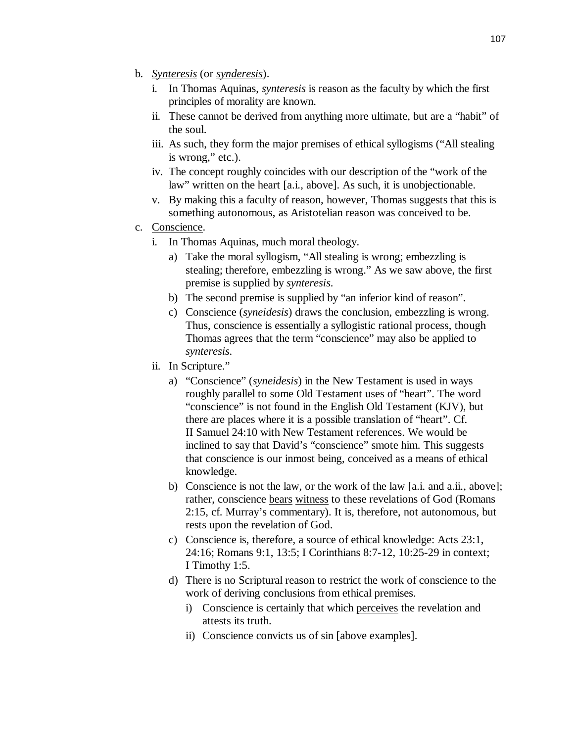b. <u>*Synteresis*</u> (or <u>*synderesis*</u>).
   i. In Thomas Aquinas, *synteresis* is reason as the faculty by which the first principles of morality are known.
   ii. These cannot be derived from anything more ultimate, but are a "habit" of the soul.
   iii. As such, they form the major premises of ethical syllogisms ("All stealing is wrong," etc.).
   iv. The concept roughly coincides with our description of the "work of the law" written on the heart [a.i., above]. As such, it is unobjectionable.
   v. By making this a faculty of reason, however, Thomas suggests that this is something autonomous, as Aristotelian reason was conceived to be.

c. <u>Conscience</u>.
   i. In Thomas Aquinas, much moral theology.
      a) Take the moral syllogism, "All stealing is wrong; embezzling is stealing; therefore, embezzling is wrong." As we saw above, the first premise is supplied by *synteresis*.
      b) The second premise is supplied by "an inferior kind of reason".
      c) Conscience (*syneidesis*) draws the conclusion, embezzling is wrong. Thus, conscience is essentially a syllogistic rational process, though Thomas agrees that the term "conscience" may also be applied to *synteresis*.
   ii. In Scripture."
      a) "Conscience" (*syneidesis*) in the New Testament is used in ways roughly parallel to some Old Testament uses of "heart". The word "conscience" is not found in the English Old Testament (KJV), but there are places where it is a possible translation of "heart". Cf. II Samuel 24:10 with New Testament references. We would be inclined to say that David's "conscience" smote him. This suggests that conscience is our inmost being, conceived as a means of ethical knowledge.
      b) Conscience is not the law, or the work of the law [a.i. and a.ii., above]; rather, conscience <u>bears</u> <u>witness</u> to these revelations of God (Romans 2:15, cf. Murray's commentary). It is, therefore, not autonomous, but rests upon the revelation of God.
      c) Conscience is, therefore, a source of ethical knowledge: Acts 23:1, 24:16; Romans 9:1, 13:5; I Corinthians 8:7-12, 10:25-29 in context; I Timothy 1:5.
      d) There is no Scriptural reason to restrict the work of conscience to the work of deriving conclusions from ethical premises.
         i) Conscience is certainly that which <u>perceives</u> the revelation and attests its truth.
         ii) Conscience convicts us of sin [above examples].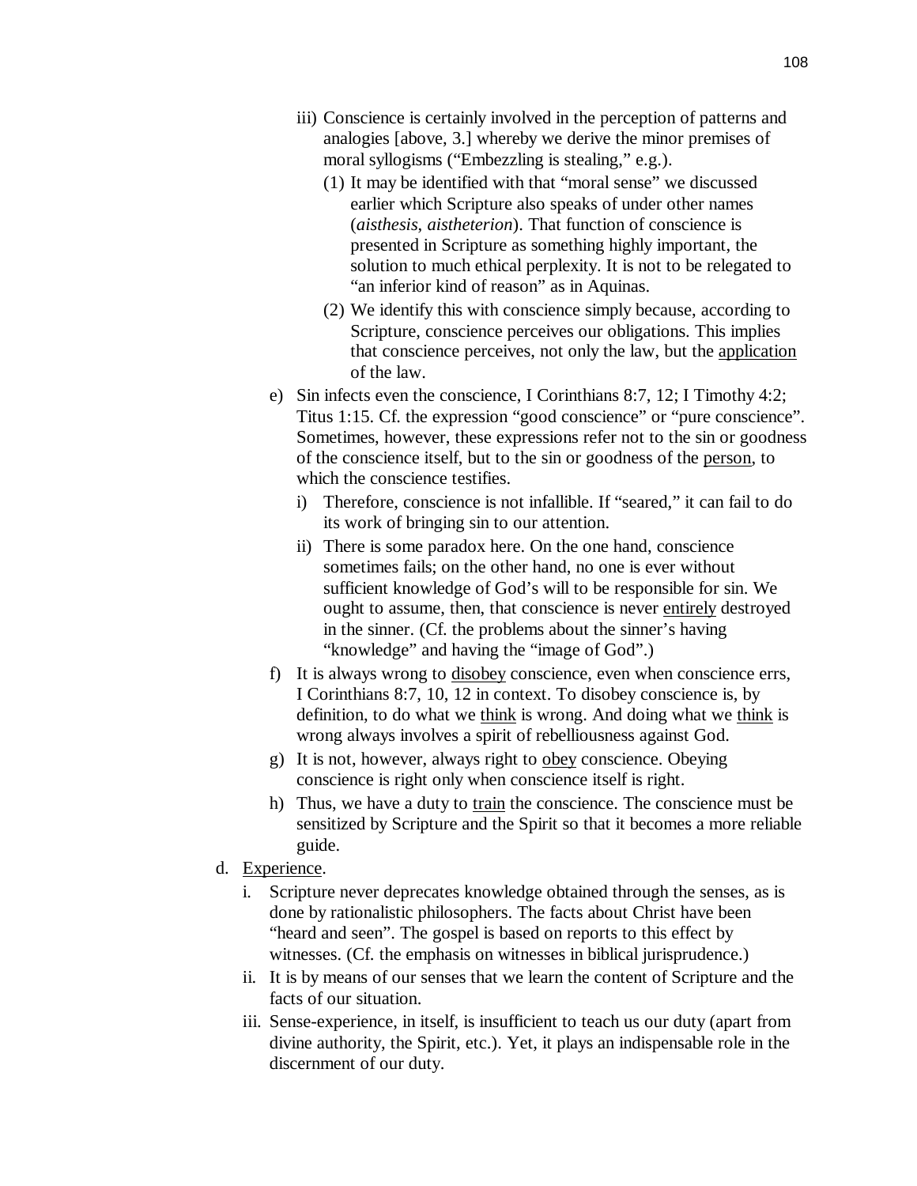iii) Conscience is certainly involved in the perception of patterns and analogies [above, 3.] whereby we derive the minor premises of moral syllogisms ("Embezzling is stealing," e.g.).

(1) It may be identified with that "moral sense" we discussed earlier which Scripture also speaks of under other names (*aisthesis, aistheterion*). That function of conscience is presented in Scripture as something highly important, the solution to much ethical perplexity. It is not to be relegated to "an inferior kind of reason" as in Aquinas.

(2) We identify this with conscience simply because, according to Scripture, conscience perceives our obligations. This implies that conscience perceives, not only the law, but the <u>application</u> of the law.

e) Sin infects even the conscience, I Corinthians 8:7, 12; I Timothy 4:2; Titus 1:15. Cf. the expression "good conscience" or "pure conscience". Sometimes, however, these expressions refer not to the sin or goodness of the conscience itself, but to the sin or goodness of the <u>person</u>, to which the conscience testifies.

i) Therefore, conscience is not infallible. If "seared," it can fail to do its work of bringing sin to our attention.

ii) There is some paradox here. On the one hand, conscience sometimes fails; on the other hand, no one is ever without sufficient knowledge of God's will to be responsible for sin. We ought to assume, then, that conscience is never <u>entirely</u> destroyed in the sinner. (Cf. the problems about the sinner's having "knowledge" and having the "image of God".)

f) It is always wrong to <u>disobey</u> conscience, even when conscience errs, I Corinthians 8:7, 10, 12 in context. To disobey conscience is, by definition, to do what we <u>think</u> is wrong. And doing what we <u>think</u> is wrong always involves a spirit of rebelliousness against God.

g) It is not, however, always right to <u>obey</u> conscience. Obeying conscience is right only when conscience itself is right.

h) Thus, we have a duty to <u>train</u> the conscience. The conscience must be sensitized by Scripture and the Spirit so that it becomes a more reliable guide.

d. <u>Experience</u>.

i. Scripture never deprecates knowledge obtained through the senses, as is done by rationalistic philosophers. The facts about Christ have been "heard and seen". The gospel is based on reports to this effect by witnesses. (Cf. the emphasis on witnesses in biblical jurisprudence.)

ii. It is by means of our senses that we learn the content of Scripture and the facts of our situation.

iii. Sense-experience, in itself, is insufficient to teach us our duty (apart from divine authority, the Spirit, etc.). Yet, it plays an indispensable role in the discernment of our duty.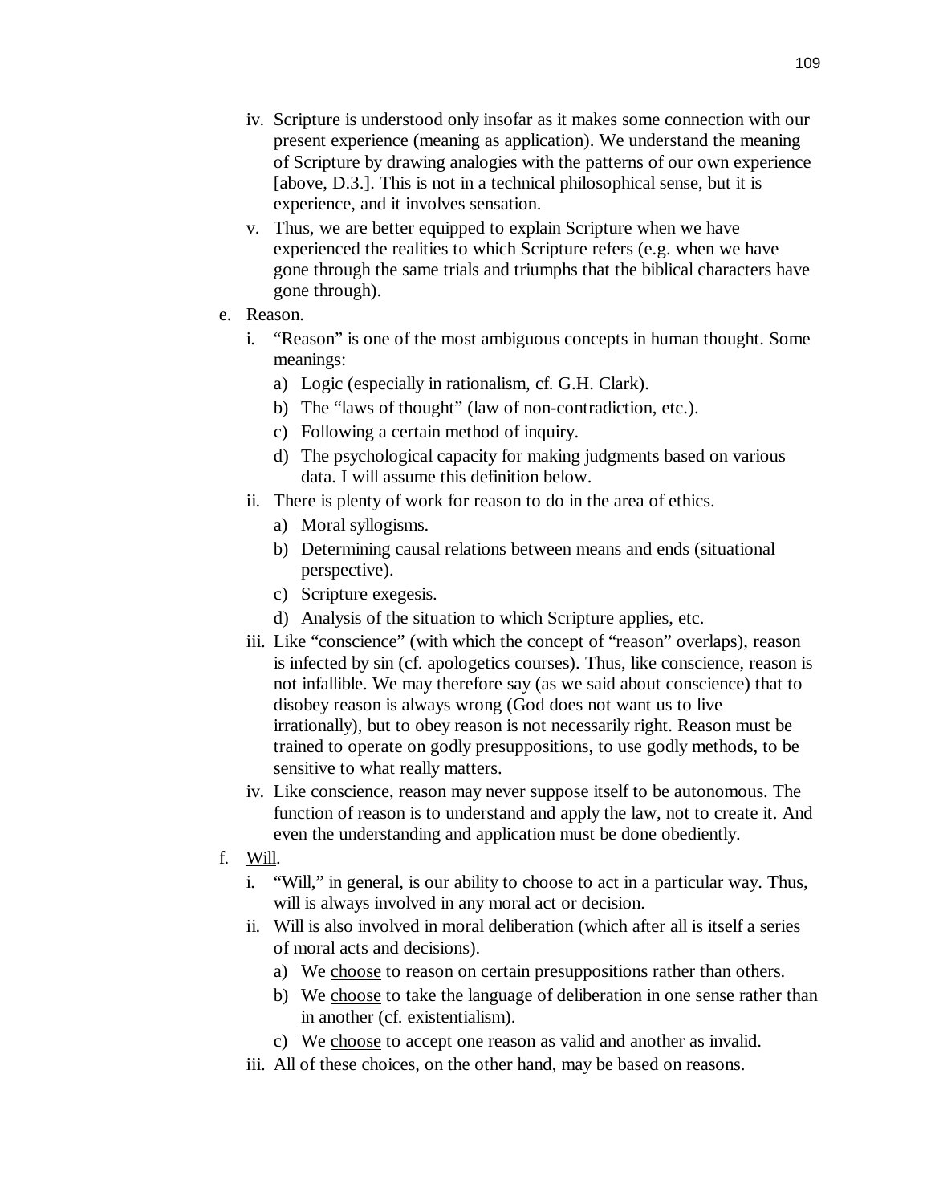iv. Scripture is understood only insofar as it makes some connection with our present experience (meaning as application). We understand the meaning of Scripture by drawing analogies with the patterns of our own experience [above, D.3.]. This is not in a technical philosophical sense, but it is experience, and it involves sensation.

v. Thus, we are better equipped to explain Scripture when we have experienced the realities to which Scripture refers (e.g. when we have gone through the same trials and triumphs that the biblical characters have gone through).

e. Reason.

   i. "Reason" is one of the most ambiguous concepts in human thought. Some meanings:

      a) Logic (especially in rationalism, cf. G.H. Clark).
      b) The "laws of thought" (law of non-contradiction, etc.).
      c) Following a certain method of inquiry.
      d) The psychological capacity for making judgments based on various data. I will assume this definition below.

   ii. There is plenty of work for reason to do in the area of ethics.

      a) Moral syllogisms.
      b) Determining causal relations between means and ends (situational perspective).
      c) Scripture exegesis.
      d) Analysis of the situation to which Scripture applies, etc.

   iii. Like "conscience" (with which the concept of "reason" overlaps), reason is infected by sin (cf. apologetics courses). Thus, like conscience, reason is not infallible. We may therefore say (as we said about conscience) that to disobey reason is always wrong (God does not want us to live irrationally), but to obey reason is not necessarily right. Reason must be trained to operate on godly presuppositions, to use godly methods, to be sensitive to what really matters.

   iv. Like conscience, reason may never suppose itself to be autonomous. The function of reason is to understand and apply the law, not to create it. And even the understanding and application must be done obediently.

f. Will.

   i. "Will," in general, is our ability to choose to act in a particular way. Thus, will is always involved in any moral act or decision.

   ii. Will is also involved in moral deliberation (which after all is itself a series of moral acts and decisions).

      a) We choose to reason on certain presuppositions rather than others.
      b) We choose to take the language of deliberation in one sense rather than in another (cf. existentialism).
      c) We choose to accept one reason as valid and another as invalid.

   iii. All of these choices, on the other hand, may be based on reasons.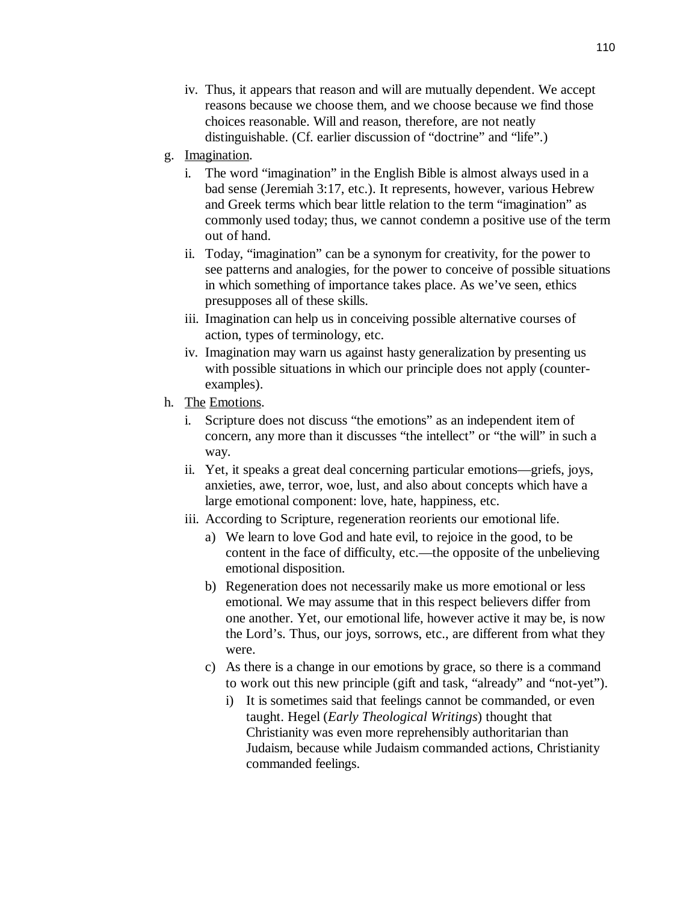iv. Thus, it appears that reason and will are mutually dependent. We accept reasons because we choose them, and we choose because we find those choices reasonable. Will and reason, therefore, are not neatly distinguishable. (Cf. earlier discussion of "doctrine" and "life".)

g. Imagination.

   i. The word "imagination" in the English Bible is almost always used in a bad sense (Jeremiah 3:17, etc.). It represents, however, various Hebrew and Greek terms which bear little relation to the term "imagination" as commonly used today; thus, we cannot condemn a positive use of the term out of hand.

   ii. Today, "imagination" can be a synonym for creativity, for the power to see patterns and analogies, for the power to conceive of possible situations in which something of importance takes place. As we've seen, ethics presupposes all of these skills.

   iii. Imagination can help us in conceiving possible alternative courses of action, types of terminology, etc.

   iv. Imagination may warn us against hasty generalization by presenting us with possible situations in which our principle does not apply (counter-examples).

h. The Emotions.

   i. Scripture does not discuss "the emotions" as an independent item of concern, any more than it discusses "the intellect" or "the will" in such a way.

   ii. Yet, it speaks a great deal concerning particular emotions—griefs, joys, anxieties, awe, terror, woe, lust, and also about concepts which have a large emotional component: love, hate, happiness, etc.

   iii. According to Scripture, regeneration reorients our emotional life.

      a) We learn to love God and hate evil, to rejoice in the good, to be content in the face of difficulty, etc.—the opposite of the unbelieving emotional disposition.

      b) Regeneration does not necessarily make us more emotional or less emotional. We may assume that in this respect believers differ from one another. Yet, our emotional life, however active it may be, is now the Lord's. Thus, our joys, sorrows, etc., are different from what they were.

      c) As there is a change in our emotions by grace, so there is a command to work out this new principle (gift and task, "already" and "not-yet").

         i) It is sometimes said that feelings cannot be commanded, or even taught. Hegel (*Early Theological Writings*) thought that Christianity was even more reprehensibly authoritarian than Judaism, because while Judaism commanded actions, Christianity commanded feelings.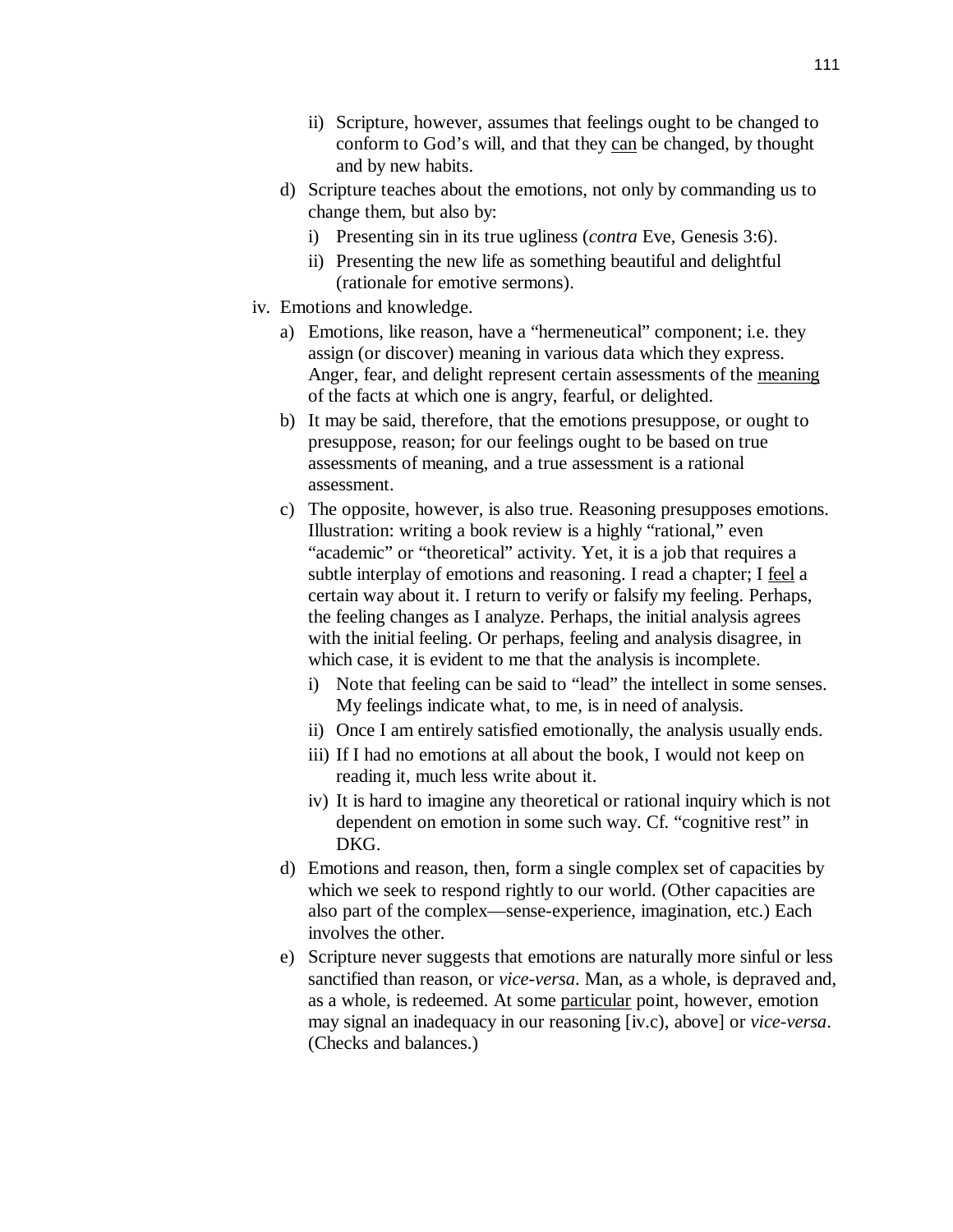- ii) Scripture, however, assumes that feelings ought to be changed to conform to God's will, and that they <u>can</u> be changed, by thought and by new habits.
   
   d) Scripture teaches about the emotions, not only by commanding us to change them, but also by:
      - i) Presenting sin in its true ugliness (*contra* Eve, Genesis 3:6).
      - ii) Presenting the new life as something beautiful and delightful (rationale for emotive sermons).

iv. Emotions and knowledge.

   a) Emotions, like reason, have a "hermeneutical" component; i.e. they assign (or discover) meaning in various data which they express. Anger, fear, and delight represent certain assessments of the <u>meaning</u> of the facts at which one is angry, fearful, or delighted.

   b) It may be said, therefore, that the emotions presuppose, or ought to presuppose, reason; for our feelings ought to be based on true assessments of meaning, and a true assessment is a rational assessment.

   c) The opposite, however, is also true. Reasoning presupposes emotions. Illustration: writing a book review is a highly "rational," even "academic" or "theoretical" activity. Yet, it is a job that requires a subtle interplay of emotions and reasoning. I read a chapter; I <u>feel</u> a certain way about it. I return to verify or falsify my feeling. Perhaps, the feeling changes as I analyze. Perhaps, the initial analysis agrees with the initial feeling. Or perhaps, feeling and analysis disagree, in which case, it is evident to me that the analysis is incomplete.
      - i) Note that feeling can be said to "lead" the intellect in some senses. My feelings indicate what, to me, is in need of analysis.
      - ii) Once I am entirely satisfied emotionally, the analysis usually ends.
      - iii) If I had no emotions at all about the book, I would not keep on reading it, much less write about it.
      - iv) It is hard to imagine any theoretical or rational inquiry which is not dependent on emotion in some such way. Cf. "cognitive rest" in DKG.

   d) Emotions and reason, then, form a single complex set of capacities by which we seek to respond rightly to our world. (Other capacities are also part of the complex—sense-experience, imagination, etc.) Each involves the other.

   e) Scripture never suggests that emotions are naturally more sinful or less sanctified than reason, or *vice-versa*. Man, as a whole, is depraved and, as a whole, is redeemed. At some <u>particular</u> point, however, emotion may signal an inadequacy in our reasoning [iv.c), above] or *vice-versa*. (Checks and balances.)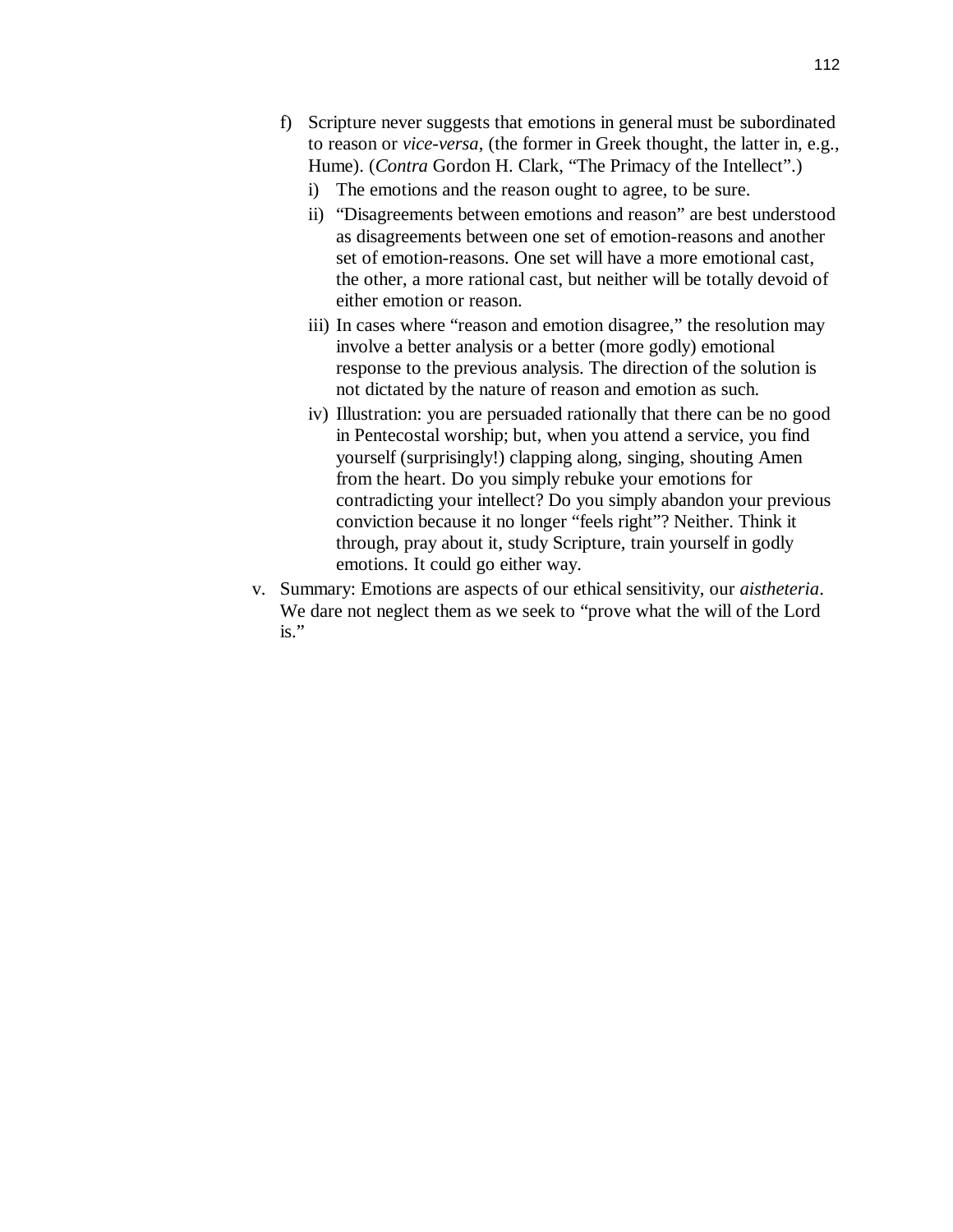f) Scripture never suggests that emotions in general must be subordinated to reason or *vice-versa*, (the former in Greek thought, the latter in, e.g., Hume). (*Contra* Gordon H. Clark, "The Primacy of the Intellect".)

   i) The emotions and the reason ought to agree, to be sure.

   ii) "Disagreements between emotions and reason" are best understood as disagreements between one set of emotion-reasons and another set of emotion-reasons. One set will have a more emotional cast, the other, a more rational cast, but neither will be totally devoid of either emotion or reason.

   iii) In cases where "reason and emotion disagree," the resolution may involve a better analysis or a better (more godly) emotional response to the previous analysis. The direction of the solution is not dictated by the nature of reason and emotion as such.

   iv) Illustration: you are persuaded rationally that there can be no good in Pentecostal worship; but, when you attend a service, you find yourself (surprisingly!) clapping along, singing, shouting Amen from the heart. Do you simply rebuke your emotions for contradicting your intellect? Do you simply abandon your previous conviction because it no longer "feels right"? Neither. Think it through, pray about it, study Scripture, train yourself in godly emotions. It could go either way.

v. Summary: Emotions are aspects of our ethical sensitivity, our *aistheteria*. We dare not neglect them as we seek to "prove what the will of the Lord is."